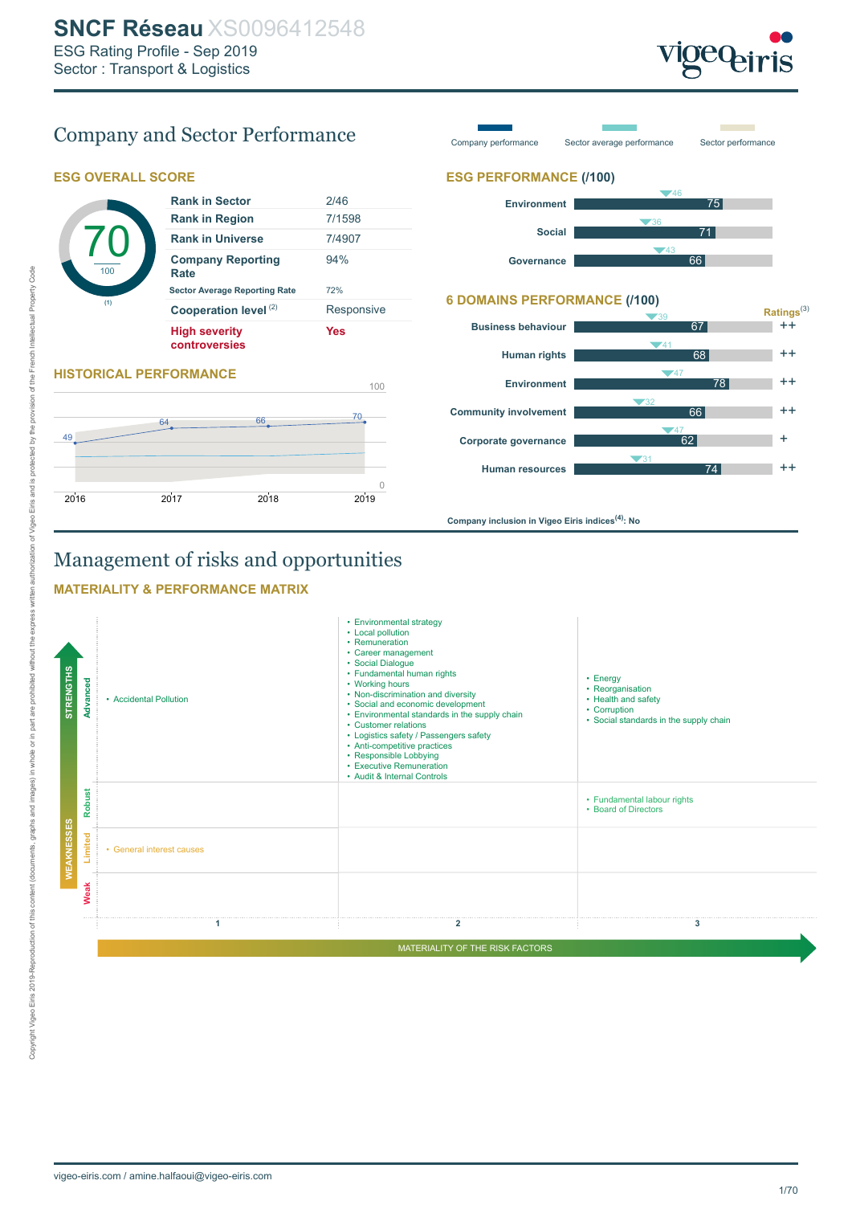# SNCF Réseau XS0096412548

ESG Rating Profile - Sep 2019
Sector : Transport & Logistics

## Company and Sector Performance

Company performance | Sector average performance | Sector performance

### ESG OVERALL SCORE

70 / 100 (1)

| | |
|---|---|
| Rank in Sector | 2/46 |
| Rank in Region | 7/1598 |
| Rank in Universe | 7/4907 |
| Company Reporting Rate | 94% |
| Sector Average Reporting Rate | 72% |
| Cooperation level (2) | Responsive |
| High severity controversies | Yes |

### HISTORICAL PERFORMANCE

| Year | 2016 | 2017 | 2018 | 2019 |
|---|---|---|---|---|
| Score | 49 | 64 | 66 | 70 |

### ESG PERFORMANCE (/100)

| Pillar | Company | Sector average |
|---|---|---|
| Environment | 75 | 46 |
| Social | 71 | 36 |
| Governance | 66 | 43 |

### 6 DOMAINS PERFORMANCE (/100)

| Domain | Company | Sector average | Ratings(3) |
|---|---|---|---|
| Business behaviour | 67 | 39 | ++ |
| Human rights | 68 | 41 | ++ |
| Environment | 78 | 47 | ++ |
| Community involvement | 66 | 32 | ++ |
| Corporate governance | 62 | 47 | + |
| Human resources | 74 | 31 | ++ |

Company inclusion in Vigeo Eiris indices(4): No

## Management of risks and opportunities

### MATERIALITY & PERFORMANCE MATRIX

| Performance \ Materiality of the risk factors | 1 | 2 | 3 |
|---|---|---|---|
| Advanced (Strengths) | • Accidental Pollution | • Environmental strategy<br>• Local pollution<br>• Remuneration<br>• Career management<br>• Social Dialogue<br>• Fundamental human rights<br>• Working hours<br>• Non-discrimination and diversity<br>• Social and economic development<br>• Environmental standards in the supply chain<br>• Customer relations<br>• Logistics safety / Passengers safety<br>• Anti-competitive practices<br>• Responsible Lobbying<br>• Executive Remuneration<br>• Audit & Internal Controls | • Energy<br>• Reorganisation<br>• Health and safety<br>• Corruption<br>• Social standards in the supply chain |
| Robust | | | • Fundamental labour rights<br>• Board of Directors |
| Limited (Weaknesses) | • General interest causes | | |
| Weak (Weaknesses) | | | |

vigeo-eiris.com / amine.halfaoui@vigeo-eiris.com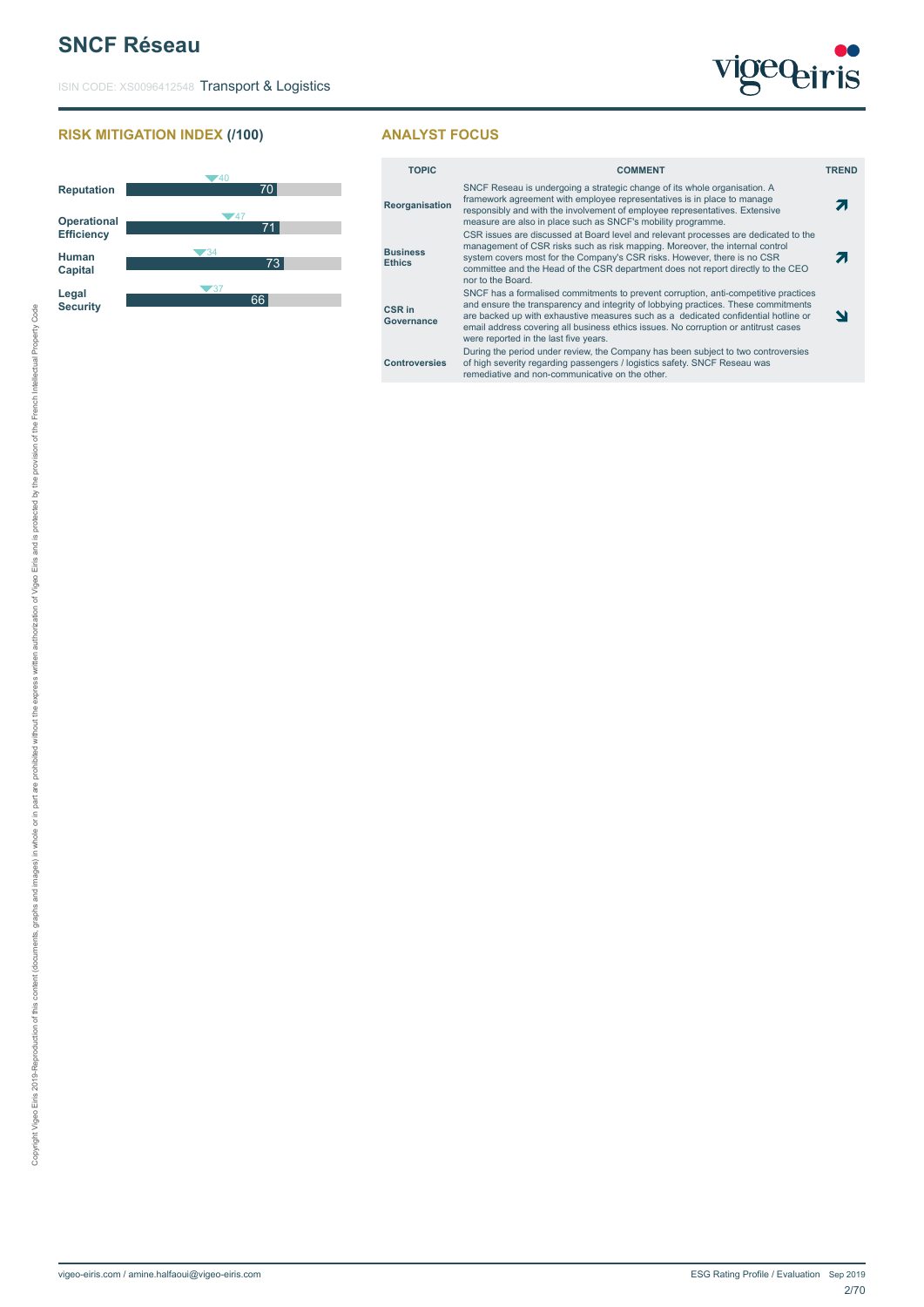# SNCF Réseau

ISIN CODE: XS0096412548 Transport & Logistics

## RISK MITIGATION INDEX (/100)

| Criterion | Score | Benchmark |
|---|---|---|
| Reputation | 70 | 40 |
| Operational Efficiency | 71 | 47 |
| Human Capital | 73 | 34 |
| Legal Security | 66 | 37 |

## ANALYST FOCUS

| TOPIC | COMMENT | TREND |
|---|---|---|
| **Reorganisation** | SNCF Reseau is undergoing a strategic change of its whole organisation. A framework agreement with employee representatives is in place to manage responsibly and with the involvement of employee representatives. Extensive measure are also in place such as SNCF's mobility programme. | ↗ |
| **Business Ethics** | CSR issues are discussed at Board level and relevant processes are dedicated to the management of CSR risks such as risk mapping. Moreover, the internal control system covers most for the Company's CSR risks. However, there is no CSR committee and the Head of the CSR department does not report directly to the CEO nor to the Board. | ↗ |
| **CSR in Governance** | SNCF has a formalised commitments to prevent corruption, anti-competitive practices and ensure the transparency and integrity of lobbying practices. These commitments are backed up with exhaustive measures such as a dedicated confidential hotline or email address covering all business ethics issues. No corruption or antitrust cases were reported in the last five years. | ↘ |
| **Controversies** | During the period under review, the Company has been subject to two controversies of high severity regarding passengers / logistics safety. SNCF Reseau was remediative and non-communicative on the other. | |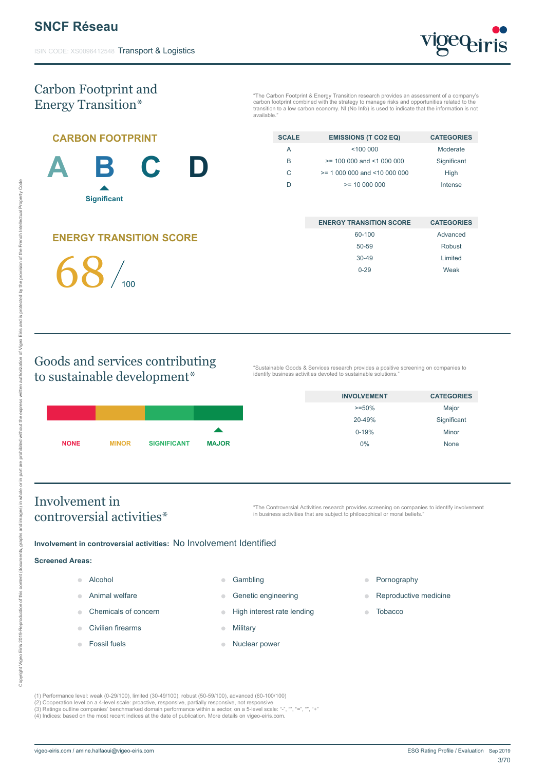# SNCF Réseau

ISIN CODE: XS0096412548 Transport & Logistics

## Carbon Footprint and Energy Transition*

"The Carbon Footprint & Energy Transition research provides an assessment of a company's carbon footprint combined with the strategy to manage risks and opportunities related to the transition to a low carbon economy. NI (No Info) is used to indicate that the information is not available."

### CARBON FOOTPRINT

A B C D

Significant

| SCALE | EMISSIONS (T CO2 EQ) | CATEGORIES |
|---|---|---|
| A | <100 000 | Moderate |
| B | >= 100 000 and <1 000 000 | Significant |
| C | >= 1 000 000 and <10 000 000 | High |
| D | >= 10 000 000 | Intense |

### ENERGY TRANSITION SCORE

68 / 100

| ENERGY TRANSITION SCORE | CATEGORIES |
|---|---|
| 60-100 | Advanced |
| 50-59 | Robust |
| 30-49 | Limited |
| 0-29 | Weak |

## Goods and services contributing to sustainable development*

"Sustainable Goods & Services research provides a positive screening on companies to identify business activities devoted to sustainable solutions."

NONE MINOR SIGNIFICANT **MAJOR**

| INVOLVEMENT | CATEGORIES |
|---|---|
| >=50% | Major |
| 20-49% | Significant |
| 0-19% | Minor |
| 0% | None |

## Involvement in controversial activities*

"The Controversial Activities research provides screening on companies to identify involvement in business activities that are subject to philosophical or moral beliefs."

**Involvement in controversial activities:** No Involvement Identified

**Screened Areas:**

- Alcohol
- Animal welfare
- Chemicals of concern
- Civilian firearms
- Fossil fuels
- Gambling
- Genetic engineering
- High interest rate lending
- Military
- Nuclear power
- Pornography
- Reproductive medicine
- Tobacco

(1) Performance level: weak (0-29/100), limited (30-49/100), robust (50-59/100), advanced (60-100/100)
(2) Cooperation level on a 4-level scale: proactive, responsive, partially responsive, not responsive
(3) Ratings outline companies' benchmarked domain performance within a sector, on a 5-level scale: "-", "", "=", "", "+"
(4) Indices: based on the most recent indices at the date of publication. More details on vigeo-eiris.com.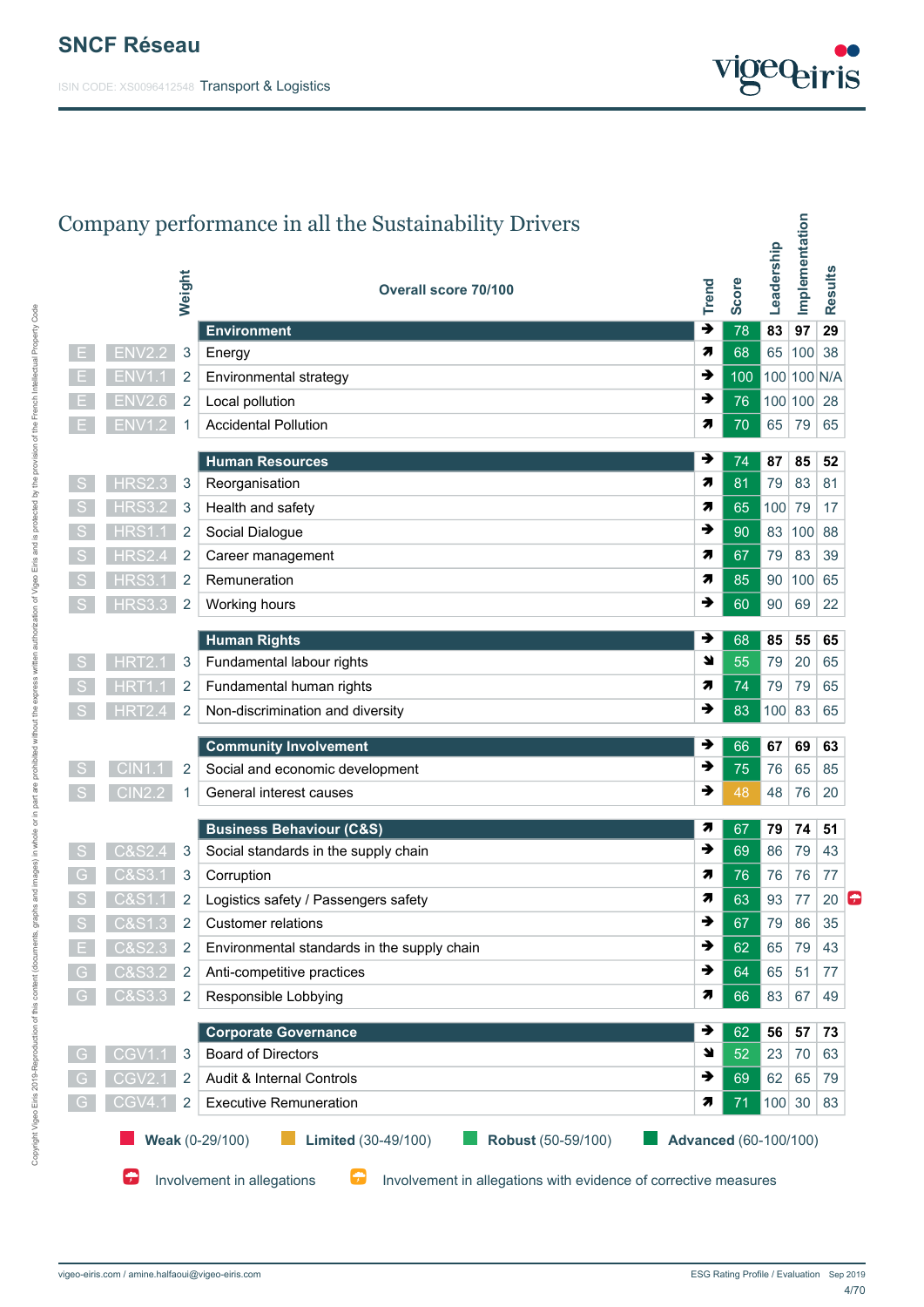# SNCF Réseau

ISIN CODE: XS0096412548 Transport & Logistics

## Company performance in all the Sustainability Drivers

| | | Weight | Overall score 70/100 | Trend | Score | Leadership | Implementation | Results |
|---|---|---|---|---|---|---|---|---|
| | | | **Environment** | → | 78 | **83** | **97** | **29** |
| E | ENV2.2 | 3 | Energy | ↗ | 68 | 65 | 100 | 38 |
| E | ENV1.1 | 2 | Environmental strategy | → | 100 | 100 | 100 | N/A |
| E | ENV2.6 | 2 | Local pollution | → | 76 | 100 | 100 | 28 |
| E | ENV1.2 | 1 | Accidental Pollution | ↗ | 70 | 65 | 79 | 65 |
| | | | **Human Resources** | → | 74 | **87** | **85** | **52** |
| S | HRS2.3 | 3 | Reorganisation | ↗ | 81 | 79 | 83 | 81 |
| S | HRS3.2 | 3 | Health and safety | ↗ | 65 | 100 | 79 | 17 |
| S | HRS1.1 | 2 | Social Dialogue | → | 90 | 83 | 100 | 88 |
| S | HRS2.4 | 2 | Career management | ↗ | 67 | 79 | 83 | 39 |
| S | HRS3.1 | 2 | Remuneration | ↗ | 85 | 90 | 100 | 65 |
| S | HRS3.3 | 2 | Working hours | → | 60 | 90 | 69 | 22 |
| | | | **Human Rights** | → | 68 | **85** | **55** | **65** |
| S | HRT2.1 | 3 | Fundamental labour rights | ↘ | 55 | 79 | 20 | 65 |
| S | HRT1.1 | 2 | Fundamental human rights | ↗ | 74 | 79 | 79 | 65 |
| S | HRT2.4 | 2 | Non-discrimination and diversity | → | 83 | 100 | 83 | 65 |
| | | | **Community Involvement** | → | 66 | **67** | **69** | **63** |
| S | CIN1.1 | 2 | Social and economic development | → | 75 | 76 | 65 | 85 |
| S | CIN2.2 | 1 | General interest causes | → | 48 | 48 | 76 | 20 |
| | | | **Business Behaviour (C&S)** | ↗ | 67 | **79** | **74** | **51** |
| S | C&S2.4 | 3 | Social standards in the supply chain | → | 69 | 86 | 79 | 43 |
| G | C&S3.1 | 3 | Corruption | ↗ | 76 | 76 | 76 | 77 |
| S | C&S1.1 | 2 | Logistics safety / Passengers safety | ↗ | 63 | 93 | 77 | 20 (Involvement in allegations) |
| S | C&S1.3 | 2 | Customer relations | → | 67 | 79 | 86 | 35 |
| E | C&S2.3 | 2 | Environmental standards in the supply chain | → | 62 | 65 | 79 | 43 |
| G | C&S3.2 | 2 | Anti-competitive practices | → | 64 | 65 | 51 | 77 |
| G | C&S3.3 | 2 | Responsible Lobbying | ↗ | 66 | 83 | 67 | 49 |
| | | | **Corporate Governance** | → | 62 | **56** | **57** | **73** |
| G | CGV1.1 | 3 | Board of Directors | ↘ | 52 | 23 | 70 | 63 |
| G | CGV2.1 | 2 | Audit & Internal Controls | → | 69 | 62 | 65 | 79 |
| G | CGV4.1 | 2 | Executive Remuneration | ↗ | 71 | 100 | 30 | 83 |

**Weak** (0-29/100) **Limited** (30-49/100) **Robust** (50-59/100) **Advanced** (60-100/100)

Involvement in allegations — Involvement in allegations with evidence of corrective measures

Copyright Vigeo Eiris 2019-Reproduction of this content (documents, graphs and images) in whole or in part are prohibited without the express written authorization of Vigeo Eiris and is protected by the provision of the French Intellectual Property Code

vigeo-eiris.com / amine.halfaoui@vigeo-eiris.com — ESG Rating Profile / Evaluation Sep 2019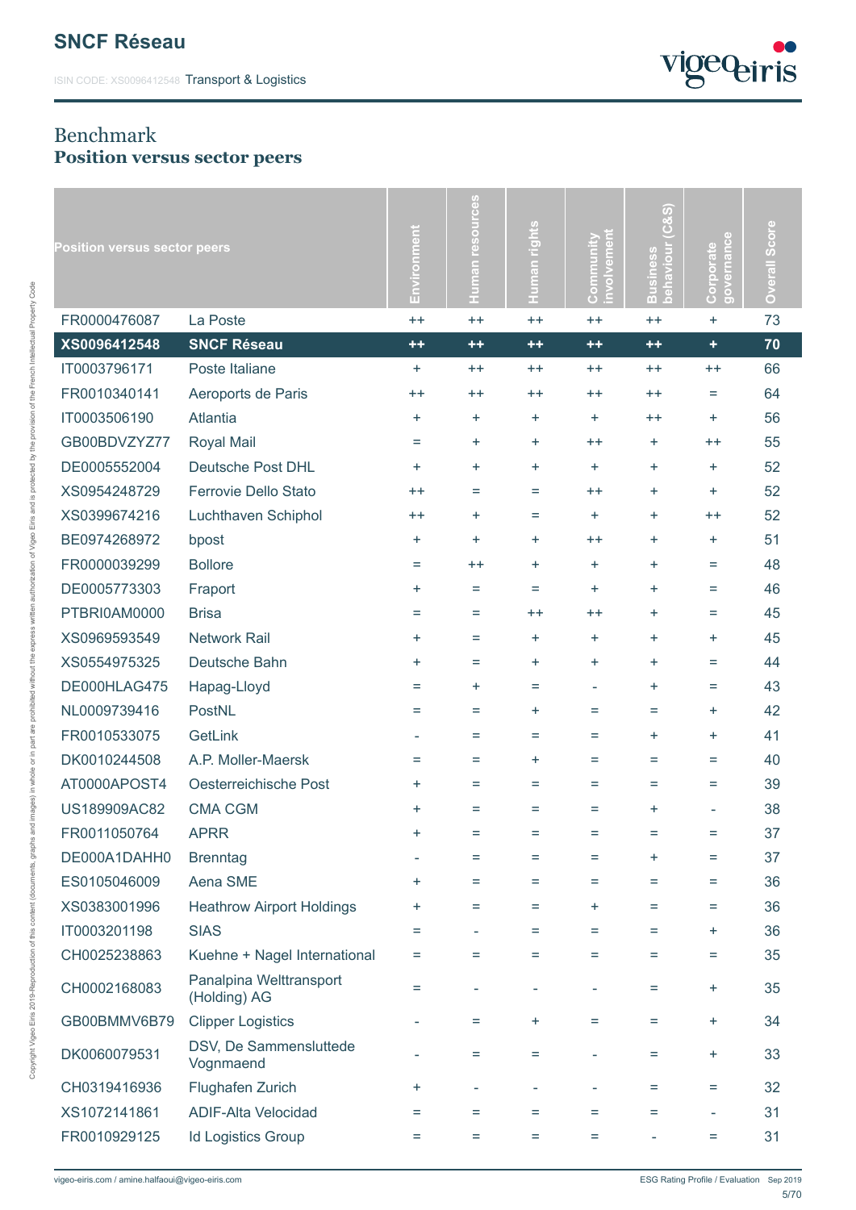# Benchmark
## Position versus sector peers

| Position versus sector peers | | Environment | Human resources | Human rights | Community involvement | Business behaviour (C&S) | Corporate governance | Overall Score |
|---|---|---|---|---|---|---|---|---|
| FR0000476087 | La Poste | ++ | ++ | ++ | ++ | ++ | + | 73 |
| **XS0096412548** | **SNCF Réseau** | **++** | **++** | **++** | **++** | **++** | **+** | **70** |
| IT0003796171 | Poste Italiane | + | ++ | ++ | ++ | ++ | ++ | 66 |
| FR0010340141 | Aeroports de Paris | ++ | ++ | ++ | ++ | ++ | = | 64 |
| IT0003506190 | Atlantia | + | + | + | + | ++ | + | 56 |
| GB00BDVZYZ77 | Royal Mail | = | + | + | ++ | + | ++ | 55 |
| DE0005552004 | Deutsche Post DHL | + | + | + | + | + | + | 52 |
| XS0954248729 | Ferrovie Dello Stato | ++ | = | = | ++ | + | + | 52 |
| XS0399674216 | Luchthaven Schiphol | ++ | + | = | + | + | ++ | 52 |
| BE0974268972 | bpost | + | + | + | ++ | + | + | 51 |
| FR0000039299 | Bollore | = | ++ | + | + | + | = | 48 |
| DE0005773303 | Fraport | + | = | = | + | + | = | 46 |
| PTBRI0AM0000 | Brisa | = | = | ++ | ++ | + | = | 45 |
| XS0969593549 | Network Rail | + | = | + | + | + | + | 45 |
| XS0554975325 | Deutsche Bahn | + | = | + | + | + | = | 44 |
| DE000HLAG475 | Hapag-Lloyd | = | + | = | - | + | = | 43 |
| NL0009739416 | PostNL | = | = | + | = | = | + | 42 |
| FR0010533075 | GetLink | - | = | = | = | + | + | 41 |
| DK0010244508 | A.P. Moller-Maersk | = | = | + | = | = | = | 40 |
| AT0000APOST4 | Oesterreichische Post | + | = | = | = | = | = | 39 |
| US189909AC82 | CMA CGM | + | = | = | = | + | - | 38 |
| FR0011050764 | APRR | + | = | = | = | = | = | 37 |
| DE000A1DAHH0 | Brenntag | - | = | = | = | + | = | 37 |
| ES0105046009 | Aena SME | + | = | = | = | = | = | 36 |
| XS0383001996 | Heathrow Airport Holdings | + | = | = | + | = | = | 36 |
| IT0003201198 | SIAS | = | - | = | = | = | + | 36 |
| CH0025238863 | Kuehne + Nagel International | = | = | = | = | = | = | 35 |
| CH0002168083 | Panalpina Welttransport (Holding) AG | = | - | - | - | = | + | 35 |
| GB00BMMV6B79 | Clipper Logistics | - | = | + | = | = | + | 34 |
| DK0060079531 | DSV, De Sammensluttede Vognmaend | - | = | = | - | = | + | 33 |
| CH0319416936 | Flughafen Zurich | + | - | - | - | = | = | 32 |
| XS1072141861 | ADIF-Alta Velocidad | = | = | = | = | = | - | 31 |
| FR0010929125 | Id Logistics Group | = | = | = | = | - | = | 31 |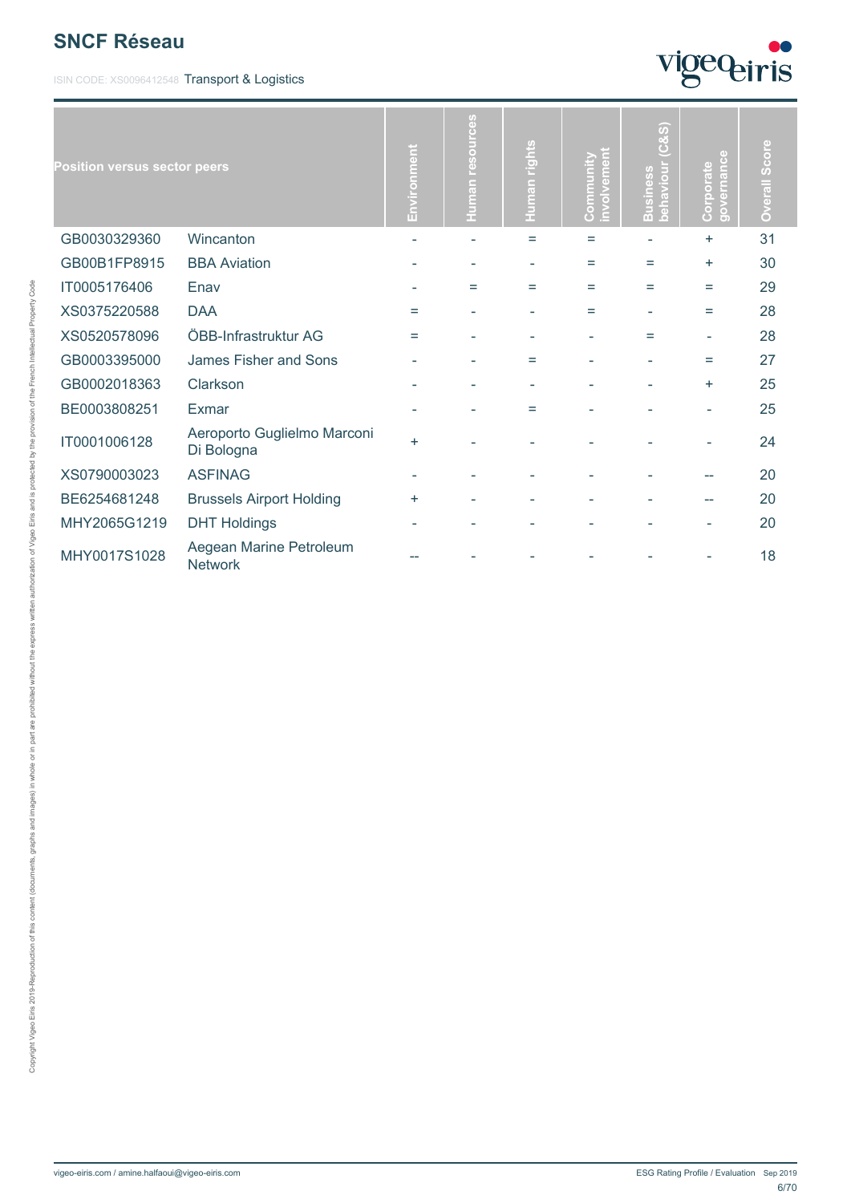## SNCF Réseau

ISIN CODE: XS0096412548 Transport & Logistics

| Position versus sector peers | | Environment | Human resources | Human rights | Community involvement | Business behaviour (C&S) | Corporate governance | Overall Score |
|---|---|---|---|---|---|---|---|---|
| GB0030329360 | Wincanton | - | - | = | = | - | + | 31 |
| GB00B1FP8915 | BBA Aviation | - | - | - | = | = | + | 30 |
| IT0005176406 | Enav | - | = | = | = | = | = | 29 |
| XS0375220588 | DAA | = | - | - | = | - | = | 28 |
| XS0520578096 | ÖBB-Infrastruktur AG | = | - | - | - | = | - | 28 |
| GB0003395000 | James Fisher and Sons | - | - | = | - | - | = | 27 |
| GB0002018363 | Clarkson | - | - | - | - | - | + | 25 |
| BE0003808251 | Exmar | - | - | = | - | - | - | 25 |
| IT0001006128 | Aeroporto Guglielmo Marconi Di Bologna | + | - | - | - | - | - | 24 |
| XS0790003023 | ASFINAG | - | - | - | - | - | -- | 20 |
| BE6254681248 | Brussels Airport Holding | + | - | - | - | - | -- | 20 |
| MHY2065G1219 | DHT Holdings | - | - | - | - | - | - | 20 |
| MHY0017S1028 | Aegean Marine Petroleum Network | -- | - | - | - | - | - | 18 |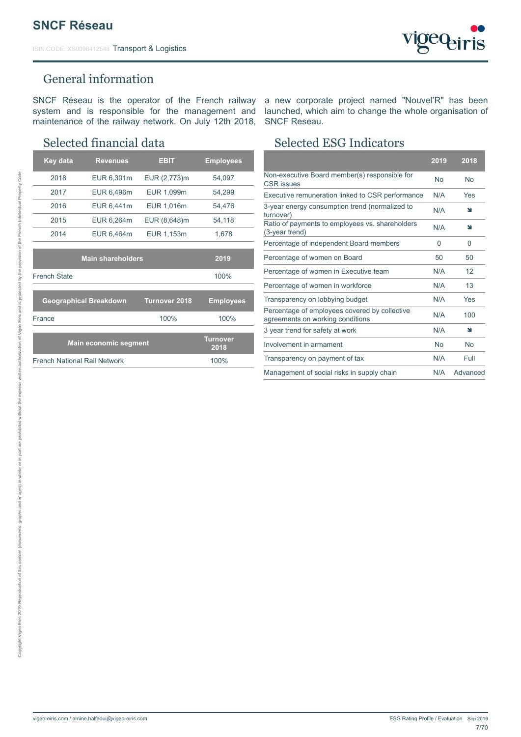# SNCF Réseau

ISIN CODE: XS0096412548 Transport & Logistics

## General information

SNCF Réseau is the operator of the French railway system and is responsible for the management and maintenance of the railway network. On July 12th 2018, a new corporate project named "Nouvel'R" has been launched, which aim to change the whole organisation of SNCF Reseau.

## Selected financial data

| Key data | Revenues | EBIT | Employees |
|---|---|---|---|
| 2018 | EUR 6,301m | EUR (2,773)m | 54,097 |
| 2017 | EUR 6,496m | EUR 1,099m | 54,299 |
| 2016 | EUR 6,441m | EUR 1,016m | 54,476 |
| 2015 | EUR 6,264m | EUR (8,648)m | 54,118 |
| 2014 | EUR 6,464m | EUR 1,153m | 1,678 |

| Main shareholders | 2019 |
|---|---|
| French State | 100% |

| Geographical Breakdown | Turnover 2018 | Employees |
|---|---|---|
| France | 100% | 100% |

| Main economic segment | Turnover 2018 |
|---|---|
| French National Rail Network | 100% |

## Selected ESG Indicators

| | 2019 | 2018 |
|---|---|---|
| Non-executive Board member(s) responsible for CSR issues | No | No |
| Executive remuneration linked to CSR performance | N/A | Yes |
| 3-year energy consumption trend (normalized to turnover) | N/A | ↘ |
| Ratio of payments to employees vs. shareholders (3-year trend) | N/A | ↘ |
| Percentage of independent Board members | 0 | 0 |
| Percentage of women on Board | 50 | 50 |
| Percentage of women in Executive team | N/A | 12 |
| Percentage of women in workforce | N/A | 13 |
| Transparency on lobbying budget | N/A | Yes |
| Percentage of employees covered by collective agreements on working conditions | N/A | 100 |
| 3 year trend for safety at work | N/A | ↘ |
| Involvement in armament | No | No |
| Transparency on payment of tax | N/A | Full |
| Management of social risks in supply chain | N/A | Advanced |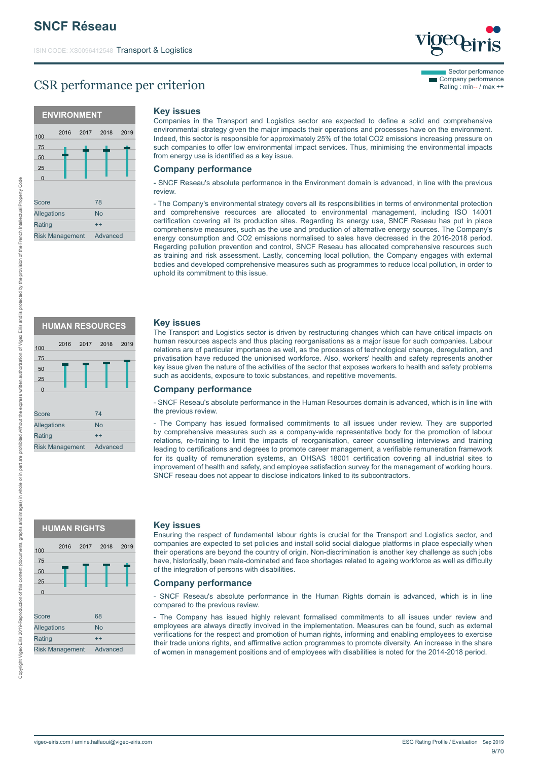# SNCF Réseau

ISIN CODE: XS0096412548 Transport & Logistics

## CSR performance per criterion

Sector performance
Company performance
Rating : min-- / max ++

### ENVIRONMENT

| | |
|---|---|
| Score | 78 |
| Allegations | No |
| Rating | ++ |
| Risk Management | Advanced |

#### Key issues

Companies in the Transport and Logistics sector are expected to define a solid and comprehensive environmental strategy given the major impacts their operations and processes have on the environment. Indeed, this sector is responsible for approximately 25% of the total CO2 emissions increasing pressure on such companies to offer low environmental impact services. Thus, minimising the environmental impacts from energy use is identified as a key issue.

#### Company performance

- SNCF Reseau's absolute performance in the Environment domain is advanced, in line with the previous review.

- The Company's environmental strategy covers all its responsibilities in terms of environmental protection and comprehensive resources are allocated to environmental management, including ISO 14001 certification covering all its production sites. Regarding its energy use, SNCF Reseau has put in place comprehensive measures, such as the use and production of alternative energy sources. The Company's energy consumption and CO2 emissions normalised to sales have decreased in the 2016-2018 period. Regarding pollution prevention and control, SNCF Reseau has allocated comprehensive resources such as training and risk assessment. Lastly, concerning local pollution, the Company engages with external bodies and developed comprehensive measures such as programmes to reduce local pollution, in order to uphold its commitment to this issue.

### HUMAN RESOURCES

| | |
|---|---|
| Score | 74 |
| Allegations | No |
| Rating | ++ |
| Risk Management | Advanced |

#### Key issues

The Transport and Logistics sector is driven by restructuring changes which can have critical impacts on human resources aspects and thus placing reorganisations as a major issue for such companies. Labour relations are of particular importance as well, as the processes of technological change, deregulation, and privatisation have reduced the unionised workforce. Also, workers' health and safety represents another key issue given the nature of the activities of the sector that exposes workers to health and safety problems such as accidents, exposure to toxic substances, and repetitive movements.

#### Company performance

- SNCF Reseau's absolute performance in the Human Resources domain is advanced, which is in line with the previous review.

- The Company has issued formalised commitments to all issues under review. They are supported by comprehensive measures such as a company-wide representative body for the promotion of labour relations, re-training to limit the impacts of reorganisation, career counselling interviews and training leading to certifications and degrees to promote career management, a verifiable remuneration framework for its quality of remuneration systems, an OHSAS 18001 certification covering all industrial sites to improvement of health and safety, and employee satisfaction survey for the management of working hours. SNCF reseau does not appear to disclose indicators linked to its subcontractors.

### HUMAN RIGHTS

| | |
|---|---|
| Score | 68 |
| Allegations | No |
| Rating | ++ |
| Risk Management | Advanced |

#### Key issues

Ensuring the respect of fundamental labour rights is crucial for the Transport and Logistics sector, and companies are expected to set policies and install solid social dialogue platforms in place especially when their operations are beyond the country of origin. Non-discrimination is another key challenge as such jobs have, historically, been male-dominated and face shortages related to ageing workforce as well as difficulty of the integration of persons with disabilities.

#### Company performance

- SNCF Reseau's absolute performance in the Human Rights domain is advanced, which is in line compared to the previous review.

- The Company has issued highly relevant formalised commitments to all issues under review and employees are always directly involved in the implementation. Measures can be found, such as external verifications for the respect and promotion of human rights, informing and enabling employees to exercise their trade unions rights, and affirmative action programmes to promote diversity. An increase in the share of women in management positions and of employees with disabilities is noted for the 2014-2018 period.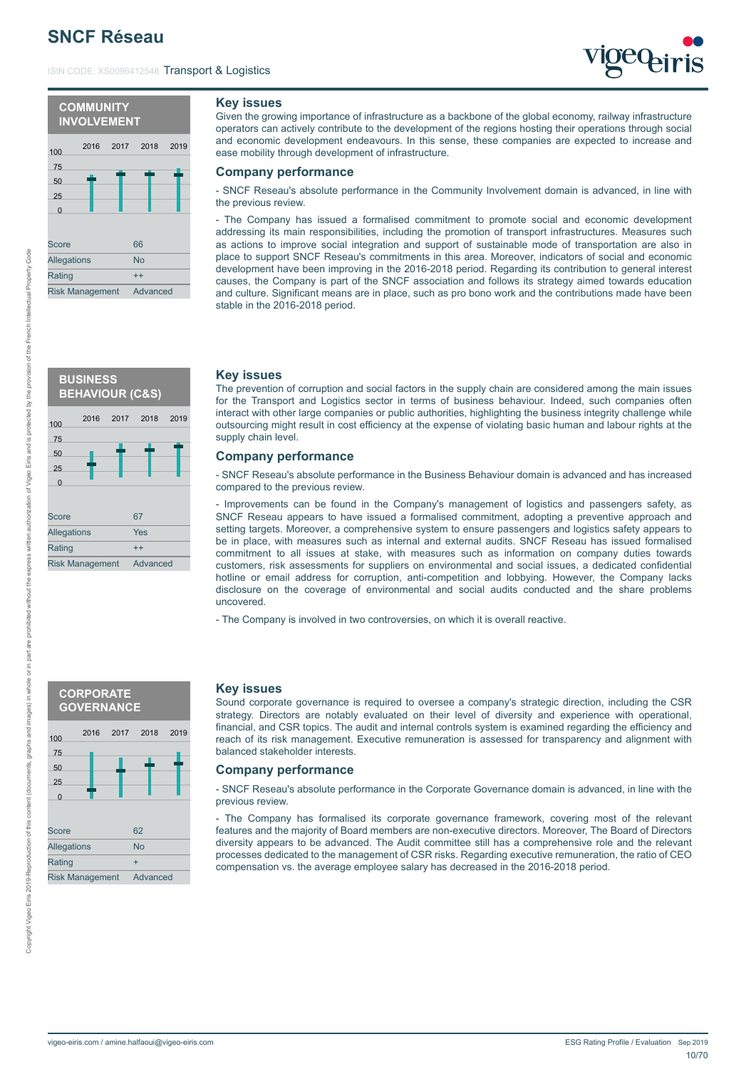# SNCF Réseau

ISIN CODE: XS0096412548 Transport & Logistics

## COMMUNITY INVOLVEMENT

| | |
|---|---|
| Score | 66 |
| Allegations | No |
| Rating | ++ |
| Risk Management | Advanced |

### Key issues

Given the growing importance of infrastructure as a backbone of the global economy, railway infrastructure operators can actively contribute to the development of the regions hosting their operations through social and economic development endeavours. In this sense, these companies are expected to increase and ease mobility through development of infrastructure.

### Company performance

- SNCF Reseau's absolute performance in the Community Involvement domain is advanced, in line with the previous review.

- The Company has issued a formalised commitment to promote social and economic development addressing its main responsibilities, including the promotion of transport infrastructures. Measures such as actions to improve social integration and support of sustainable mode of transportation are also in place to support SNCF Reseau's commitments in this area. Moreover, indicators of social and economic development have been improving in the 2016-2018 period. Regarding its contribution to general interest causes, the Company is part of the SNCF association and follows its strategy aimed towards education and culture. Significant means are in place, such as pro bono work and the contributions made have been stable in the 2016-2018 period.

## BUSINESS BEHAVIOUR (C&S)

| | |
|---|---|
| Score | 67 |
| Allegations | Yes |
| Rating | ++ |
| Risk Management | Advanced |

### Key issues

The prevention of corruption and social factors in the supply chain are considered among the main issues for the Transport and Logistics sector in terms of business behaviour. Indeed, such companies often interact with other large companies or public authorities, highlighting the business integrity challenge while outsourcing might result in cost efficiency at the expense of violating basic human and labour rights at the supply chain level.

### Company performance

- SNCF Reseau's absolute performance in the Business Behaviour domain is advanced and has increased compared to the previous review.

- Improvements can be found in the Company's management of logistics and passengers safety, as SNCF Reseau appears to have issued a formalised commitment, adopting a preventive approach and setting targets. Moreover, a comprehensive system to ensure passengers and logistics safety appears to be in place, with measures such as internal and external audits. SNCF Reseau has issued formalised commitment to all issues at stake, with measures such as information on company duties towards customers, risk assessments for suppliers on environmental and social issues, a dedicated confidential hotline or email address for corruption, anti-competition and lobbying. However, the Company lacks disclosure on the coverage of environmental and social audits conducted and the share problems uncovered.

- The Company is involved in two controversies, on which it is overall reactive.

## CORPORATE GOVERNANCE

| | |
|---|---|
| Score | 62 |
| Allegations | No |
| Rating | + |
| Risk Management | Advanced |

### Key issues

Sound corporate governance is required to oversee a company's strategic direction, including the CSR strategy. Directors are notably evaluated on their level of diversity and experience with operational, financial, and CSR topics. The audit and internal controls system is examined regarding the efficiency and reach of its risk management. Executive remuneration is assessed for transparency and alignment with balanced stakeholder interests.

### Company performance

- SNCF Reseau's absolute performance in the Corporate Governance domain is advanced, in line with the previous review.

- The Company has formalised its corporate governance framework, covering most of the relevant features and the majority of Board members are non-executive directors. Moreover, The Board of Directors diversity appears to be advanced. The Audit committee still has a comprehensive role and the relevant processes dedicated to the management of CSR risks. Regarding executive remuneration, the ratio of CEO compensation vs. the average employee salary has decreased in the 2016-2018 period.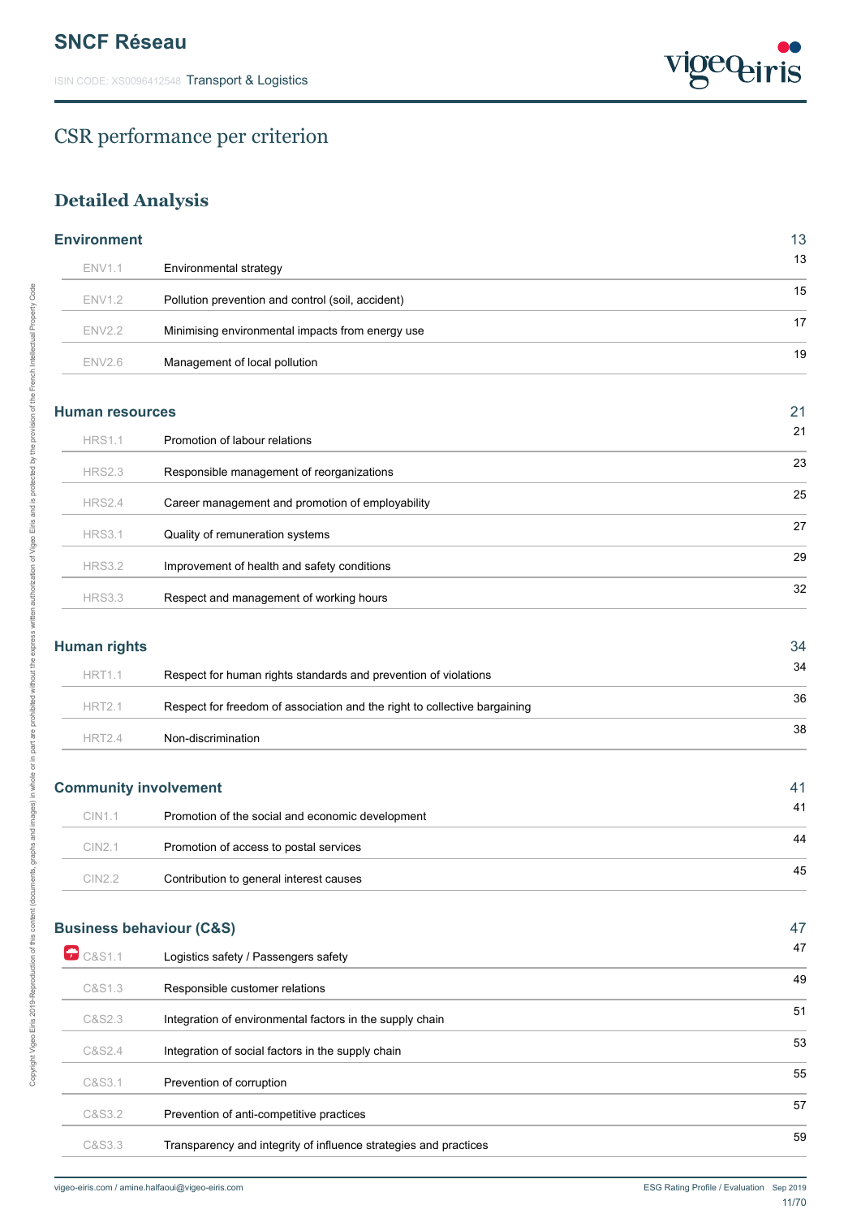# CSR performance per criterion

## Detailed Analysis

### Environment — 13

| Code | Criterion | Page |
|---|---|---|
| ENV1.1 | Environmental strategy | 13 |
| ENV1.2 | Pollution prevention and control (soil, accident) | 15 |
| ENV2.2 | Minimising environmental impacts from energy use | 17 |
| ENV2.6 | Management of local pollution | 19 |

### Human resources — 21

| Code | Criterion | Page |
|---|---|---|
| HRS1.1 | Promotion of labour relations | 21 |
| HRS2.3 | Responsible management of reorganizations | 23 |
| HRS2.4 | Career management and promotion of employability | 25 |
| HRS3.1 | Quality of remuneration systems | 27 |
| HRS3.2 | Improvement of health and safety conditions | 29 |
| HRS3.3 | Respect and management of working hours | 32 |

### Human rights — 34

| Code | Criterion | Page |
|---|---|---|
| HRT1.1 | Respect for human rights standards and prevention of violations | 34 |
| HRT2.1 | Respect for freedom of association and the right to collective bargaining | 36 |
| HRT2.4 | Non-discrimination | 38 |

### Community involvement — 41

| Code | Criterion | Page |
|---|---|---|
| CIN1.1 | Promotion of the social and economic development | 41 |
| CIN2.1 | Promotion of access to postal services | 44 |
| CIN2.2 | Contribution to general interest causes | 45 |

### Business behaviour (C&S) — 47

| Code | Criterion | Page |
|---|---|---|
| C&S1.1 | Logistics safety / Passengers safety | 47 |
| C&S1.3 | Responsible customer relations | 49 |
| C&S2.3 | Integration of environmental factors in the supply chain | 51 |
| C&S2.4 | Integration of social factors in the supply chain | 53 |
| C&S3.1 | Prevention of corruption | 55 |
| C&S3.2 | Prevention of anti-competitive practices | 57 |
| C&S3.3 | Transparency and integrity of influence strategies and practices | 59 |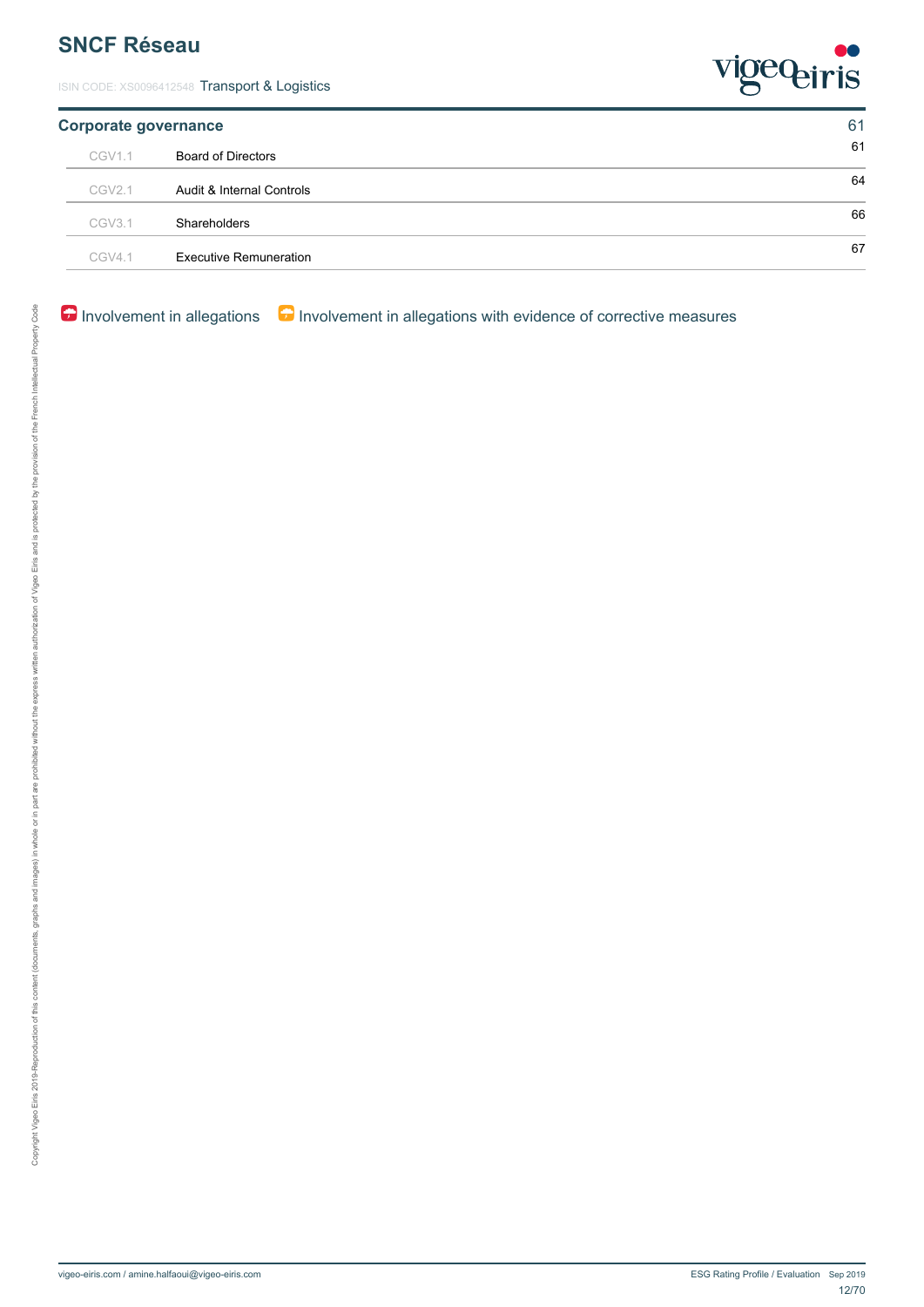| Corporate governance | | 61 |
| --- | --- | --- |
| CGV1.1 | Board of Directors | 61 |
| CGV2.1 | Audit & Internal Controls | 64 |
| CGV3.1 | Shareholders | 66 |
| CGV4.1 | Executive Remuneration | 67 |

Involvement in allegations   Involvement in allegations with evidence of corrective measures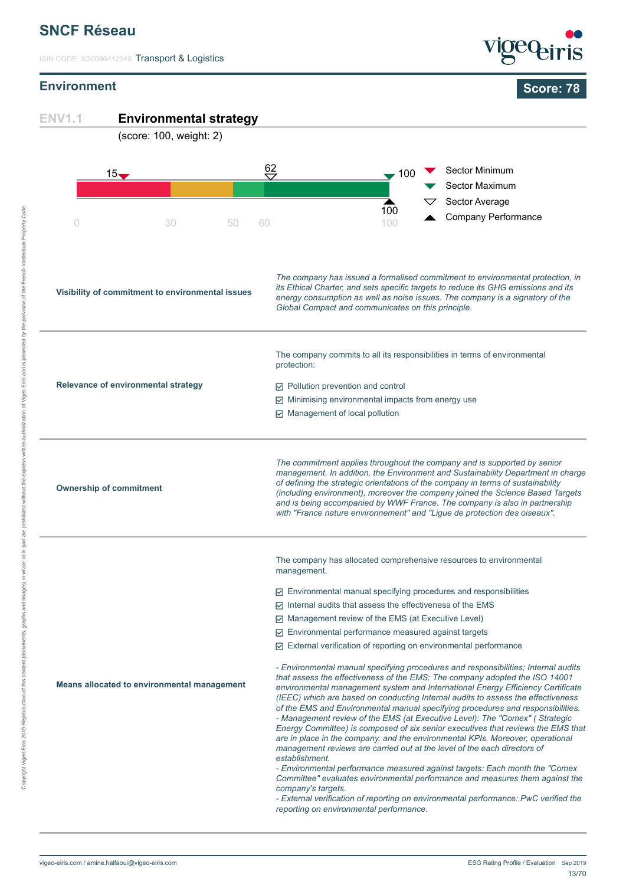# SNCF Réseau

ISIN CODE: XS0096412548 Transport & Logistics

## Environment

**Score: 78**

### ENV1.1 Environmental strategy

(score: 100, weight: 2)

| Sector Minimum | Sector Average | Sector Maximum | Company Performance |
|---|---|---|---|
| 15 | 62 | 100 | 100 |

Scale: 0 – 30 – 50 – 60 – 100

| | |
|---|---|
| **Visibility of commitment to environmental issues** | *The company has issued a formalised commitment to environmental protection, in its Ethical Charter, and sets specific targets to reduce its GHG emissions and its energy consumption as well as noise issues. The company is a signatory of the Global Compact and communicates on this principle.* |
| **Relevance of environmental strategy** | The company commits to all its responsibilities in terms of environmental protection:<br>☑ Pollution prevention and control<br>☑ Minimising environmental impacts from energy use<br>☑ Management of local pollution |
| **Ownership of commitment** | *The commitment applies throughout the company and is supported by senior management. In addition, the Environment and Sustainability Department in charge of defining the strategic orientations of the company in terms of sustainability (including environment), moreover the company joined the Science Based Targets and is being accompanied by WWF France. The company is also in partnership with "France nature environnement" and "Ligue de protection des oiseaux".* |
| **Means allocated to environmental management** | The company has allocated comprehensive resources to environmental management.<br>☑ Environmental manual specifying procedures and responsibilities<br>☑ Internal audits that assess the effectiveness of the EMS<br>☑ Management review of the EMS (at Executive Level)<br>☑ Environmental performance measured against targets<br>☑ External verification of reporting on environmental performance<br><br>*- Environmental manual specifying procedures and responsibilities; Internal audits that assess the effectiveness of the EMS: The company adopted the ISO 14001 environmental management system and International Energy Efficiency Certificate (IEEC) which are based on conducting Internal audits to assess the effectiveness of the EMS and Environmental manual specifying procedures and responsibilities.*<br>*- Management review of the EMS (at Executive Level): The "Comex" ( Strategic Energy Committee) is composed of six senior executives that reviews the EMS that are in place in the company, and the environmental KPIs. Moreover, operational management reviews are carried out at the level of the each directors of establishment.*<br>*- Environmental performance measured against targets: Each month the "Comex Committee" evaluates environmental performance and measures them against the company's targets.*<br>*- External verification of reporting on environmental performance: PwC verified the reporting on environmental performance.* |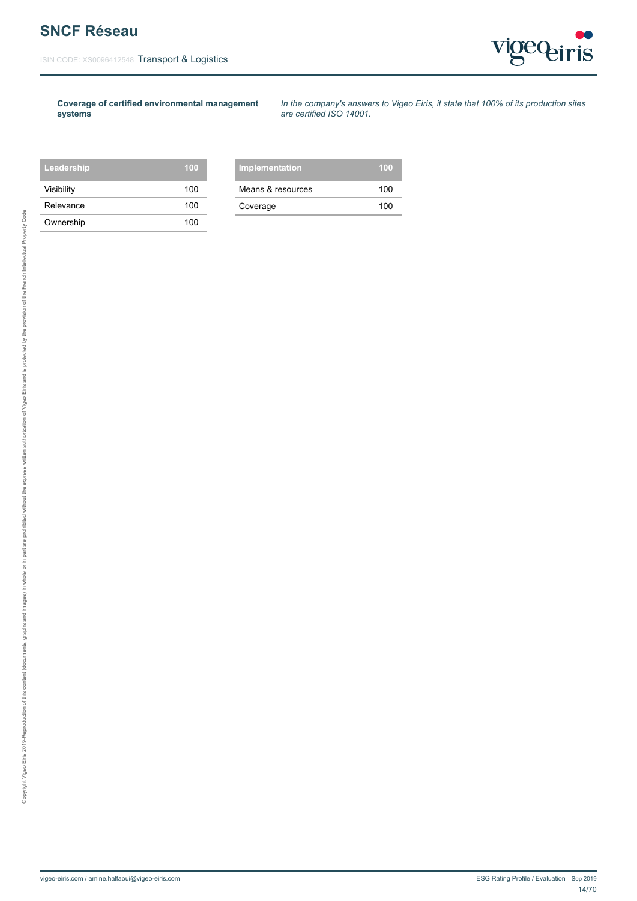**Coverage of certified environmental management systems**

*In the company's answers to Vigeo Eiris, it state that 100% of its production sites are certified ISO 14001.*

| Leadership | 100 |
|---|---|
| Visibility | 100 |
| Relevance | 100 |
| Ownership | 100 |

| Implementation | 100 |
|---|---|
| Means & resources | 100 |
| Coverage | 100 |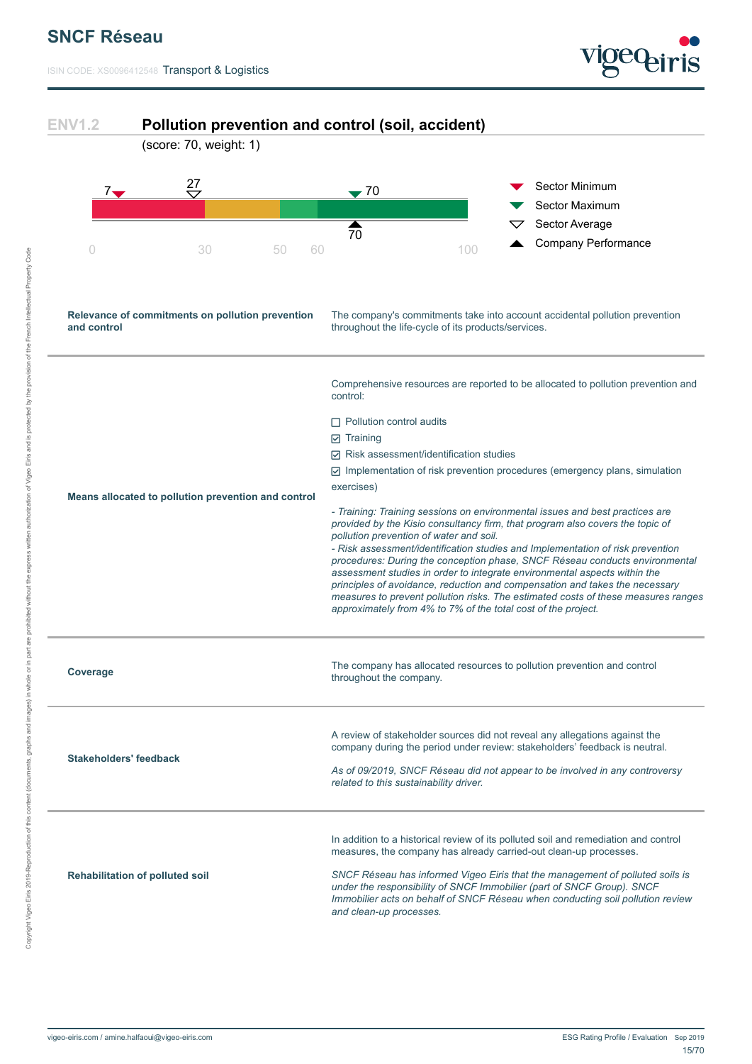## ENV1.2 Pollution prevention and control (soil, accident)

(score: 70, weight: 1)

Sector Minimum: 7 | Sector Average: 27 | Sector Maximum: 70 | Company Performance: 70

| | |
|---|---|
| **Relevance of commitments on pollution prevention and control** | The company's commitments take into account accidental pollution prevention throughout the life-cycle of its products/services. |
| **Means allocated to pollution prevention and control** | Comprehensive resources are reported to be allocated to pollution prevention and control:<br><br>☐ Pollution control audits<br>☑ Training<br>☑ Risk assessment/identification studies<br>☑ Implementation of risk prevention procedures (emergency plans, simulation exercises)<br><br>*- Training: Training sessions on environmental issues and best practices are provided by the Kisio consultancy firm, that program also covers the topic of pollution prevention of water and soil.*<br>*- Risk assessment/identification studies and Implementation of risk prevention procedures: During the conception phase, SNCF Réseau conducts environmental assessment studies in order to integrate environmental aspects within the principles of avoidance, reduction and compensation and takes the necessary measures to prevent pollution risks. The estimated costs of these measures ranges approximately from 4% to 7% of the total cost of the project.* |
| **Coverage** | The company has allocated resources to pollution prevention and control throughout the company. |
| **Stakeholders' feedback** | A review of stakeholder sources did not reveal any allegations against the company during the period under review: stakeholders' feedback is neutral.<br><br>*As of 09/2019, SNCF Réseau did not appear to be involved in any controversy related to this sustainability driver.* |
| **Rehabilitation of polluted soil** | In addition to a historical review of its polluted soil and remediation and control measures, the company has already carried-out clean-up processes.<br><br>*SNCF Réseau has informed Vigeo Eiris that the management of polluted soils is under the responsibility of SNCF Immobilier (part of SNCF Group). SNCF Immobilier acts on behalf of SNCF Réseau when conducting soil pollution review and clean-up processes.* |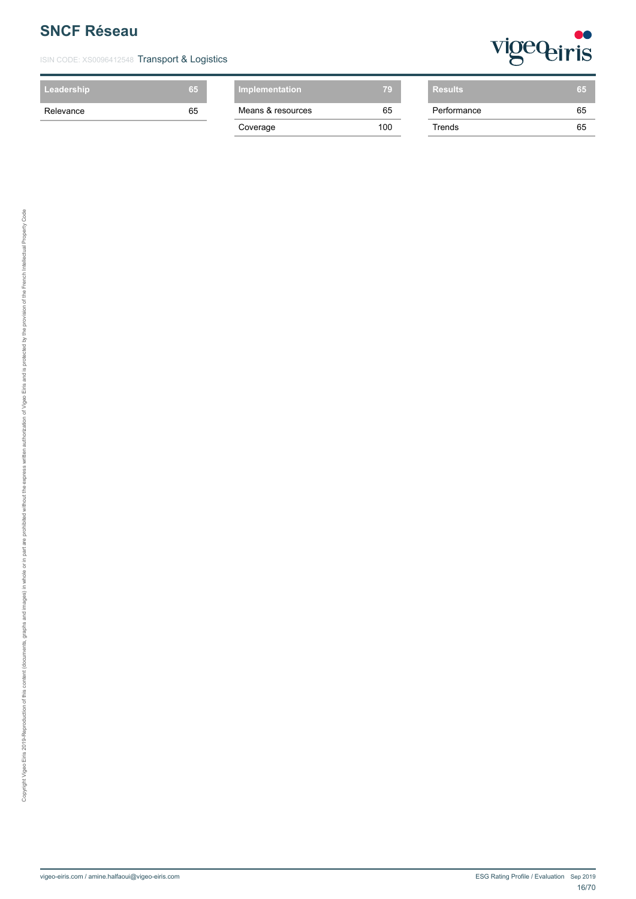| Leadership | 65 |
| --- | --- |
| Relevance | 65 |

| Implementation | 79 |
| --- | --- |
| Means & resources | 65 |
| Coverage | 100 |

| Results | 65 |
| --- | --- |
| Performance | 65 |
| Trends | 65 |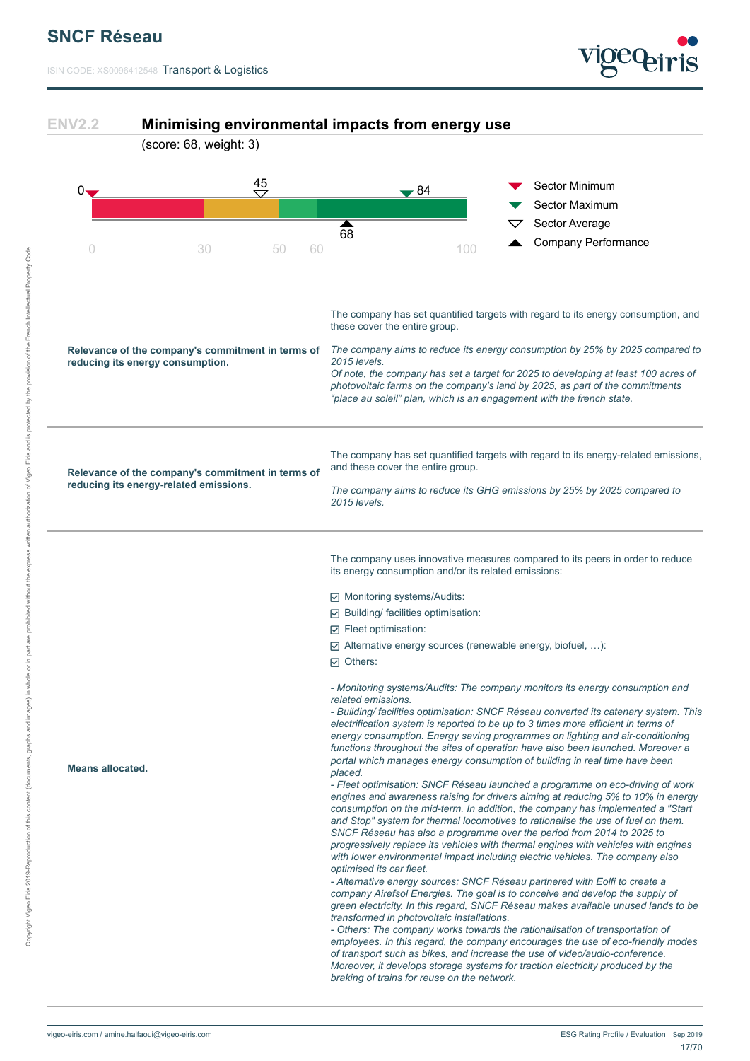## ENV2.2 Minimising environmental impacts from energy use

(score: 68, weight: 3)

| Indicator | Value |
|---|---|
| Sector Minimum | 0 |
| Sector Maximum | 84 |
| Sector Average | 45 |
| Company Performance | 68 |

| | |
|---|---|
| **Relevance of the company's commitment in terms of reducing its energy consumption.** | The company has set quantified targets with regard to its energy consumption, and these cover the entire group.<br><br>*The company aims to reduce its energy consumption by 25% by 2025 compared to 2015 levels.*<br>*Of note, the company has set a target for 2025 to developing at least 100 acres of photovoltaic farms on the company's land by 2025, as part of the commitments "place au soleil" plan, which is an engagement with the french state.* |
| **Relevance of the company's commitment in terms of reducing its energy-related emissions.** | The company has set quantified targets with regard to its energy-related emissions, and these cover the entire group.<br><br>*The company aims to reduce its GHG emissions by 25% by 2025 compared to 2015 levels.* |
| **Means allocated.** | The company uses innovative measures compared to its peers in order to reduce its energy consumption and/or its related emissions:<br><br>☑ Monitoring systems/Audits:<br>☑ Building/ facilities optimisation:<br>☑ Fleet optimisation:<br>☑ Alternative energy sources (renewable energy, biofuel, …):<br>☑ Others:<br><br>*- Monitoring systems/Audits: The company monitors its energy consumption and related emissions.*<br>*- Building/ facilities optimisation: SNCF Réseau converted its catenary system. This electrification system is reported to be up to 3 times more efficient in terms of energy consumption. Energy saving programmes on lighting and air-conditioning functions throughout the sites of operation have also been launched. Moreover a portal which manages energy consumption of building in real time have been placed.*<br>*- Fleet optimisation: SNCF Réseau launched a programme on eco-driving of work engines and awareness raising for drivers aiming at reducing 5% to 10% in energy consumption on the mid-term. In addition, the company has implemented a "Start and Stop" system for thermal locomotives to rationalise the use of fuel on them. SNCF Réseau has also a programme over the period from 2014 to 2025 to progressively replace its vehicles with thermal engines with vehicles with engines with lower environmental impact including electric vehicles. The company also optimised its car fleet.*<br>*- Alternative energy sources: SNCF Réseau partnered with Eolfi to create a company Airefsol Energies. The goal is to conceive and develop the supply of green electricity. In this regard, SNCF Réseau makes available unused lands to be transformed in photovoltaic installations.*<br>*- Others: The company works towards the rationalisation of transportation of employees. In this regard, the company encourages the use of eco-friendly modes of transport such as bikes, and increase the use of video/audio-conference. Moreover, it develops storage systems for traction electricity produced by the braking of trains for reuse on the network.* |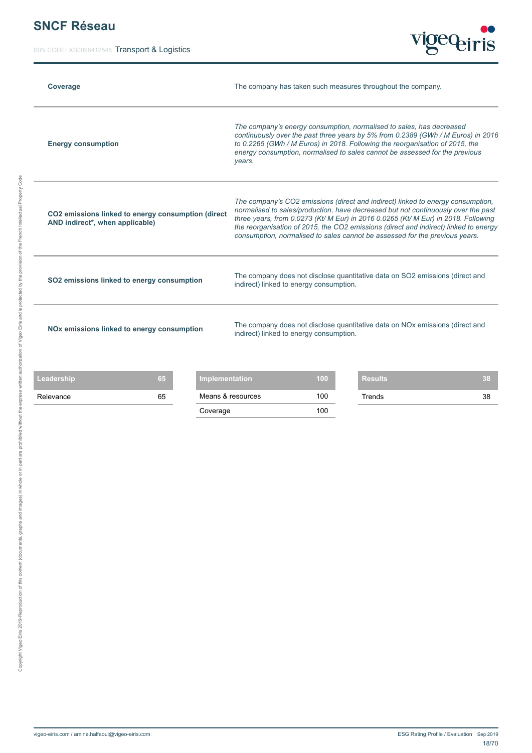| | |
|---|---|
| **Coverage** | The company has taken such measures throughout the company. |
| **Energy consumption** | *The company's energy consumption, normalised to sales, has decreased continuously over the past three years by 5% from 0.2389 (GWh / M Euros) in 2016 to 0.2265 (GWh / M Euros) in 2018. Following the reorganisation of 2015, the energy consumption, normalised to sales cannot be assessed for the previous years.* |
| **$CO_2$ emissions linked to energy consumption (direct AND indirect*, when applicable)** | *The company's $CO_2$ emissions (direct and indirect) linked to energy consumption, normalised to sales/production, have decreased but not continuously over the past three years, from 0.0273 (Kt/ M Eur) in 2016 0.0265 (Kt/ M Eur) in 2018. Following the reorganisation of 2015, the $CO_2$ emissions (direct and indirect) linked to energy consumption, normalised to sales cannot be assessed for the previous years.* |
| **$SO_2$ emissions linked to energy consumption** | The company does not disclose quantitative data on $SO_2$ emissions (direct and indirect) linked to energy consumption. |
| **NOx emissions linked to energy consumption** | The company does not disclose quantitative data on NOx emissions (direct and indirect) linked to energy consumption. |

| Leadership | 65 |
|---|---|
| Relevance | 65 |

| Implementation | 100 |
|---|---|
| Means & resources | 100 |
| Coverage | 100 |

| Results | 38 |
|---|---|
| Trends | 38 |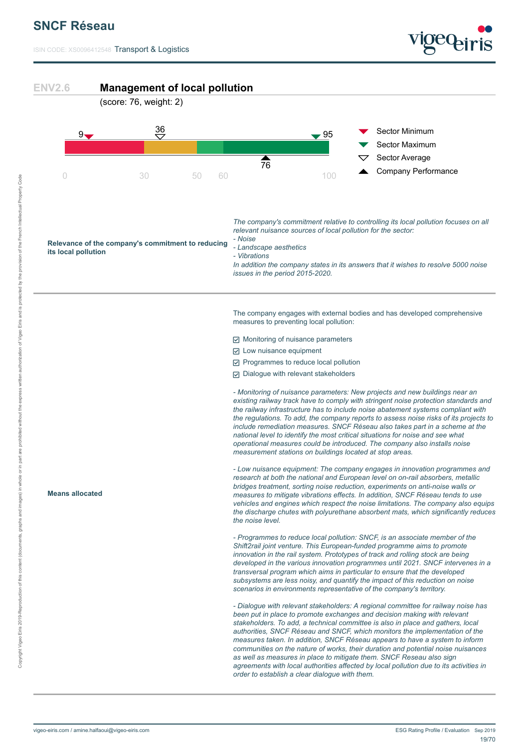## ENV2.6 Management of local pollution

(score: 76, weight: 2)

Sector Minimum: 9 | Sector Average: 36 | Sector Maximum: 95 | Company Performance: 76

Scale: 0 – 30 – 50 – 60 – 100

| | |
|---|---|
| **Relevance of the company's commitment to reducing its local pollution** | *The company's commitment relative to controlling its local pollution focuses on all relevant nuisance sources of local pollution for the sector:*<br>*- Noise*<br>*- Landscape aesthetics*<br>*- Vibrations*<br>*In addition the company states in its answers that it wishes to resolve 5000 noise issues in the period 2015-2020.* |
| **Means allocated** | The company engages with external bodies and has developed comprehensive measures to preventing local pollution:<br><br>☑ Monitoring of nuisance parameters<br>☑ Low nuisance equipment<br>☑ Programmes to reduce local pollution<br>☑ Dialogue with relevant stakeholders<br><br>*- Monitoring of nuisance parameters: New projects and new buildings near an existing railway track have to comply with stringent noise protection standards and the railway infrastructure has to include noise abatement systems compliant with the regulations. To add, the company reports to assess noise risks of its projects to include remediation measures. SNCF Réseau also takes part in a scheme at the national level to identify the most critical situations for noise and see what operational measures could be introduced. The company also installs noise measurement stations on buildings located at stop areas.*<br><br>*- Low nuisance equipment: The company engages in innovation programmes and research at both the national and European level on on-rail absorbers, metallic bridges treatment, sorting noise reduction, experiments on anti-noise walls or measures to mitigate vibrations effects. In addition, SNCF Réseau tends to use vehicles and engines which respect the noise limitations. The company also equips the discharge chutes with polyurethane absorbent mats, which significantly reduces the noise level.*<br><br>*- Programmes to reduce local pollution: SNCF, is an associate member of the Shift2rail joint venture. This European-funded programme aims to promote innovation in the rail system. Prototypes of track and rolling stock are being developed in the various innovation programmes until 2021. SNCF intervenes in a transversal program which aims in particular to ensure that the developed subsystems are less noisy, and quantify the impact of this reduction on noise scenarios in environments representative of the company's territory.*<br><br>*- Dialogue with relevant stakeholders: A regional committee for railway noise has been put in place to promote exchanges and decision making with relevant stakeholders. To add, a technical committee is also in place and gathers, local authorities, SNCF Réseau and SNCF, which monitors the implementation of the measures taken. In addition, SNCF Réseau appears to have a system to inform communities on the nature of works, their duration and potential noise nuisances as well as measures in place to mitigate them. SNCF Reseau also sign agreements with local authorities affected by local pollution due to its activities in order to establish a clear dialogue with them.* |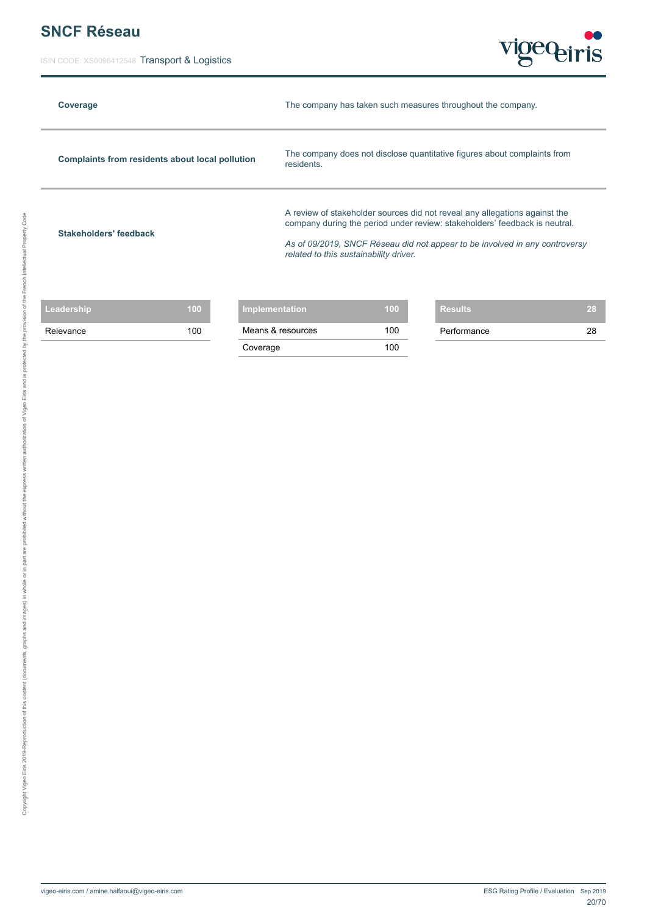| | |
|---|---|
| **Coverage** | The company has taken such measures throughout the company. |
| **Complaints from residents about local pollution** | The company does not disclose quantitative figures about complaints from residents. |
| **Stakeholders' feedback** | A review of stakeholder sources did not reveal any allegations against the company during the period under review: stakeholders' feedback is neutral.<br><br>*As of 09/2019, SNCF Réseau did not appear to be involved in any controversy related to this sustainability driver.* |

| Leadership | 100 |
|---|---|
| Relevance | 100 |

| Implementation | 100 |
|---|---|
| Means & resources | 100 |
| Coverage | 100 |

| Results | 28 |
|---|---|
| Performance | 28 |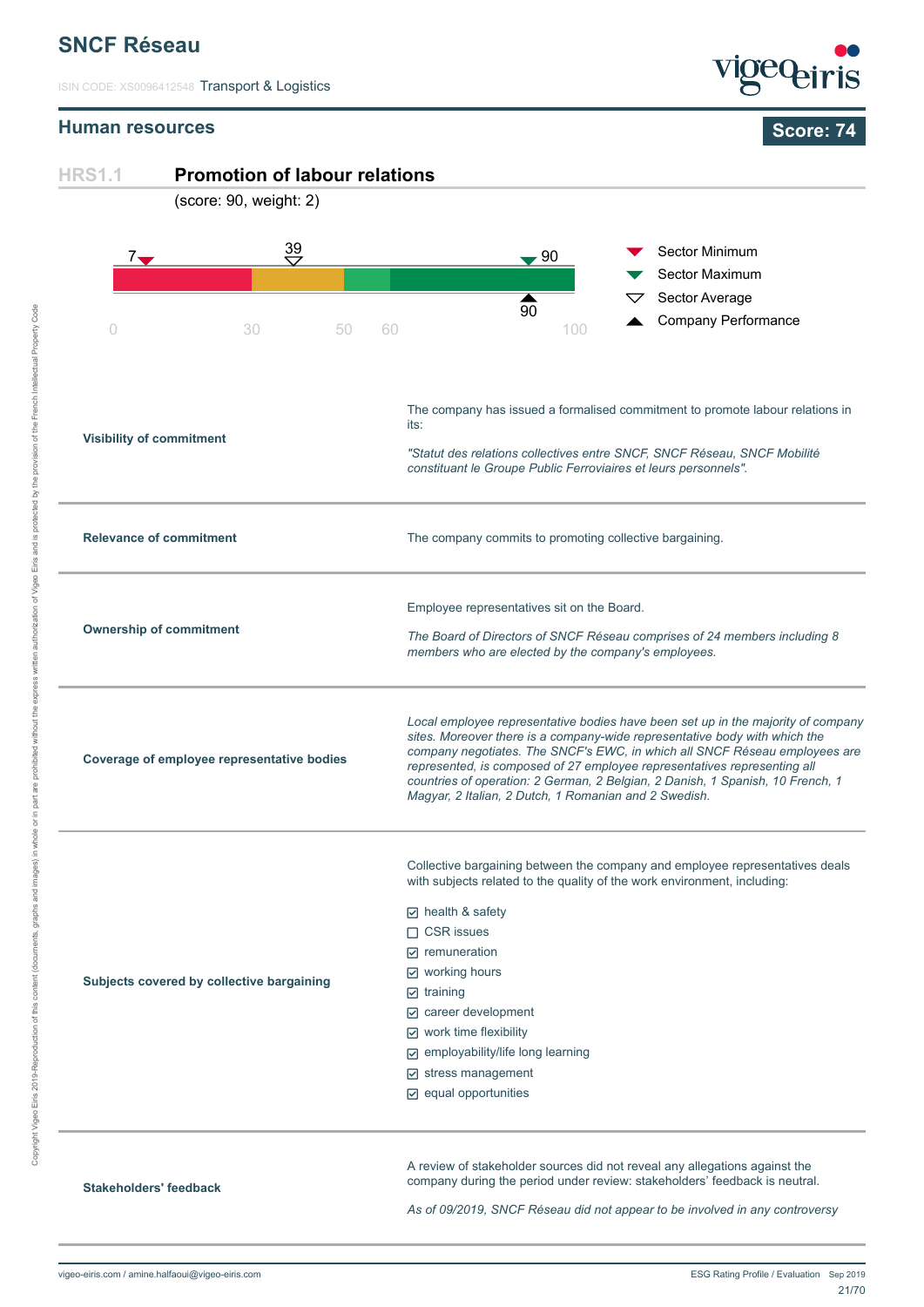# SNCF Réseau

ISIN CODE: XS0096412548 Transport & Logistics

## Human resources

**Score: 74**

### HRS1.1 Promotion of labour relations

(score: 90, weight: 2)

Sector Minimum: 7 | Sector Average: 39 | Sector Maximum: 90 | Company Performance: 90

Scale: 0 — 30 — 50 — 60 — 100

| | |
|---|---|
| **Visibility of commitment** | The company has issued a formalised commitment to promote labour relations in its:<br><br>*"Statut des relations collectives entre SNCF, SNCF Réseau, SNCF Mobilité constituant le Groupe Public Ferroviaires et leurs personnels".* |
| **Relevance of commitment** | The company commits to promoting collective bargaining. |
| **Ownership of commitment** | Employee representatives sit on the Board.<br><br>*The Board of Directors of SNCF Réseau comprises of 24 members including 8 members who are elected by the company's employees.* |
| **Coverage of employee representative bodies** | *Local employee representative bodies have been set up in the majority of company sites. Moreover there is a company-wide representative body with which the company negotiates. The SNCF's EWC, in which all SNCF Réseau employees are represented, is composed of 27 employee representatives representing all countries of operation: 2 German, 2 Belgian, 2 Danish, 1 Spanish, 10 French, 1 Magyar, 2 Italian, 2 Dutch, 1 Romanian and 2 Swedish.* |
| **Subjects covered by collective bargaining** | Collective bargaining between the company and employee representatives deals with subjects related to the quality of the work environment, including:<br><br>☑ health & safety<br>☐ CSR issues<br>☑ remuneration<br>☑ working hours<br>☑ training<br>☑ career development<br>☑ work time flexibility<br>☑ employability/life long learning<br>☑ stress management<br>☑ equal opportunities |
| **Stakeholders' feedback** | A review of stakeholder sources did not reveal any allegations against the company during the period under review: stakeholders' feedback is neutral.<br><br>*As of 09/2019, SNCF Réseau did not appear to be involved in any controversy* |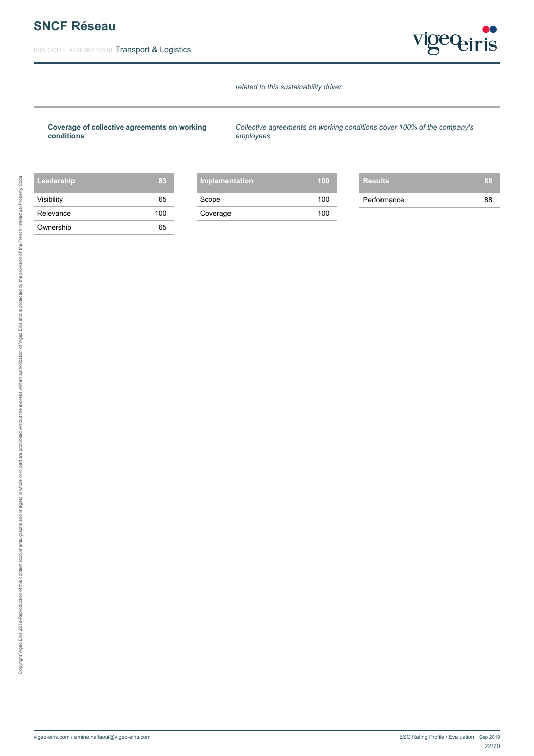*related to this sustainability driver.*

| | |
|---|---|
| **Coverage of collective agreements on working conditions** | *Collective agreements on working conditions cover 100% of the company's employees.* |

| Leadership | 83 |
|---|---|
| Visibility | 65 |
| Relevance | 100 |
| Ownership | 65 |

| Implementation | 100 |
|---|---|
| Scope | 100 |
| Coverage | 100 |

| Results | 88 |
|---|---|
| Performance | 88 |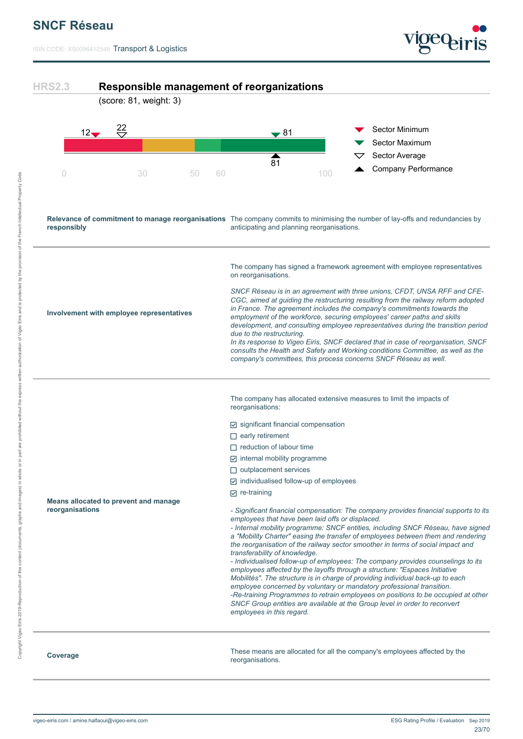## HRS2.3 Responsible management of reorganizations

(score: 81, weight: 3)

| Sector Minimum | Sector Average | Sector Maximum | Company Performance |
|---|---|---|---|
| 12 | 22 | 81 | 81 |

| | |
|---|---|
| **Relevance of commitment to manage reorganisations responsibly** | The company commits to minimising the number of lay-offs and redundancies by anticipating and planning reorganisations. |
| **Involvement with employee representatives** | The company has signed a framework agreement with employee representatives on reorganisations.<br><br>*SNCF Réseau is in an agreement with three unions, CFDT, UNSA RFF and CFE-CGC, aimed at guiding the restructuring resulting from the railway reform adopted in France. The agreement includes the company's commitments towards the employment of the workforce, securing employees' career paths and skills development, and consulting employee representatives during the transition period due to the restructuring.*<br>*In its response to Vigeo Eiris, SNCF declared that in case of reorganisation, SNCF consults the Health and Safety and Working conditions Committee, as well as the company's committees, this process concerns SNCF Réseau as well.* |
| **Means allocated to prevent and manage reorganisations** | The company has allocated extensive measures to limit the impacts of reorganisations:<br><br>☑ significant financial compensation<br>☐ early retirement<br>☐ reduction of labour time<br>☑ internal mobility programme<br>☐ outplacement services<br>☑ individualised follow-up of employees<br>☑ re-training<br><br>*- Significant financial compensation: The company provides financial supports to its employees that have been laid offs or displaced.*<br>*- Internal mobility programme: SNCF entities, including SNCF Réseau, have signed a "Mobility Charter" easing the transfer of employees between them and rendering the reorganisation of the railway sector smoother in terms of social impact and transferability of knowledge.*<br>*- Individualised follow-up of employees: The company provides counselings to its employees affected by the layoffs through a structure: "Espaces Initiative Mobilités". The structure is in charge of providing individual back-up to each employee concerned by voluntary or mandatory professional transition.*<br>*-Re-training Programmes to retrain employees on positions to be occupied at other SNCF Group entities are available at the Group level in order to reconvert employees in this regard.* |
| **Coverage** | These means are allocated for all the company's employees affected by the reorganisations. |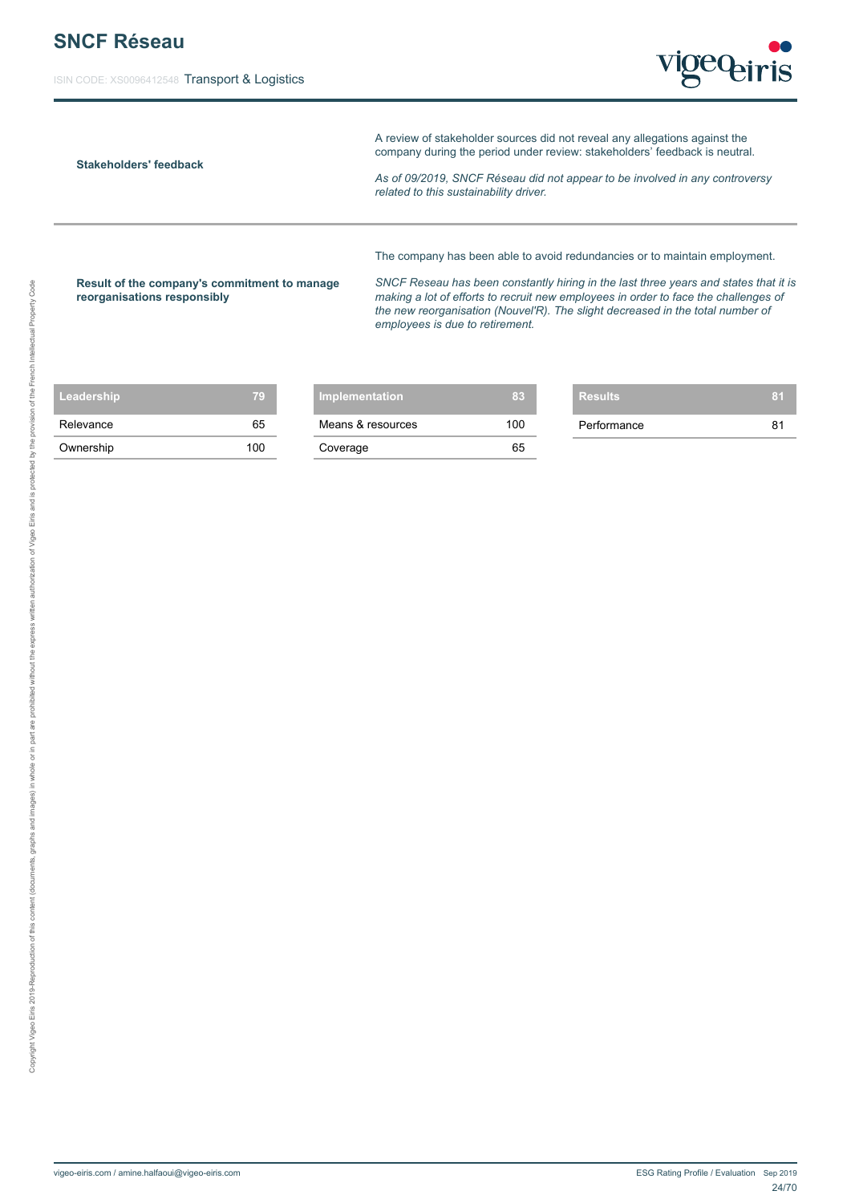**Stakeholders' feedback**

A review of stakeholder sources did not reveal any allegations against the company during the period under review: stakeholders' feedback is neutral.

*As of 09/2019, SNCF Réseau did not appear to be involved in any controversy related to this sustainability driver.*

**Result of the company's commitment to manage reorganisations responsibly**

The company has been able to avoid redundancies or to maintain employment.

*SNCF Reseau has been constantly hiring in the last three years and states that it is making a lot of efforts to recruit new employees in order to face the challenges of the new reorganisation (Nouvel'R). The slight decreased in the total number of employees is due to retirement.*

| Leadership | 79 |
|---|---|
| Relevance | 65 |
| Ownership | 100 |

| Implementation | 83 |
|---|---|
| Means & resources | 100 |
| Coverage | 65 |

| Results | 81 |
|---|---|
| Performance | 81 |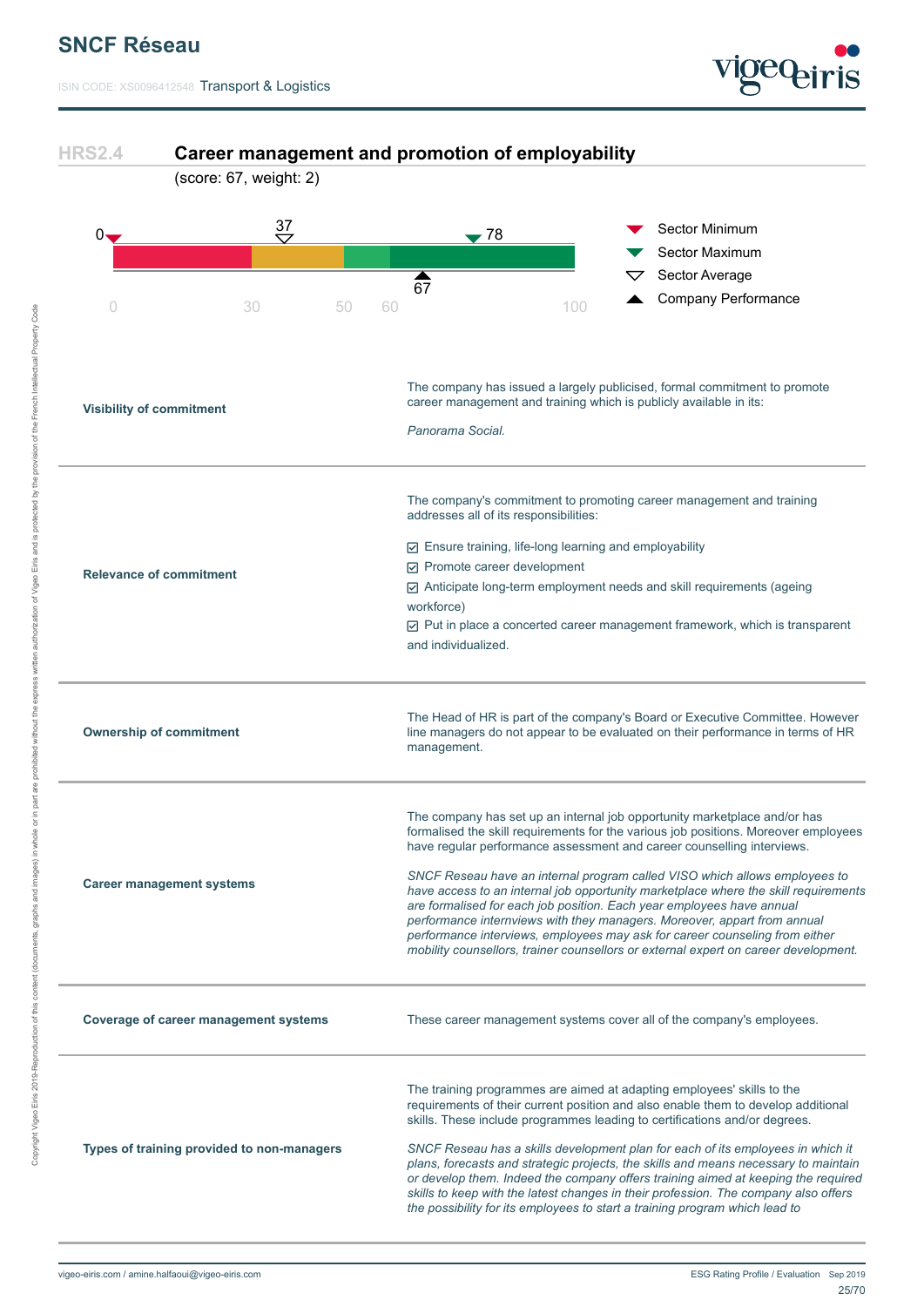# SNCF Réseau

ISIN CODE: XS0096412548 Transport & Logistics

## HRS2.4 Career management and promotion of employability

(score: 67, weight: 2)

Sector Minimum: 0 | Sector Average: 37 | Sector Maximum: 78 | Company Performance: 67

Scale: 0 – 30 – 50 – 60 – 100

| | |
|---|---|
| **Visibility of commitment** | The company has issued a largely publicised, formal commitment to promote career management and training which is publicly available in its:<br><br>*Panorama Social.* |
| **Relevance of commitment** | The company's commitment to promoting career management and training addresses all of its responsibilities:<br><br>☑ Ensure training, life-long learning and employability<br>☑ Promote career development<br>☑ Anticipate long-term employment needs and skill requirements (ageing workforce)<br>☑ Put in place a concerted career management framework, which is transparent and individualized. |
| **Ownership of commitment** | The Head of HR is part of the company's Board or Executive Committee. However line managers do not appear to be evaluated on their performance in terms of HR management. |
| **Career management systems** | The company has set up an internal job opportunity marketplace and/or has formalised the skill requirements for the various job positions. Moreover employees have regular performance assessment and career counselling interviews.<br><br>*SNCF Reseau have an internal program called VISO which allows employees to have access to an internal job opportunity marketplace where the skill requirements are formalised for each job position. Each year employees have annual performance intervniews with they managers. Moreover, appart from annual performance interviews, employees may ask for career counseling from either mobility counsellors, trainer counsellors or external expert on career development.* |
| **Coverage of career management systems** | These career management systems cover all of the company's employees. |
| **Types of training provided to non-managers** | The training programmes are aimed at adapting employees' skills to the requirements of their current position and also enable them to develop additional skills. These include programmes leading to certifications and/or degrees.<br><br>*SNCF Reseau has a skills development plan for each of its employees in which it plans, forecasts and strategic projects, the skills and means necessary to maintain or develop them. Indeed the company offers training aimed at keeping the required skills to keep with the latest changes in their profession. The company also offers the possibility for its employees to start a training program which lead to* |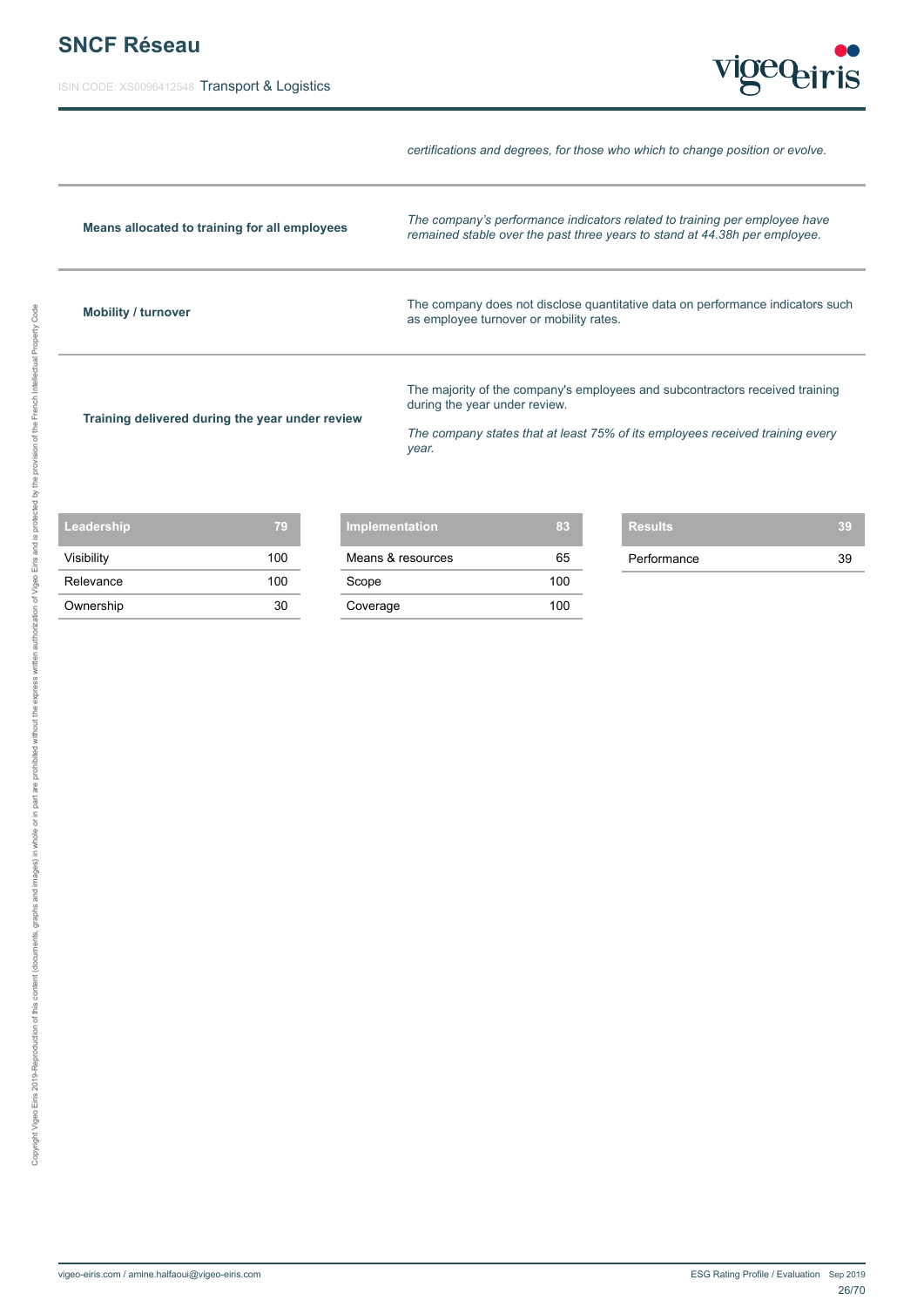| | |
|---|---|
| | *certifications and degrees, for those who which to change position or evolve.* |
| **Means allocated to training for all employees** | *The company's performance indicators related to training per employee have remained stable over the past three years to stand at 44.38h per employee.* |
| **Mobility / turnover** | The company does not disclose quantitative data on performance indicators such as employee turnover or mobility rates. |
| **Training delivered during the year under review** | The majority of the company's employees and subcontractors received training during the year under review.<br><br>*The company states that at least 75% of its employees received training every year.* |

| Leadership | 79 |
|---|---|
| Visibility | 100 |
| Relevance | 100 |
| Ownership | 30 |

| Implementation | 83 |
|---|---|
| Means & resources | 65 |
| Scope | 100 |
| Coverage | 100 |

| Results | 39 |
|---|---|
| Performance | 39 |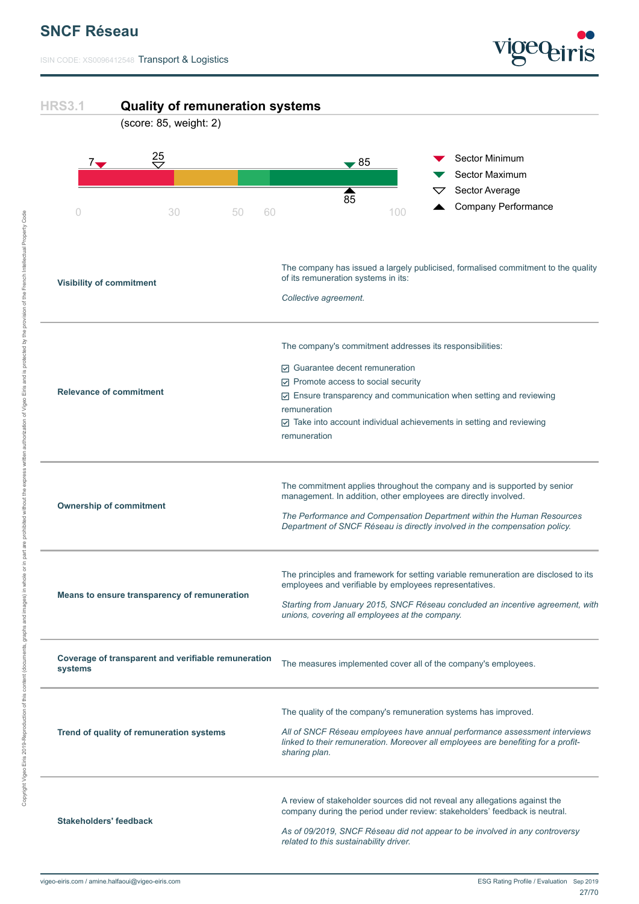# SNCF Réseau

ISIN CODE: XS0096412548 Transport & Logistics

## HRS3.1 Quality of remuneration systems

(score: 85, weight: 2)

Sector Minimum: 7 | Sector Average: 25 | Sector Maximum: 85 | Company Performance: 85

Scale: 0 – 30 – 50 – 60 – 100

| | |
|---|---|
| **Visibility of commitment** | The company has issued a largely publicised, formalised commitment to the quality of its remuneration systems in its:<br><br>*Collective agreement.* |
| **Relevance of commitment** | The company's commitment addresses its responsibilities:<br><br>☑ Guarantee decent remuneration<br>☑ Promote access to social security<br>☑ Ensure transparency and communication when setting and reviewing remuneration<br>☑ Take into account individual achievements in setting and reviewing remuneration |
| **Ownership of commitment** | The commitment applies throughout the company and is supported by senior management. In addition, other employees are directly involved.<br><br>*The Performance and Compensation Department within the Human Resources Department of SNCF Réseau is directly involved in the compensation policy.* |
| **Means to ensure transparency of remuneration** | The principles and framework for setting variable remuneration are disclosed to its employees and verifiable by employees representatives.<br><br>*Starting from January 2015, SNCF Réseau concluded an incentive agreement, with unions, covering all employees at the company.* |
| **Coverage of transparent and verifiable remuneration systems** | The measures implemented cover all of the company's employees. |
| **Trend of quality of remuneration systems** | The quality of the company's remuneration systems has improved.<br><br>*All of SNCF Réseau employees have annual performance assessment interviews linked to their remuneration. Moreover all employees are benefiting for a profit-sharing plan.* |
| **Stakeholders' feedback** | A review of stakeholder sources did not reveal any allegations against the company during the period under review: stakeholders' feedback is neutral.<br><br>*As of 09/2019, SNCF Réseau did not appear to be involved in any controversy related to this sustainability driver.* |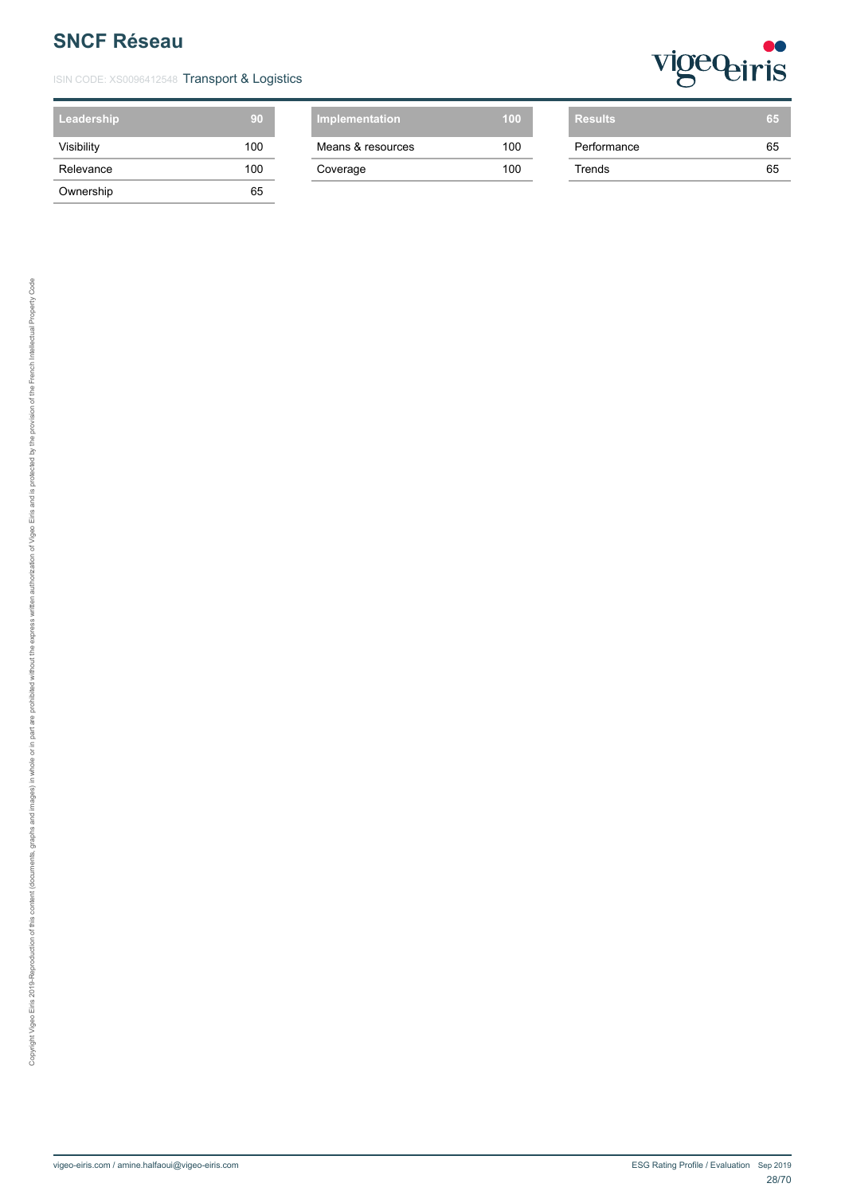| Leadership | 90 |
| --- | --- |
| Visibility | 100 |
| Relevance | 100 |
| Ownership | 65 |

| Implementation | 100 |
| --- | --- |
| Means & resources | 100 |
| Coverage | 100 |

| Results | 65 |
| --- | --- |
| Performance | 65 |
| Trends | 65 |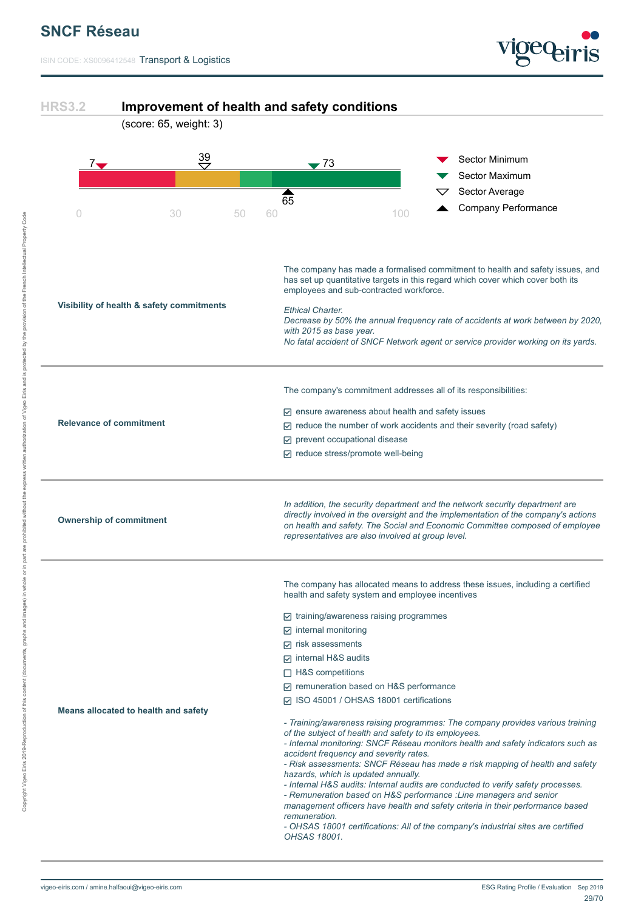## HRS3.2 Improvement of health and safety conditions

(score: 65, weight: 3)

Sector Minimum: 7 · Sector Average: 39 · Sector Maximum: 73 · Company Performance: 65

Scale: 0 – 30 – 50 – 60 – 100

| | |
|---|---|
| **Visibility of health & safety commitments** | The company has made a formalised commitment to health and safety issues, and has set up quantitative targets in this regard which cover which cover both its employees and sub-contracted workforce.<br><br>*Ethical Charter.*<br>*Decrease by 50% the annual frequency rate of accidents at work between by 2020, with 2015 as base year.*<br>*No fatal accident of SNCF Network agent or service provider working on its yards.* |
| **Relevance of commitment** | The company's commitment addresses all of its responsibilities:<br><br>☑ ensure awareness about health and safety issues<br>☑ reduce the number of work accidents and their severity (road safety)<br>☑ prevent occupational disease<br>☑ reduce stress/promote well-being |
| **Ownership of commitment** | *In addition, the security department and the network security department are directly involved in the oversight and the implementation of the company's actions on health and safety. The Social and Economic Committee composed of employee representatives are also involved at group level.* |
| **Means allocated to health and safety** | The company has allocated means to address these issues, including a certified health and safety system and employee incentives<br><br>☑ training/awareness raising programmes<br>☑ internal monitoring<br>☑ risk assessments<br>☑ internal H&S audits<br>☐ H&S competitions<br>☑ remuneration based on H&S performance<br>☑ ISO 45001 / OHSAS 18001 certifications<br><br>*- Training/awareness raising programmes: The company provides various training of the subject of health and safety to its employees.*<br>*- Internal monitoring: SNCF Réseau monitors health and safety indicators such as accident frequency and severity rates.*<br>*- Risk assessments: SNCF Réseau has made a risk mapping of health and safety hazards, which is updated annually.*<br>*- Internal H&S audits: Internal audits are conducted to verify safety processes.*<br>*- Remuneration based on H&S performance :Line managers and senior management officers have health and safety criteria in their performance based remuneration.*<br>*- OHSAS 18001 certifications: All of the company's industrial sites are certified OHSAS 18001.* |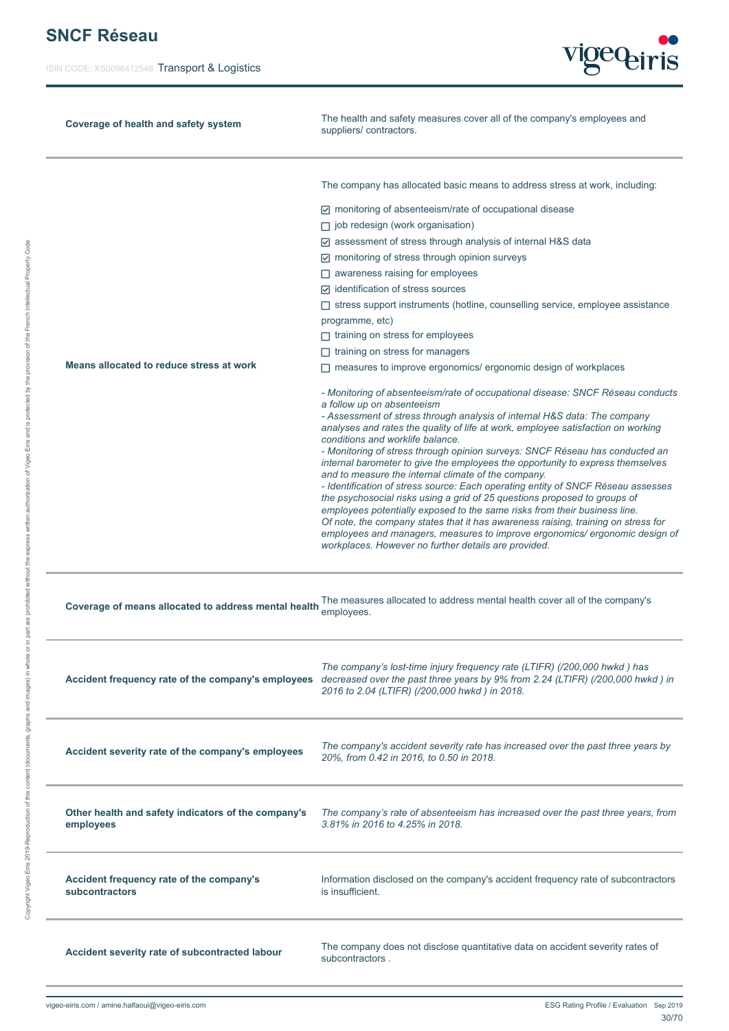| | |
|---|---|
| **Coverage of health and safety system** | The health and safety measures cover all of the company's employees and suppliers/ contractors. |
| **Means allocated to reduce stress at work** | The company has allocated basic means to address stress at work, including:<br><br>☑ monitoring of absenteeism/rate of occupational disease<br>☐ job redesign (work organisation)<br>☑ assessment of stress through analysis of internal H&S data<br>☑ monitoring of stress through opinion surveys<br>☐ awareness raising for employees<br>☑ identification of stress sources<br>☐ stress support instruments (hotline, counselling service, employee assistance programme, etc)<br>☐ training on stress for employees<br>☐ training on stress for managers<br>☐ measures to improve ergonomics/ ergonomic design of workplaces<br><br>*- Monitoring of absenteeism/rate of occupational disease: SNCF Réseau conducts a follow up on absenteeism*<br>*- Assessment of stress through analysis of internal H&S data: The company analyses and rates the quality of life at work, employee satisfaction on working conditions and worklife balance.*<br>*- Monitoring of stress through opinion surveys: SNCF Réseau has conducted an internal barometer to give the employees the opportunity to express themselves and to measure the internal climate of the company.*<br>*- Identification of stress source: Each operating entity of SNCF Réseau assesses the psychosocial risks using a grid of 25 questions proposed to groups of employees potentially exposed to the same risks from their business line.*<br>*Of note, the company states that it has awareness raising, training on stress for employees and managers, measures to improve ergonomics/ ergonomic design of workplaces. However no further details are provided.* |
| **Coverage of means allocated to address mental health** | The measures allocated to address mental health cover all of the company's employees. |
| **Accident frequency rate of the company's employees** | *The company's lost-time injury frequency rate (LTIFR) (/200,000 hwkd ) has decreased over the past three years by 9% from 2.24 (LTIFR) (/200,000 hwkd ) in 2016 to 2.04 (LTIFR) (/200,000 hwkd ) in 2018.* |
| **Accident severity rate of the company's employees** | *The company's accident severity rate has increased over the past three years by 20%, from 0.42 in 2016, to 0.50 in 2018.* |
| **Other health and safety indicators of the company's employees** | *The company's rate of absenteeism has increased over the past three years, from 3.81% in 2016 to 4.25% in 2018.* |
| **Accident frequency rate of the company's subcontractors** | Information disclosed on the company's accident frequency rate of subcontractors is insufficient. |
| **Accident severity rate of subcontracted labour** | The company does not disclose quantitative data on accident severity rates of subcontractors . |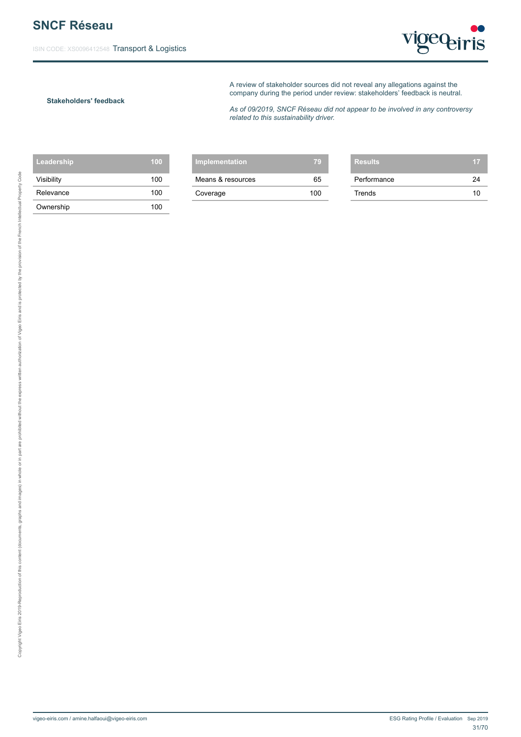**Stakeholders' feedback**

A review of stakeholder sources did not reveal any allegations against the company during the period under review: stakeholders' feedback is neutral.

*As of 09/2019, SNCF Réseau did not appear to be involved in any controversy related to this sustainability driver.*

| Leadership | 100 |
|---|---|
| Visibility | 100 |
| Relevance | 100 |
| Ownership | 100 |

| Implementation | 79 |
|---|---|
| Means & resources | 65 |
| Coverage | 100 |

| Results | 17 |
|---|---|
| Performance | 24 |
| Trends | 10 |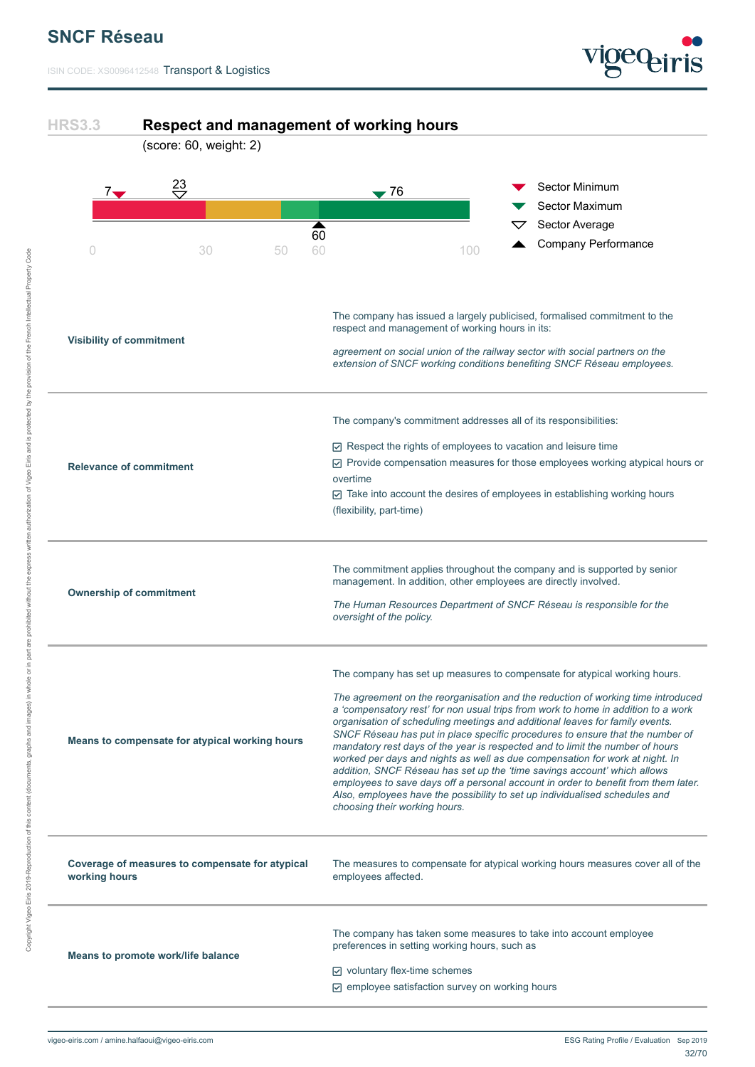## HRS3.3 Respect and management of working hours

(score: 60, weight: 2)

Sector Minimum: 7 | Sector Average: 23 | Sector Maximum: 76 | Company Performance: 60

| | |
|---|---|
| **Visibility of commitment** | The company has issued a largely publicised, formalised commitment to the respect and management of working hours in its:<br><br>*agreement on social union of the railway sector with social partners on the extension of SNCF working conditions benefiting SNCF Réseau employees.* |
| **Relevance of commitment** | The company's commitment addresses all of its responsibilities:<br><br>☑ Respect the rights of employees to vacation and leisure time<br>☑ Provide compensation measures for those employees working atypical hours or overtime<br>☑ Take into account the desires of employees in establishing working hours (flexibility, part-time) |
| **Ownership of commitment** | The commitment applies throughout the company and is supported by senior management. In addition, other employees are directly involved.<br><br>*The Human Resources Department of SNCF Réseau is responsible for the oversight of the policy.* |
| **Means to compensate for atypical working hours** | The company has set up measures to compensate for atypical working hours.<br><br>*The agreement on the reorganisation and the reduction of working time introduced a 'compensatory rest' for non usual trips from work to home in addition to a work organisation of scheduling meetings and additional leaves for family events. SNCF Réseau has put in place specific procedures to ensure that the number of mandatory rest days of the year is respected and to limit the number of hours worked per days and nights as well as due compensation for work at night. In addition, SNCF Réseau has set up the 'time savings account' which allows employees to save days off a personal account in order to benefit from them later. Also, employees have the possibility to set up individualised schedules and choosing their working hours.* |
| **Coverage of measures to compensate for atypical working hours** | The measures to compensate for atypical working hours measures cover all of the employees affected. |
| **Means to promote work/life balance** | The company has taken some measures to take into account employee preferences in setting working hours, such as<br><br>☑ voluntary flex-time schemes<br>☑ employee satisfaction survey on working hours |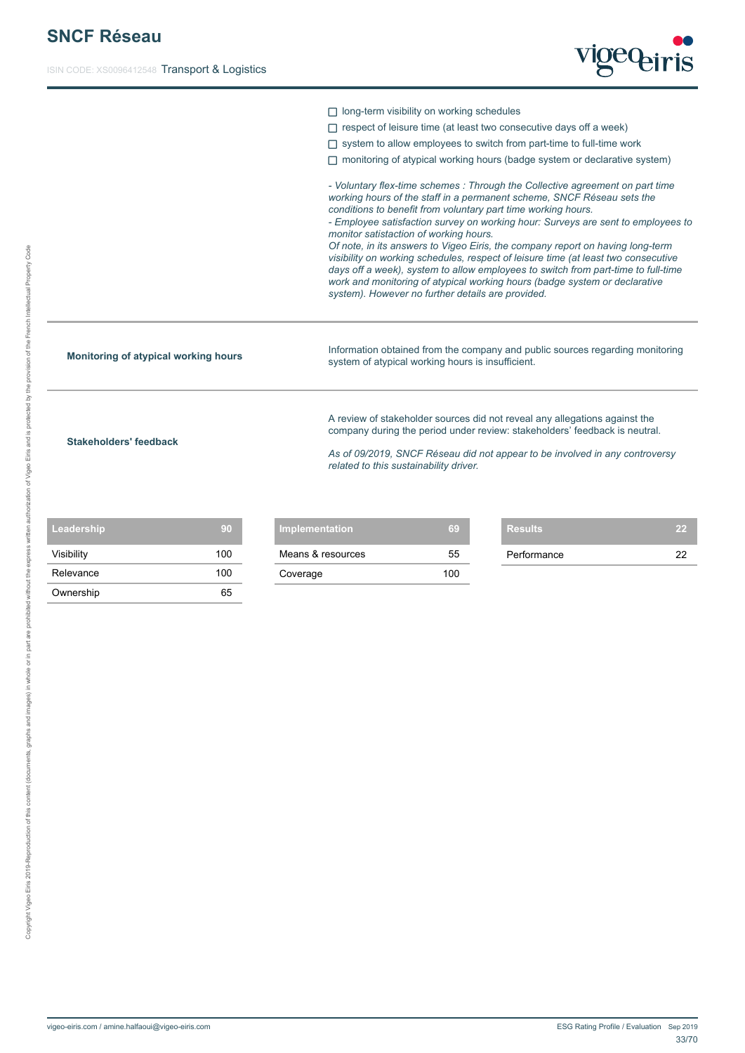- ☐ long-term visibility on working schedules
- ☐ respect of leisure time (at least two consecutive days off a week)
- ☐ system to allow employees to switch from part-time to full-time work
- ☐ monitoring of atypical working hours (badge system or declarative system)

*- Voluntary flex-time schemes : Through the Collective agreement on part time working hours of the staff in a permanent scheme, SNCF Réseau sets the conditions to benefit from voluntary part time working hours.*
*- Employee satisfaction survey on working hour: Surveys are sent to employees to monitor satistaction of working hours.*
*Of note, in its answers to Vigeo Eiris, the company report on having long-term visibility on working schedules, respect of leisure time (at least two consecutive days off a week), system to allow employees to switch from part-time to full-time work and monitoring of atypical working hours (badge system or declarative system). However no further details are provided.*

**Monitoring of atypical working hours**

Information obtained from the company and public sources regarding monitoring system of atypical working hours is insufficient.

**Stakeholders' feedback**

A review of stakeholder sources did not reveal any allegations against the company during the period under review: stakeholders' feedback is neutral.

*As of 09/2019, SNCF Réseau did not appear to be involved in any controversy related to this sustainability driver.*

| Leadership | 90 |
| --- | --- |
| Visibility | 100 |
| Relevance | 100 |
| Ownership | 65 |

| Implementation | 69 |
| --- | --- |
| Means & resources | 55 |
| Coverage | 100 |

| Results | 22 |
| --- | --- |
| Performance | 22 |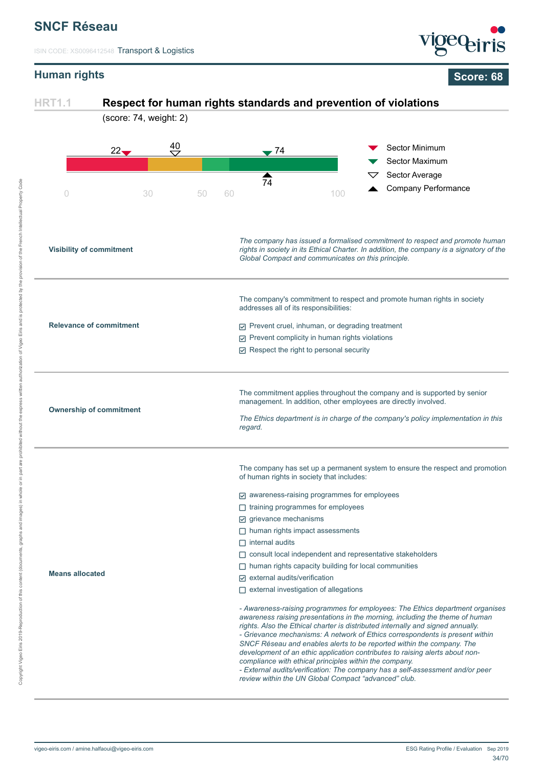# SNCF Réseau

ISIN CODE: XS0096412548 Transport & Logistics

## Human rights

**Score: 68**

### HRT1.1 Respect for human rights standards and prevention of violations

(score: 74, weight: 2)

- Sector Minimum: 22
- Sector Maximum: 74
- Sector Average: 40
- Company Performance: 74

Scale: 0 – 30 – 50 – 60 – 100

| | |
|---|---|
| **Visibility of commitment** | *The company has issued a formalised commitment to respect and promote human rights in society in its Ethical Charter. In addition, the company is a signatory of the Global Compact and communicates on this principle.* |
| **Relevance of commitment** | The company's commitment to respect and promote human rights in society addresses all of its responsibilities:<br>☑ Prevent cruel, inhuman, or degrading treatment<br>☑ Prevent complicity in human rights violations<br>☑ Respect the right to personal security |
| **Ownership of commitment** | The commitment applies throughout the company and is supported by senior management. In addition, other employees are directly involved.<br>*The Ethics department is in charge of the company's policy implementation in this regard.* |
| **Means allocated** | The company has set up a permanent system to ensure the respect and promotion of human rights in society that includes:<br>☑ awareness-raising programmes for employees<br>☐ training programmes for employees<br>☑ grievance mechanisms<br>☐ human rights impact assessments<br>☐ internal audits<br>☐ consult local independent and representative stakeholders<br>☐ human rights capacity building for local communities<br>☑ external audits/verification<br>☐ external investigation of allegations<br>*- Awareness-raising programmes for employees: The Ethics department organises awareness raising presentations in the morning, including the theme of human rights. Also the Ethical charter is distributed internally and signed annually.*<br>*- Grievance mechanisms: A network of Ethics correspondents is present within SNCF Réseau and enables alerts to be reported within the company. The development of an ethic application contributes to raising alerts about non-compliance with ethical principles within the company.*<br>*- External audits/verification: The company has a self-assessment and/or peer review within the UN Global Compact "advanced" club.* |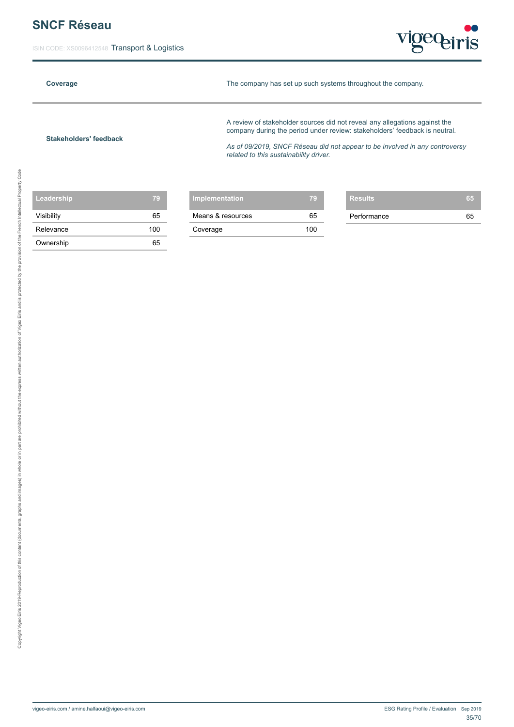| | |
|---|---|
| **Coverage** | The company has set up such systems throughout the company. |
| **Stakeholders' feedback** | A review of stakeholder sources did not reveal any allegations against the company during the period under review: stakeholders' feedback is neutral.<br><br>*As of 09/2019, SNCF Réseau did not appear to be involved in any controversy related to this sustainability driver.* |

| Leadership | 79 |
|---|---|
| Visibility | 65 |
| Relevance | 100 |
| Ownership | 65 |

| Implementation | 79 |
|---|---|
| Means & resources | 65 |
| Coverage | 100 |

| Results | 65 |
|---|---|
| Performance | 65 |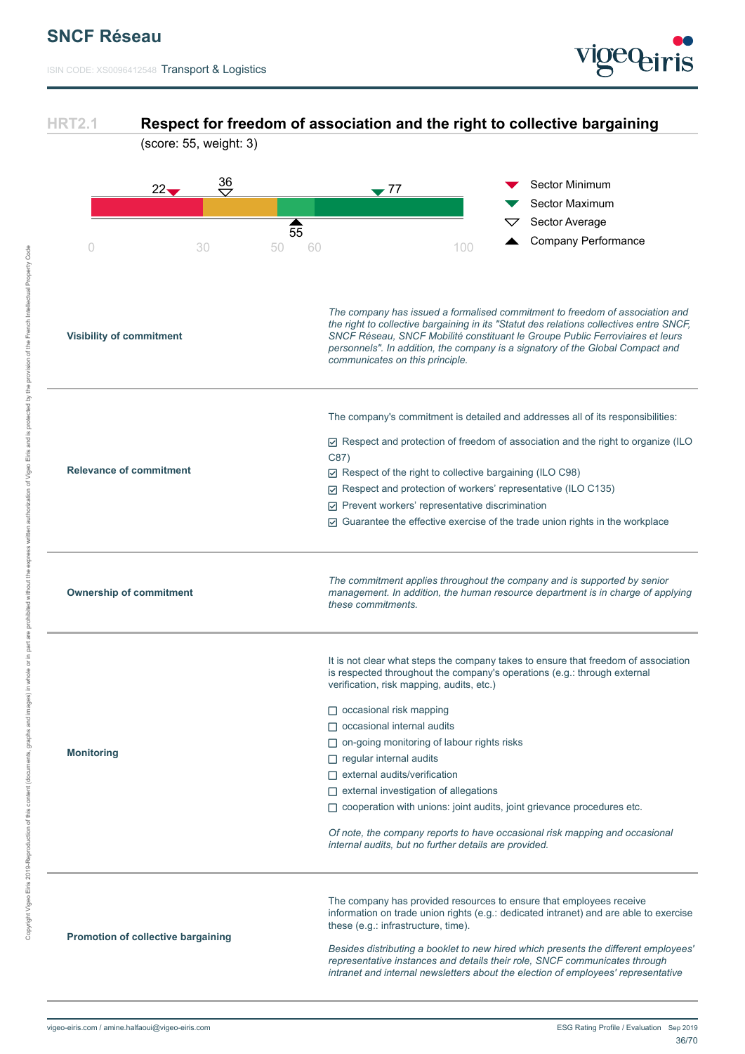## HRT2.1 Respect for freedom of association and the right to collective bargaining

(score: 55, weight: 3)

Sector Minimum: 22 | Sector Average: 36 | Sector Maximum: 77 | Company Performance: 55

Scale: 0 – 30 – 50 – 60 – 100

| | |
|---|---|
| **Visibility of commitment** | *The company has issued a formalised commitment to freedom of association and the right to collective bargaining in its "Statut des relations collectives entre SNCF, SNCF Réseau, SNCF Mobilité constituant le Groupe Public Ferroviaires et leurs personnels". In addition, the company is a signatory of the Global Compact and communicates on this principle.* |
| **Relevance of commitment** | The company's commitment is detailed and addresses all of its responsibilities:<br>☑ Respect and protection of freedom of association and the right to organize (ILO C87)<br>☑ Respect of the right to collective bargaining (ILO C98)<br>☑ Respect and protection of workers' representative (ILO C135)<br>☑ Prevent workers' representative discrimination<br>☑ Guarantee the effective exercise of the trade union rights in the workplace |
| **Ownership of commitment** | *The commitment applies throughout the company and is supported by senior management. In addition, the human resource department is in charge of applying these commitments.* |
| **Monitoring** | It is not clear what steps the company takes to ensure that freedom of association is respected throughout the company's operations (e.g.: through external verification, risk mapping, audits, etc.)<br>☐ occasional risk mapping<br>☐ occasional internal audits<br>☐ on-going monitoring of labour rights risks<br>☐ regular internal audits<br>☐ external audits/verification<br>☐ external investigation of allegations<br>☐ cooperation with unions: joint audits, joint grievance procedures etc.<br>*Of note, the company reports to have occasional risk mapping and occasional internal audits, but no further details are provided.* |
| **Promotion of collective bargaining** | The company has provided resources to ensure that employees receive information on trade union rights (e.g.: dedicated intranet) and are able to exercise these (e.g.: infrastructure, time).<br>*Besides distributing a booklet to new hired which presents the different employees' representative instances and details their role, SNCF communicates through intranet and internal newsletters about the election of employees' representative* |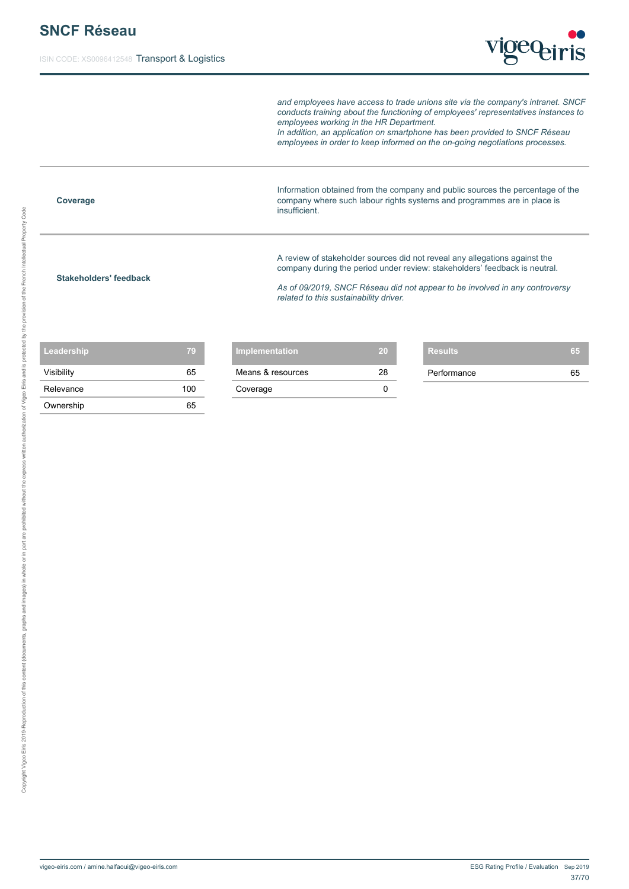*and employees have access to trade unions site via the company's intranet. SNCF conducts training about the functioning of employees' representatives instances to employees working in the HR Department.*
*In addition, an application on smartphone has been provided to SNCF Réseau employees in order to keep informed on the on-going negotiations processes.*

**Coverage**

Information obtained from the company and public sources the percentage of the company where such labour rights systems and programmes are in place is insufficient.

**Stakeholders' feedback**

A review of stakeholder sources did not reveal any allegations against the company during the period under review: stakeholders' feedback is neutral.

*As of 09/2019, SNCF Réseau did not appear to be involved in any controversy related to this sustainability driver.*

| Leadership | 79 |
|---|---|
| Visibility | 65 |
| Relevance | 100 |
| Ownership | 65 |

| Implementation | 20 |
|---|---|
| Means & resources | 28 |
| Coverage | 0 |

| Results | 65 |
|---|---|
| Performance | 65 |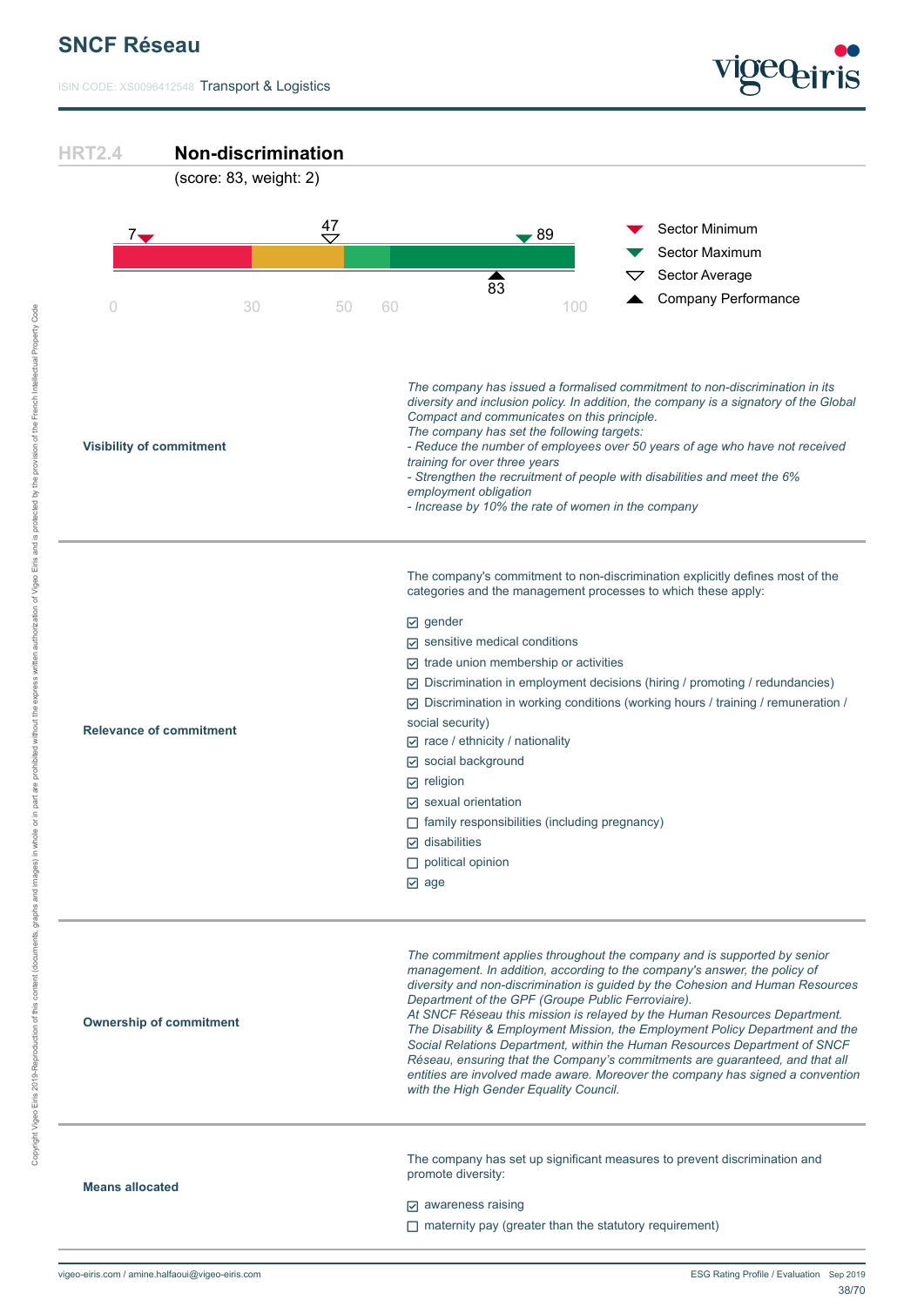## HRT2.4 Non-discrimination

(score: 83, weight: 2)

Sector Minimum: 7 | Sector Average: 47 | Sector Maximum: 89 | Company Performance: 83

Scale: 0 – 30 – 50 – 60 – 100

| | |
|---|---|
| **Visibility of commitment** | *The company has issued a formalised commitment to non-discrimination in its diversity and inclusion policy. In addition, the company is a signatory of the Global Compact and communicates on this principle.*<br>*The company has set the following targets:*<br>*- Reduce the number of employees over 50 years of age who have not received training for over three years*<br>*- Strengthen the recruitment of people with disabilities and meet the 6% employment obligation*<br>*- Increase by 10% the rate of women in the company* |
| **Relevance of commitment** | The company's commitment to non-discrimination explicitly defines most of the categories and the management processes to which these apply:<br>☑ gender<br>☑ sensitive medical conditions<br>☑ trade union membership or activities<br>☑ Discrimination in employment decisions (hiring / promoting / redundancies)<br>☑ Discrimination in working conditions (working hours / training / remuneration / social security)<br>☑ race / ethnicity / nationality<br>☑ social background<br>☑ religion<br>☑ sexual orientation<br>☐ family responsibilities (including pregnancy)<br>☑ disabilities<br>☐ political opinion<br>☑ age |
| **Ownership of commitment** | *The commitment applies throughout the company and is supported by senior management. In addition, according to the company's answer, the policy of diversity and non-discrimination is guided by the Cohesion and Human Resources Department of the GPF (Groupe Public Ferroviaire).*<br>*At SNCF Réseau this mission is relayed by the Human Resources Department. The Disability & Employment Mission, the Employment Policy Department and the Social Relations Department, within the Human Resources Department of SNCF Réseau, ensuring that the Company's commitments are guaranteed, and that all entities are involved made aware. Moreover the company has signed a convention with the High Gender Equality Council.* |
| **Means allocated** | The company has set up significant measures to prevent discrimination and promote diversity:<br>☑ awareness raising<br>☐ maternity pay (greater than the statutory requirement) |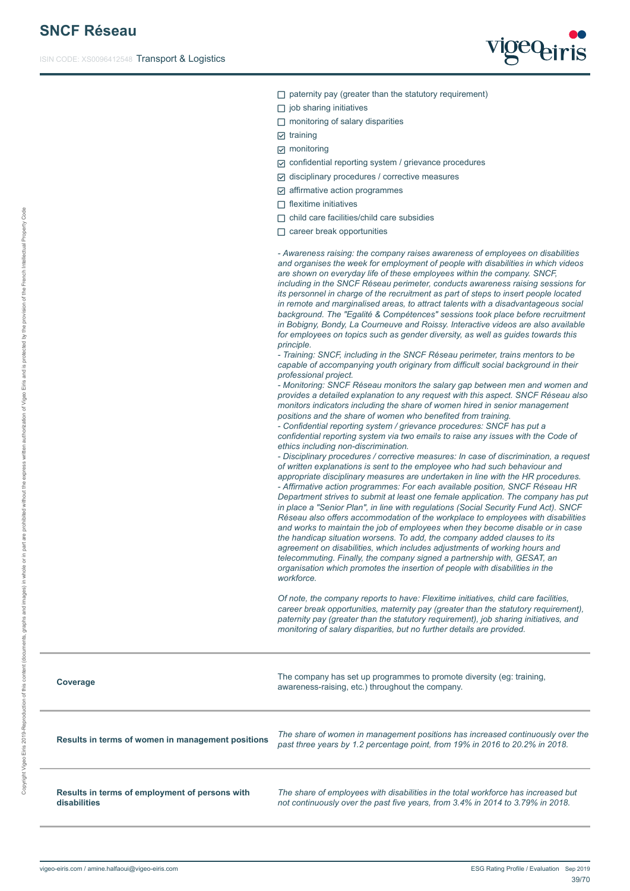- ☐ paternity pay (greater than the statutory requirement)
- ☐ job sharing initiatives
- ☐ monitoring of salary disparities
- ☑ training
- ☑ monitoring
- ☑ confidential reporting system / grievance procedures
- ☑ disciplinary procedures / corrective measures
- ☑ affirmative action programmes
- ☐ flexitime initiatives
- ☐ child care facilities/child care subsidies
- ☐ career break opportunities

*- Awareness raising: the company raises awareness of employees on disabilities and organises the week for employment of people with disabilities in which videos are shown on everyday life of these employees within the company. SNCF, including in the SNCF Réseau perimeter, conducts awareness raising sessions for its personnel in charge of the recruitment as part of steps to insert people located in remote and marginalised areas, to attract talents with a disadvantageous social background. The "Egalité & Compétences" sessions took place before recruitment in Bobigny, Bondy, La Courneuve and Roissy. Interactive videos are also available for employees on topics such as gender diversity, as well as guides towards this principle.*
*- Training: SNCF, including in the SNCF Réseau perimeter, trains mentors to be capable of accompanying youth originary from difficult social background in their professional project.*
*- Monitoring: SNCF Réseau monitors the salary gap between men and women and provides a detailed explanation to any request with this aspect. SNCF Réseau also monitors indicators including the share of women hired in senior management positions and the share of women who benefited from training.*
*- Confidential reporting system / grievance procedures: SNCF has put a confidential reporting system via two emails to raise any issues with the Code of ethics including non-discrimination.*
*- Disciplinary procedures / corrective measures: In case of discrimination, a request of written explanations is sent to the employee who had such behaviour and appropriate disciplinary measures are undertaken in line with the HR procedures.*
*- Affirmative action programmes: For each available position, SNCF Réseau HR Department strives to submit at least one female application. The company has put in place a "Senior Plan", in line with regulations (Social Security Fund Act). SNCF Réseau also offers accommodation of the workplace to employees with disabilities and works to maintain the job of employees when they become disable or in case the handicap situation worsens. To add, the company added clauses to its agreement on disabilities, which includes adjustments of working hours and telecommuting. Finally, the company signed a partnership with, GESAT, an organisation which promotes the insertion of people with disabilities in the workforce.*

*Of note, the company reports to have: Flexitime initiatives, child care facilities, career break opportunities, maternity pay (greater than the statutory requirement), paternity pay (greater than the statutory requirement), job sharing initiatives, and monitoring of salary disparities, but no further details are provided.*

| | |
|---|---|
| **Coverage** | The company has set up programmes to promote diversity (eg: training, awareness-raising, etc.) throughout the company. |
| **Results in terms of women in management positions** | *The share of women in management positions has increased continuously over the past three years by 1.2 percentage point, from 19% in 2016 to 20.2% in 2018.* |
| **Results in terms of employment of persons with disabilities** | *The share of employees with disabilities in the total workforce has increased but not continuously over the past five years, from 3.4% in 2014 to 3.79% in 2018.* |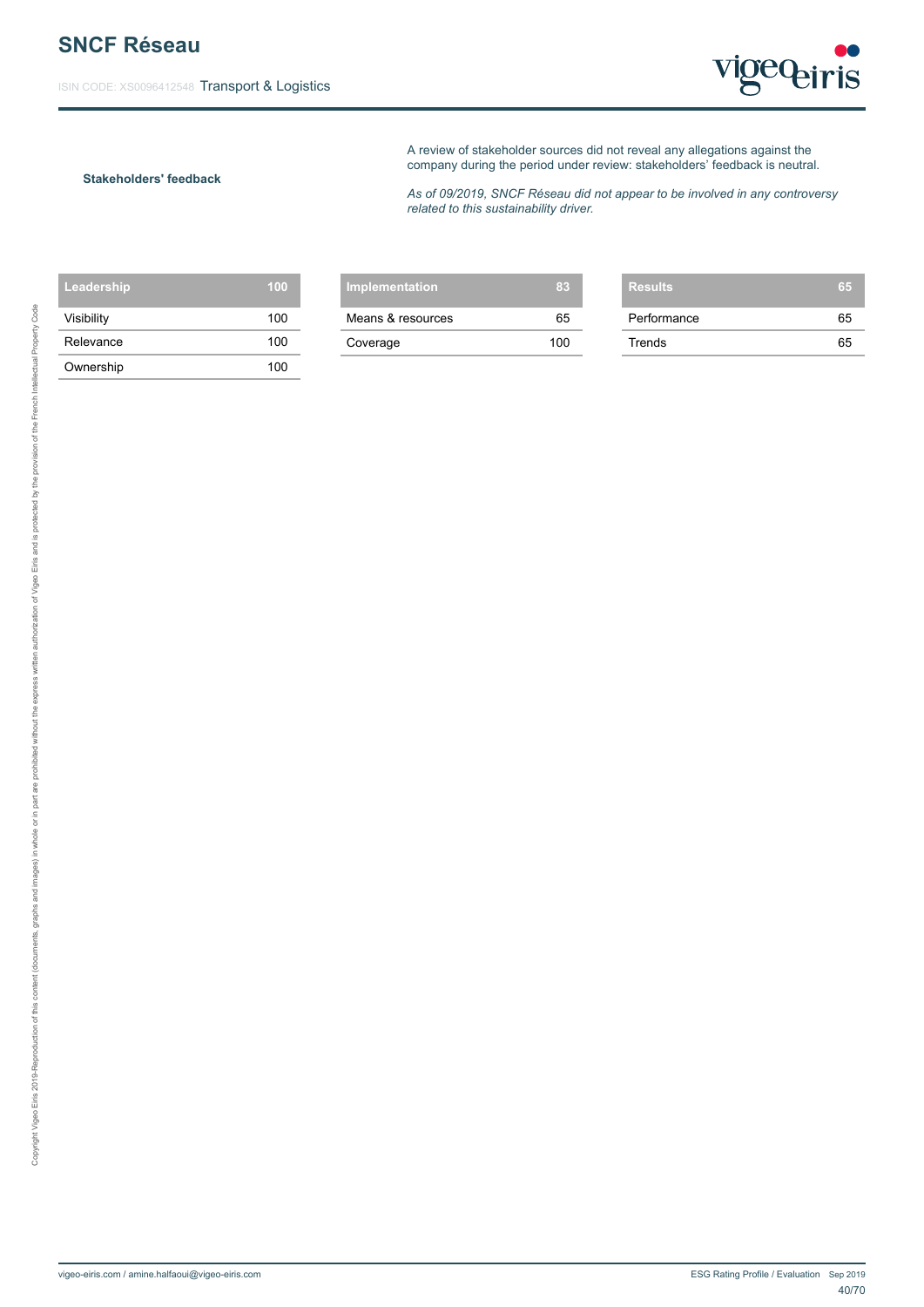**Stakeholders' feedback**

A review of stakeholder sources did not reveal any allegations against the company during the period under review: stakeholders' feedback is neutral.

*As of 09/2019, SNCF Réseau did not appear to be involved in any controversy related to this sustainability driver.*

| Leadership | 100 |
|---|---|
| Visibility | 100 |
| Relevance | 100 |
| Ownership | 100 |

| Implementation | 83 |
|---|---|
| Means & resources | 65 |
| Coverage | 100 |

| Results | 65 |
|---|---|
| Performance | 65 |
| Trends | 65 |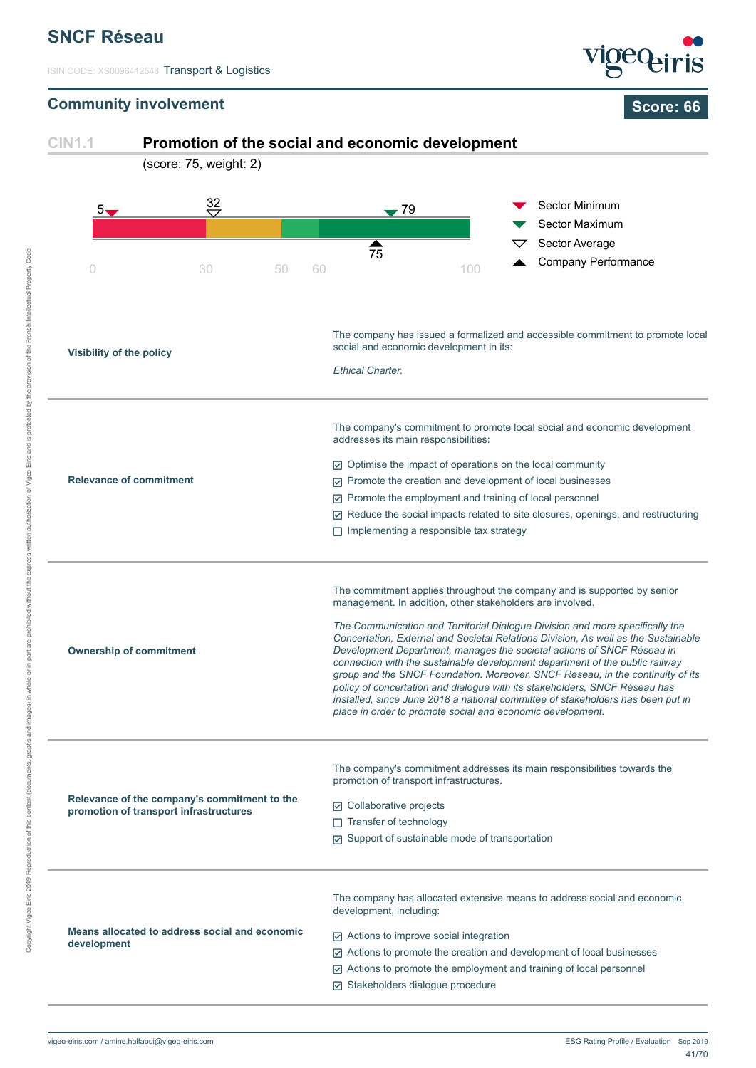# SNCF Réseau

ISIN CODE: XS0096412548 Transport & Logistics

## Community involvement

**Score: 66**

### CIN1.1 Promotion of the social and economic development

(score: 75, weight: 2)

| Indicator | Value |
|---|---|
| Sector Minimum | 5 |
| Sector Average | 32 |
| Sector Maximum | 79 |
| Company Performance | 75 |

Scale: 0 – 30 – 50 – 60 – 100

**Visibility of the policy**

The company has issued a formalized and accessible commitment to promote local social and economic development in its:

*Ethical Charter.*

**Relevance of commitment**

The company's commitment to promote local social and economic development addresses its main responsibilities:

- [x] Optimise the impact of operations on the local community
- [x] Promote the creation and development of local businesses
- [x] Promote the employment and training of local personnel
- [x] Reduce the social impacts related to site closures, openings, and restructuring
- [ ] Implementing a responsible tax strategy

**Ownership of commitment**

The commitment applies throughout the company and is supported by senior management. In addition, other stakeholders are involved.

*The Communication and Territorial Dialogue Division and more specifically the Concertation, External and Societal Relations Division, As well as the Sustainable Development Department, manages the societal actions of SNCF Réseau in connection with the sustainable development department of the public railway group and the SNCF Foundation. Moreover, SNCF Reseau, in the continuity of its policy of concertation and dialogue with its stakeholders, SNCF Réseau has installed, since June 2018 a national committee of stakeholders has been put in place in order to promote social and economic development.*

**Relevance of the company's commitment to the promotion of transport infrastructures**

The company's commitment addresses its main responsibilities towards the promotion of transport infrastructures.

- [x] Collaborative projects
- [ ] Transfer of technology
- [x] Support of sustainable mode of transportation

**Means allocated to address social and economic development**

The company has allocated extensive means to address social and economic development, including:

- [x] Actions to improve social integration
- [x] Actions to promote the creation and development of local businesses
- [x] Actions to promote the employment and training of local personnel
- [x] Stakeholders dialogue procedure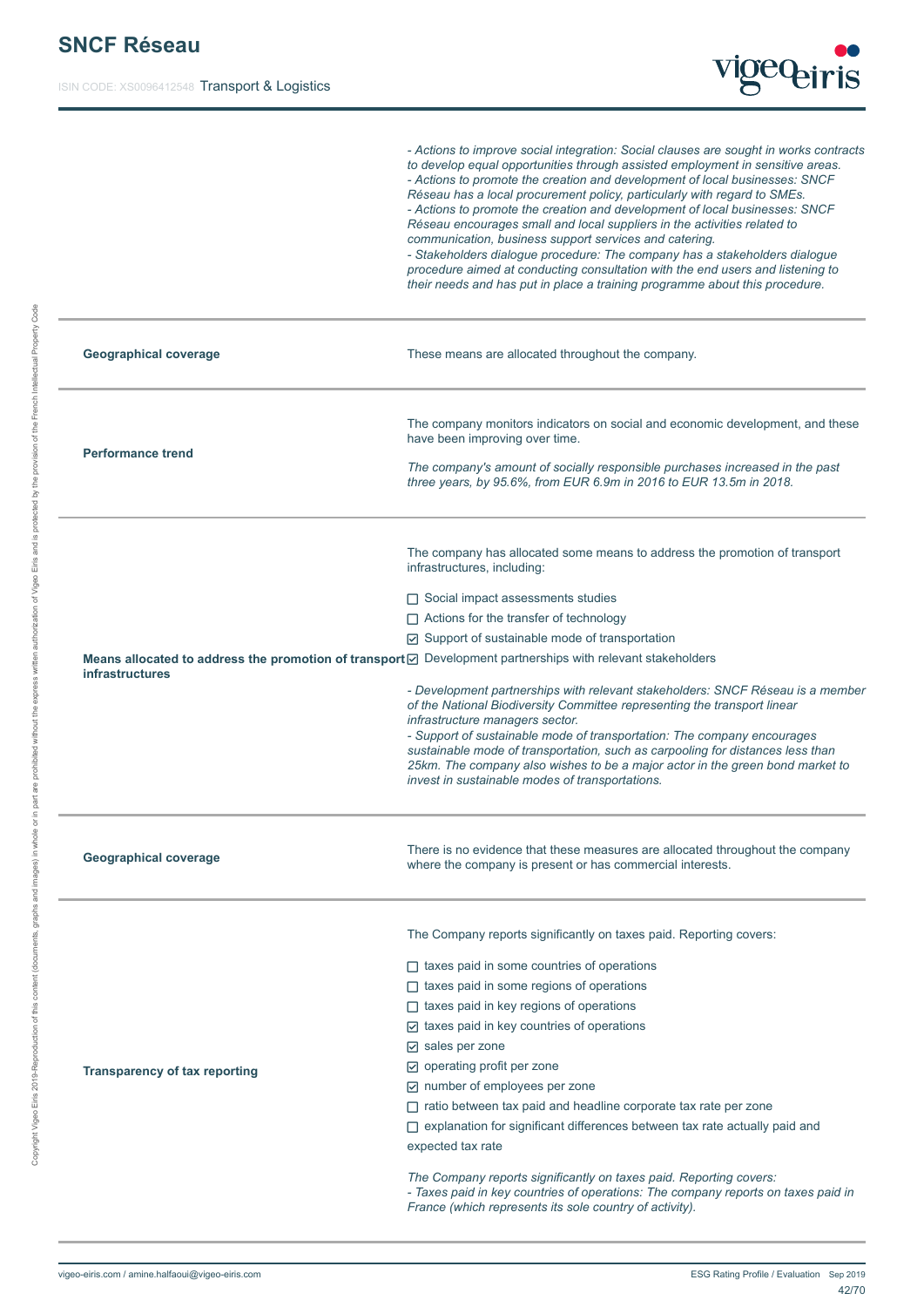| | |
|---|---|
| | *- Actions to improve social integration: Social clauses are sought in works contracts to develop equal opportunities through assisted employment in sensitive areas.*<br>*- Actions to promote the creation and development of local businesses: SNCF Réseau has a local procurement policy, particularly with regard to SMEs.*<br>*- Actions to promote the creation and development of local businesses: SNCF Réseau encourages small and local suppliers in the activities related to communication, business support services and catering.*<br>*- Stakeholders dialogue procedure: The company has a stakeholders dialogue procedure aimed at conducting consultation with the end users and listening to their needs and has put in place a training programme about this procedure.* |
| **Geographical coverage** | These means are allocated throughout the company. |
| **Performance trend** | The company monitors indicators on social and economic development, and these have been improving over time.<br><br>*The company's amount of socially responsible purchases increased in the past three years, by 95.6%, from EUR 6.9m in 2016 to EUR 13.5m in 2018.* |
| **Means allocated to address the promotion of transport infrastructures** | The company has allocated some means to address the promotion of transport infrastructures, including:<br><br>☐ Social impact assessments studies<br>☐ Actions for the transfer of technology<br>☑ Support of sustainable mode of transportation<br>☑ Development partnerships with relevant stakeholders<br><br>*- Development partnerships with relevant stakeholders: SNCF Réseau is a member of the National Biodiversity Committee representing the transport linear infrastructure managers sector.*<br>*- Support of sustainable mode of transportation: The company encourages sustainable mode of transportation, such as carpooling for distances less than 25km. The company also wishes to be a major actor in the green bond market to invest in sustainable modes of transportations.* |
| **Geographical coverage** | There is no evidence that these measures are allocated throughout the company where the company is present or has commercial interests. |
| **Transparency of tax reporting** | The Company reports significantly on taxes paid. Reporting covers:<br><br>☐ taxes paid in some countries of operations<br>☐ taxes paid in some regions of operations<br>☐ taxes paid in key regions of operations<br>☑ taxes paid in key countries of operations<br>☑ sales per zone<br>☑ operating profit per zone<br>☑ number of employees per zone<br>☐ ratio between tax paid and headline corporate tax rate per zone<br>☐ explanation for significant differences between tax rate actually paid and expected tax rate<br><br>*The Company reports significantly on taxes paid. Reporting covers:*<br>*- Taxes paid in key countries of operations: The company reports on taxes paid in France (which represents its sole country of activity).* |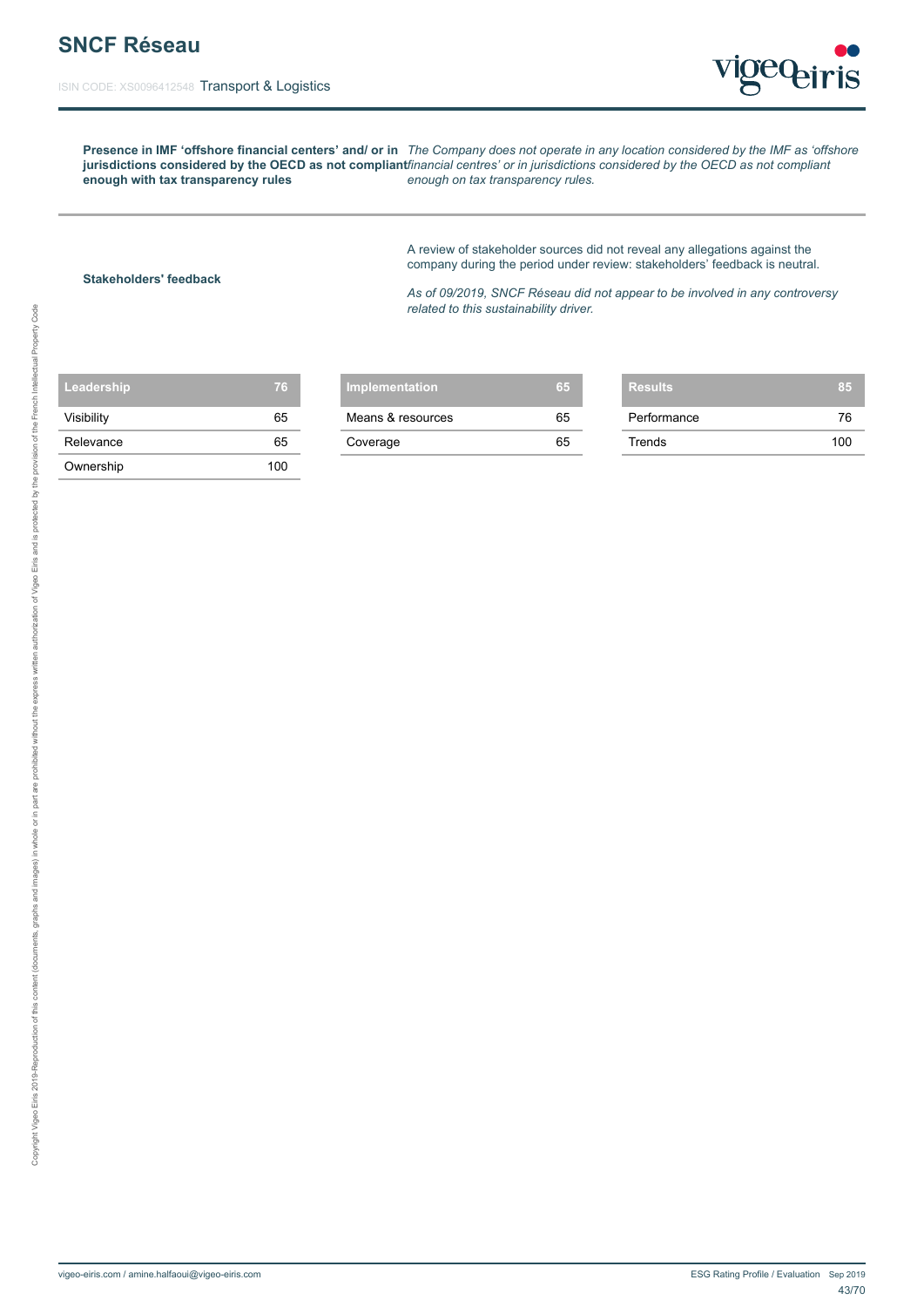**Presence in IMF 'offshore financial centers' and/ or in jurisdictions considered by the OECD as not compliant enough with tax transparency rules**

*The Company does not operate in any location considered by the IMF as 'offshore financial centres' or in jurisdictions considered by the OECD as not compliant enough on tax transparency rules.*

**Stakeholders' feedback**

A review of stakeholder sources did not reveal any allegations against the company during the period under review: stakeholders' feedback is neutral.

*As of 09/2019, SNCF Réseau did not appear to be involved in any controversy related to this sustainability driver.*

| Leadership | 76 |
|---|---|
| Visibility | 65 |
| Relevance | 65 |
| Ownership | 100 |

| Implementation | 65 |
|---|---|
| Means & resources | 65 |
| Coverage | 65 |

| Results | 85 |
|---|---|
| Performance | 76 |
| Trends | 100 |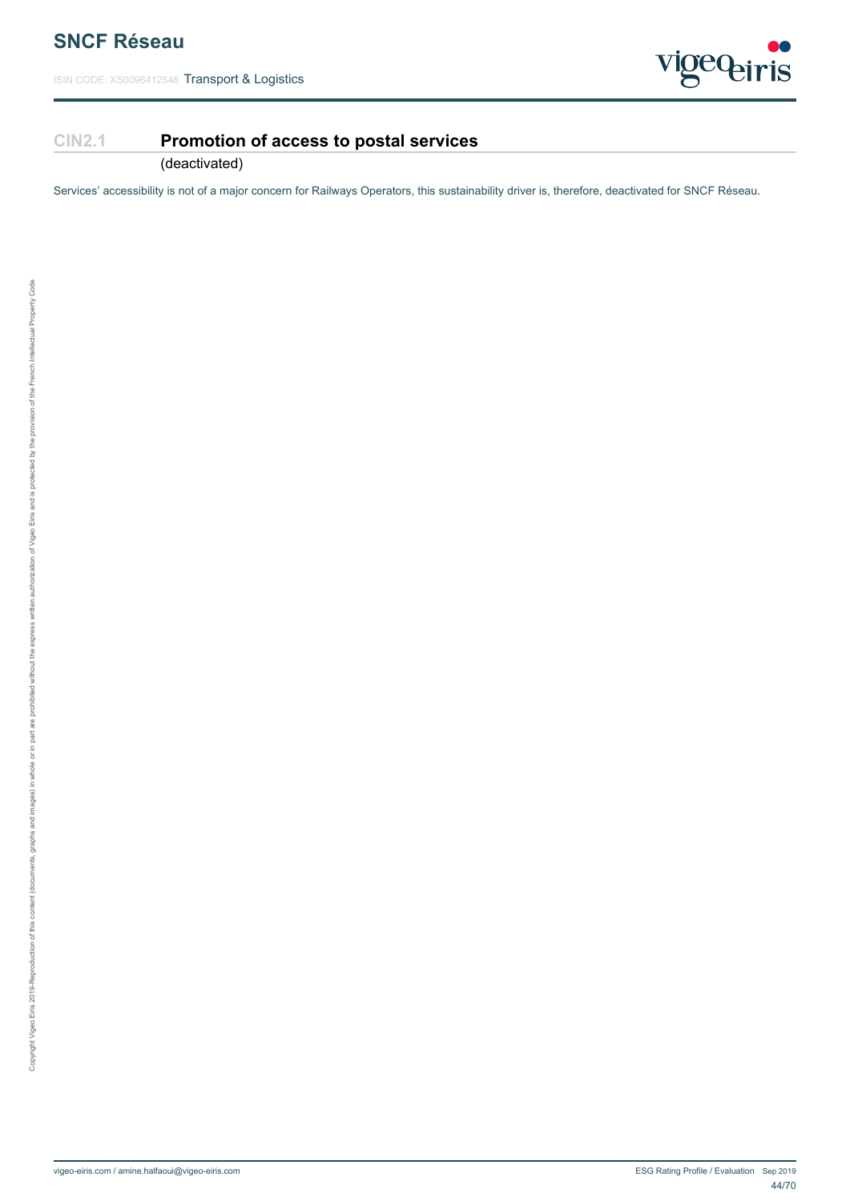## CIN2.1 Promotion of access to postal services

(deactivated)

Services' accessibility is not of a major concern for Railways Operators, this sustainability driver is, therefore, deactivated for SNCF Réseau.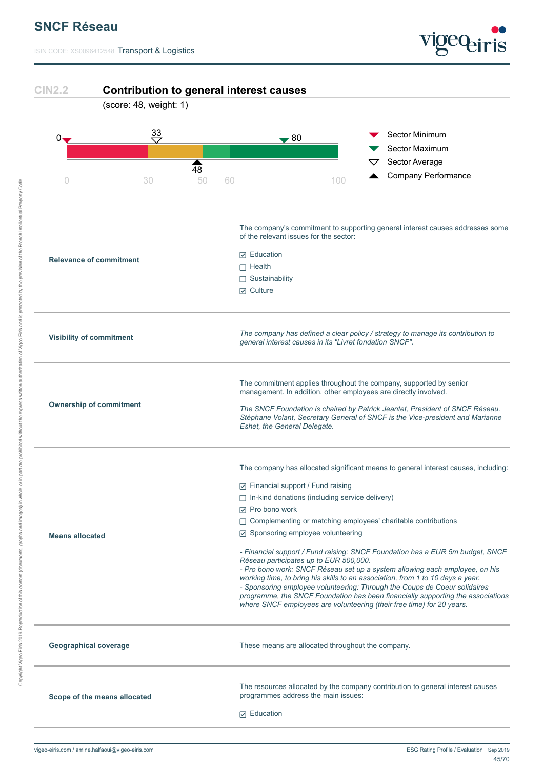## CIN2.2 Contribution to general interest causes

(score: 48, weight: 1)

| | |
|---|---|
| Sector Minimum | 0 |
| Sector Maximum | 80 |
| Sector Average | 33 |
| Company Performance | 48 |

| | |
|---|---|
| **Relevance of commitment** | The company's commitment to supporting general interest causes addresses some of the relevant issues for the sector:<br>☑ Education<br>☐ Health<br>☐ Sustainability<br>☑ Culture |
| **Visibility of commitment** | *The company has defined a clear policy / strategy to manage its contribution to general interest causes in its "Livret fondation SNCF".* |
| **Ownership of commitment** | The commitment applies throughout the company, supported by senior management. In addition, other employees are directly involved.<br>*The SNCF Foundation is chaired by Patrick Jeantet, President of SNCF Réseau. Stéphane Volant, Secretary General of SNCF is the Vice-president and Marianne Eshet, the General Delegate.* |
| **Means allocated** | The company has allocated significant means to general interest causes, including:<br>☑ Financial support / Fund raising<br>☐ In-kind donations (including service delivery)<br>☑ Pro bono work<br>☐ Complementing or matching employees' charitable contributions<br>☑ Sponsoring employee volunteering<br>*- Financial support / Fund raising: SNCF Foundation has a EUR 5m budget, SNCF Réseau participates up to EUR 500,000.*<br>*- Pro bono work: SNCF Réseau set up a system allowing each employee, on his working time, to bring his skills to an association, from 1 to 10 days a year.*<br>*- Sponsoring employee volunteering: Through the Coups de Coeur solidaires programme, the SNCF Foundation has been financially supporting the associations where SNCF employees are volunteering (their free time) for 20 years.* |
| **Geographical coverage** | These means are allocated throughout the company. |
| **Scope of the means allocated** | The resources allocated by the company contribution to general interest causes programmes address the main issues:<br>☑ Education |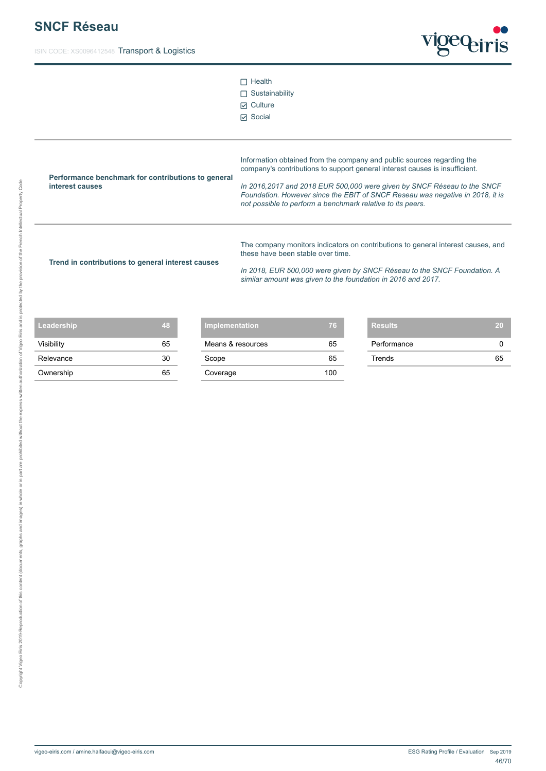- ☐ Health
- ☐ Sustainability
- ☑ Culture
- ☑ Social

| | |
|---|---|
| **Performance benchmark for contributions to general interest causes** | Information obtained from the company and public sources regarding the company's contributions to support general interest causes is insufficient.<br><br>*In 2016,2017 and 2018 EUR 500,000 were given by SNCF Réseau to the SNCF Foundation. However since the EBIT of SNCF Reseau was negative in 2018, it is not possible to perform a benchmark relative to its peers.* |
| **Trend in contributions to general interest causes** | The company monitors indicators on contributions to general interest causes, and these have been stable over time.<br><br>*In 2018, EUR 500,000 were given by SNCF Réseau to the SNCF Foundation. A similar amount was given to the foundation in 2016 and 2017.* |

| Leadership | 48 |
|---|---|
| Visibility | 65 |
| Relevance | 30 |
| Ownership | 65 |

| Implementation | 76 |
|---|---|
| Means & resources | 65 |
| Scope | 65 |
| Coverage | 100 |

| Results | 20 |
|---|---|
| Performance | 0 |
| Trends | 65 |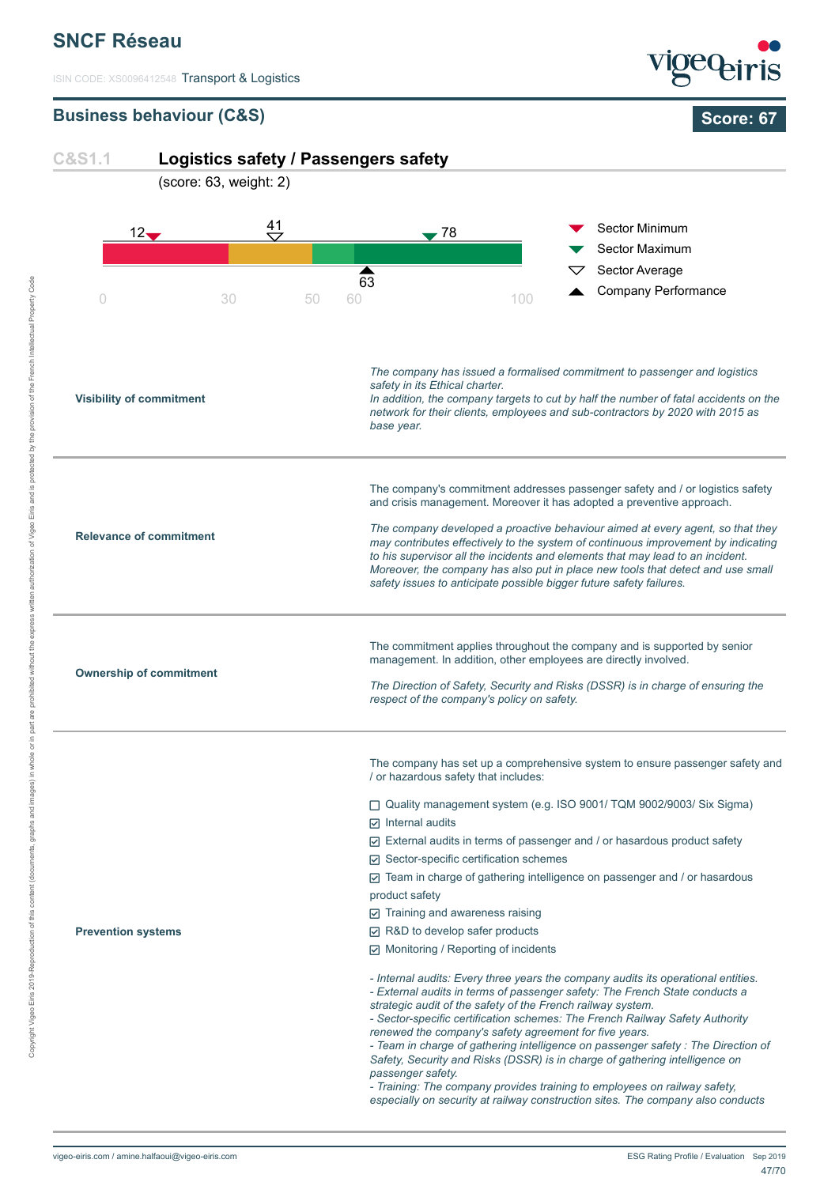## SNCF Réseau

ISIN CODE: XS0096412548 Transport & Logistics

### Business behaviour (C&S)

**Score: 67**

### C&S1.1 Logistics safety / Passengers safety

(score: 63, weight: 2)

| Indicator | Value |
|---|---|
| Sector Minimum | 12 |
| Sector Average | 41 |
| Sector Maximum | 78 |
| Company Performance | 63 |

| | |
|---|---|
| **Visibility of commitment** | *The company has issued a formalised commitment to passenger and logistics safety in its Ethical charter.*<br>*In addition, the company targets to cut by half the number of fatal accidents on the network for their clients, employees and sub-contractors by 2020 with 2015 as base year.* |
| **Relevance of commitment** | The company's commitment addresses passenger safety and / or logistics safety and crisis management. Moreover it has adopted a preventive approach.<br><br>*The company developed a proactive behaviour aimed at every agent, so that they may contributes effectively to the system of continuous improvement by indicating to his supervisor all the incidents and elements that may lead to an incident. Moreover, the company has also put in place new tools that detect and use small safety issues to anticipate possible bigger future safety failures.* |
| **Ownership of commitment** | The commitment applies throughout the company and is supported by senior management. In addition, other employees are directly involved.<br><br>*The Direction of Safety, Security and Risks (DSSR) is in charge of ensuring the respect of the company's policy on safety.* |
| **Prevention systems** | The company has set up a comprehensive system to ensure passenger safety and / or hazardous safety that includes:<br><br>☐ Quality management system (e.g. ISO 9001/ TQM 9002/9003/ Six Sigma)<br>☑ Internal audits<br>☑ External audits in terms of passenger and / or hasardous product safety<br>☑ Sector-specific certification schemes<br>☑ Team in charge of gathering intelligence on passenger and / or hasardous product safety<br>☑ Training and awareness raising<br>☑ R&D to develop safer products<br>☑ Monitoring / Reporting of incidents<br><br>*- Internal audits: Every three years the company audits its operational entities.*<br>*- External audits in terms of passenger safety: The French State conducts a strategic audit of the safety of the French railway system.*<br>*- Sector-specific certification schemes: The French Railway Safety Authority renewed the company's safety agreement for five years.*<br>*- Team in charge of gathering intelligence on passenger safety : The Direction of Safety, Security and Risks (DSSR) is in charge of gathering intelligence on passenger safety.*<br>*- Training: The company provides training to employees on railway safety, especially on security at railway construction sites. The company also conducts* |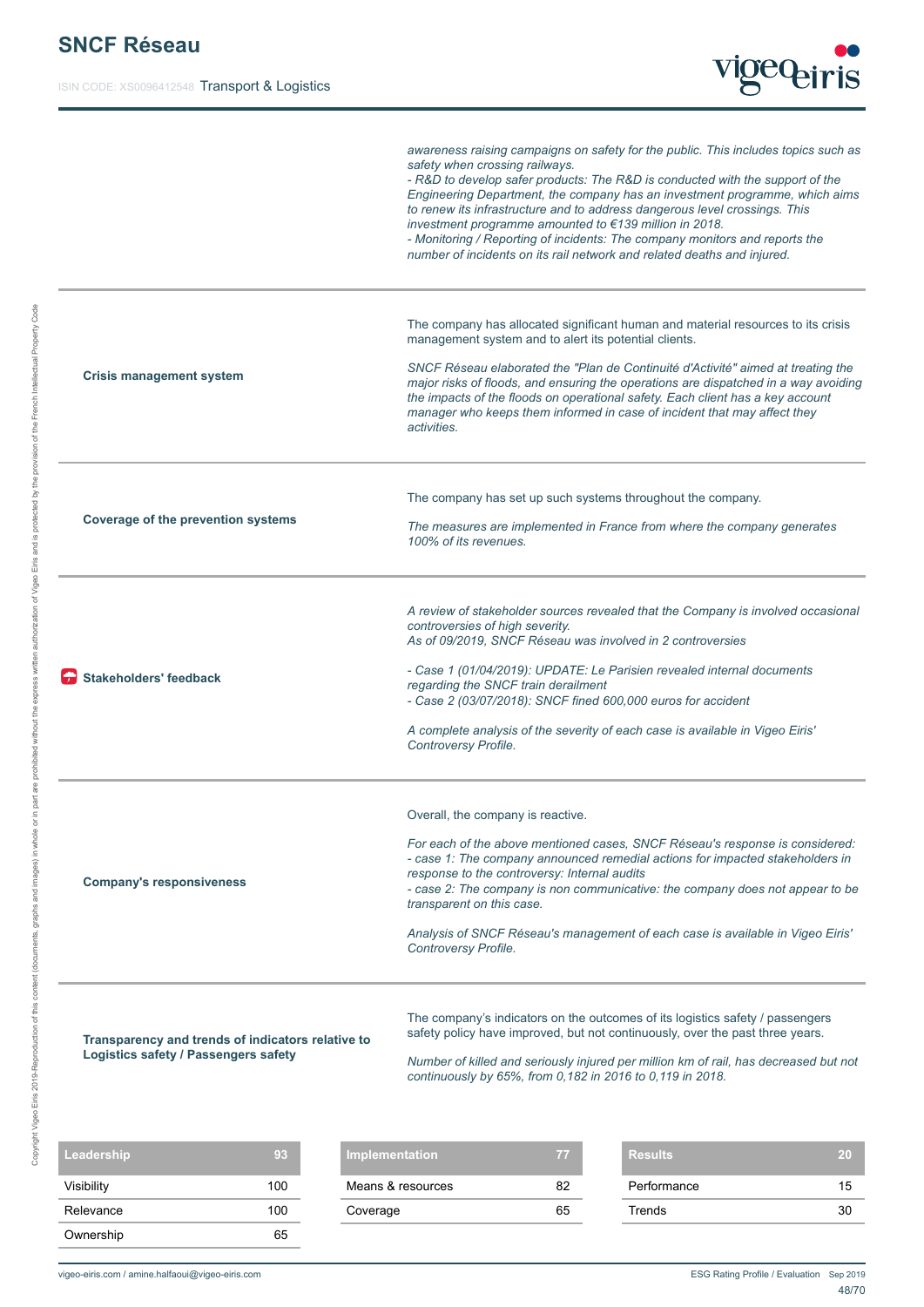*awareness raising campaigns on safety for the public. This includes topics such as safety when crossing railways.*
*- R&D to develop safer products: The R&D is conducted with the support of the Engineering Department, the company has an investment programme, which aims to renew its infrastructure and to address dangerous level crossings. This investment programme amounted to €139 million in 2018.*
*- Monitoring / Reporting of incidents: The company monitors and reports the number of incidents on its rail network and related deaths and injured.*

**Crisis management system**

The company has allocated significant human and material resources to its crisis management system and to alert its potential clients.

*SNCF Réseau elaborated the "Plan de Continuité d'Activité" aimed at treating the major risks of floods, and ensuring the operations are dispatched in a way avoiding the impacts of the floods on operational safety. Each client has a key account manager who keeps them informed in case of incident that may affect they activities.*

**Coverage of the prevention systems**

The company has set up such systems throughout the company.

*The measures are implemented in France from where the company generates 100% of its revenues.*

**Stakeholders' feedback**

*A review of stakeholder sources revealed that the Company is involved occasional controversies of high severity.*
*As of 09/2019, SNCF Réseau was involved in 2 controversies*

*- Case 1 (01/04/2019): UPDATE: Le Parisien revealed internal documents regarding the SNCF train derailment*
*- Case 2 (03/07/2018): SNCF fined 600,000 euros for accident*

*A complete analysis of the severity of each case is available in Vigeo Eiris' Controversy Profile.*

**Company's responsiveness**

Overall, the company is reactive.

*For each of the above mentioned cases, SNCF Réseau's response is considered:*
*- case 1: The company announced remedial actions for impacted stakeholders in response to the controversy: Internal audits*
*- case 2: The company is non communicative: the company does not appear to be transparent on this case.*

*Analysis of SNCF Réseau's management of each case is available in Vigeo Eiris' Controversy Profile.*

**Transparency and trends of indicators relative to Logistics safety / Passengers safety**

The company's indicators on the outcomes of its logistics safety / passengers safety policy have improved, but not continuously, over the past three years.

*Number of killed and seriously injured per million km of rail, has decreased but not continuously by 65%, from 0,182 in 2016 to 0,119 in 2018.*

| Leadership | 93 |
|---|---|
| Visibility | 100 |
| Relevance | 100 |
| Ownership | 65 |

| Implementation | 77 |
|---|---|
| Means & resources | 82 |
| Coverage | 65 |

| Results | 20 |
|---|---|
| Performance | 15 |
| Trends | 30 |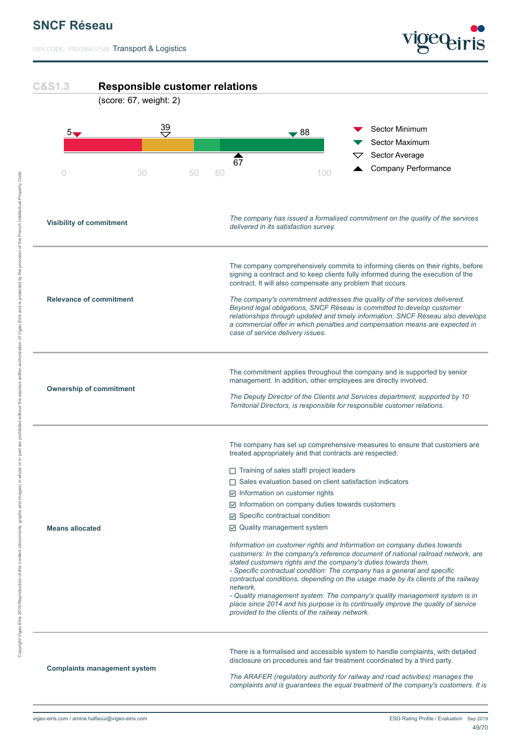## C&S1.3 Responsible customer relations

(score: 67, weight: 2)

| Indicator | Value |
|---|---|
| Sector Minimum | 5 |
| Sector Maximum | 88 |
| Sector Average | 39 |
| Company Performance | 67 |

Scale: 0, 30, 50, 60, 100

| | |
|---|---|
| **Visibility of commitment** | *The company has issued a formalised commitment on the quality of the services delivered in its satisfaction survey.* |
| **Relevance of commitment** | The company comprehensively commits to informing clients on their rights, before signing a contract and to keep clients fully informed during the execution of the contract. It will also compensate any problem that occurs.<br><br>*The company's commitment addresses the quality of the services delivered. Beyond legal obligations, SNCF Réseau is committed to develop customer relationships through updated and timely information. SNCF Réseau also develops a commercial offer in which penalties and compensation means are expected in case of service delivery issues.* |
| **Ownership of commitment** | The commitment applies throughout the company and is supported by senior management. In addition, other employees are directly involved.<br><br>*The Deputy Director of the Clients and Services department, supported by 10 Territorial Directors, is responsible for responsible customer relations.* |
| **Means allocated** | The company has set up comprehensive measures to ensure that customers are treated appropriately and that contracts are respected:<br><br>☐ Training of sales staff/ project leaders<br>☐ Sales evaluation based on client satisfaction indicators<br>☑ Information on customer rights<br>☑ Information on company duties towards customers<br>☑ Specific contractual condition<br>☑ Quality management system<br><br>*Information on customer rights and Information on company duties towards customers: In the company's reference document of national railroad network, are stated customers rights and the company's duties towards them.*<br>*- Specific contractual condition: The company has a general and specific contractual conditions, depending on the usage made by its clients of the railway network.*<br>*- Quality management system: The company's quality management system is in place since 2014 and his purpose is to continually improve the quality of service provided to the clients of the railway network.* |
| **Complaints management system** | There is a formalised and accessible system to handle complaints, with detailed disclosure on procedures and fair treatment coordinated by a third party.<br><br>*The ARAFER (regulatory authority for railway and road activities) manages the complaints and is guarantees the equal treatment of the company's customers. It is* |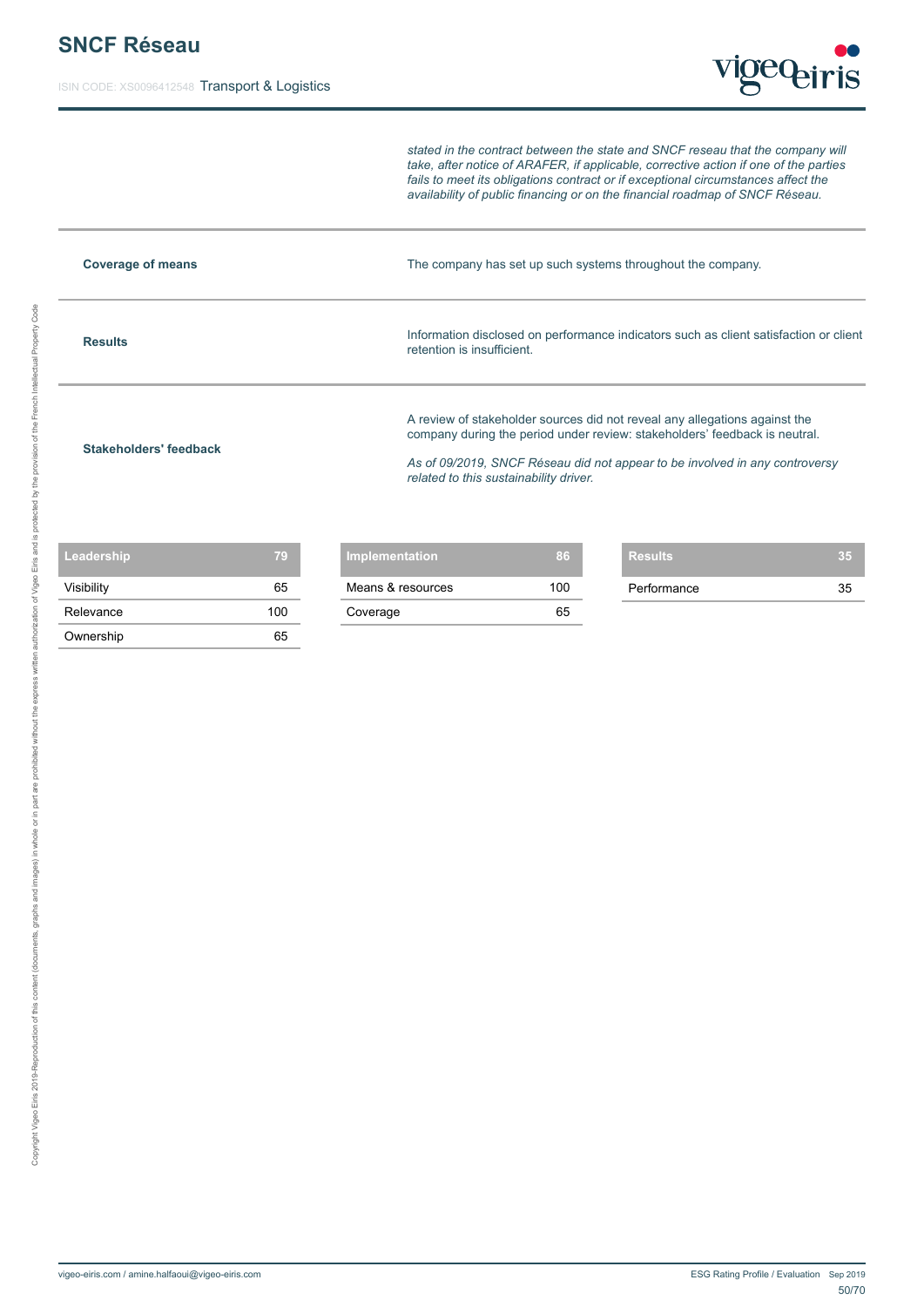*stated in the contract between the state and SNCF reseau that the company will take, after notice of ARAFER, if applicable, corrective action if one of the parties fails to meet its obligations contract or if exceptional circumstances affect the availability of public financing or on the financial roadmap of SNCF Réseau.*

| | |
|---|---|
| **Coverage of means** | The company has set up such systems throughout the company. |
| **Results** | Information disclosed on performance indicators such as client satisfaction or client retention is insufficient. |
| **Stakeholders' feedback** | A review of stakeholder sources did not reveal any allegations against the company during the period under review: stakeholders' feedback is neutral.<br><br>*As of 09/2019, SNCF Réseau did not appear to be involved in any controversy related to this sustainability driver.* |

| Leadership | 79 |
|---|---|
| Visibility | 65 |
| Relevance | 100 |
| Ownership | 65 |

| Implementation | 86 |
|---|---|
| Means & resources | 100 |
| Coverage | 65 |

| Results | 35 |
|---|---|
| Performance | 35 |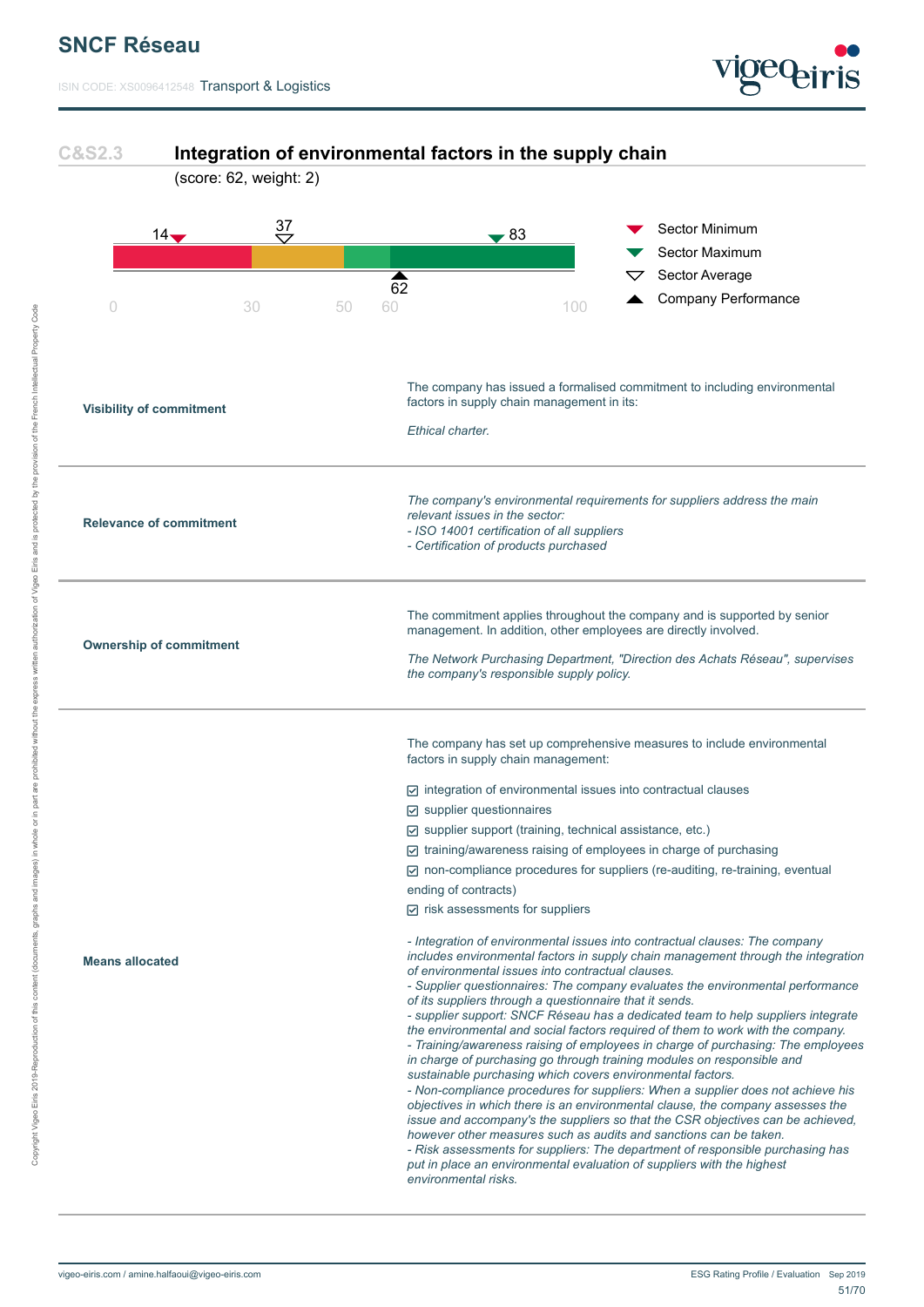## C&S2.3 Integration of environmental factors in the supply chain

(score: 62, weight: 2)

Sector Minimum: 14
Sector Average: 37
Sector Maximum: 83
Company Performance: 62

0 — 30 — 50 — 60 — 100

| | |
|---|---|
| **Visibility of commitment** | The company has issued a formalised commitment to including environmental factors in supply chain management in its:<br><br>*Ethical charter.* |
| **Relevance of commitment** | *The company's environmental requirements for suppliers address the main relevant issues in the sector:*<br>*- ISO 14001 certification of all suppliers*<br>*- Certification of products purchased* |
| **Ownership of commitment** | The commitment applies throughout the company and is supported by senior management. In addition, other employees are directly involved.<br><br>*The Network Purchasing Department, "Direction des Achats Réseau", supervises the company's responsible supply policy.* |
| **Means allocated** | The company has set up comprehensive measures to include environmental factors in supply chain management:<br><br>☑ integration of environmental issues into contractual clauses<br>☑ supplier questionnaires<br>☑ supplier support (training, technical assistance, etc.)<br>☑ training/awareness raising of employees in charge of purchasing<br>☑ non-compliance procedures for suppliers (re-auditing, re-training, eventual ending of contracts)<br>☑ risk assessments for suppliers<br><br>*- Integration of environmental issues into contractual clauses: The company includes environmental factors in supply chain management through the integration of environmental issues into contractual clauses.*<br>*- Supplier questionnaires: The company evaluates the environmental performance of its suppliers through a questionnaire that it sends.*<br>*- supplier support: SNCF Réseau has a dedicated team to help suppliers integrate the environmental and social factors required of them to work with the company.*<br>*- Training/awareness raising of employees in charge of purchasing: The employees in charge of purchasing go through training modules on responsible and sustainable purchasing which covers environmental factors.*<br>*- Non-compliance procedures for suppliers: When a supplier does not achieve his objectives in which there is an environmental clause, the company assesses the issue and accompany's the suppliers so that the CSR objectives can be achieved, however other measures such as audits and sanctions can be taken.*<br>*- Risk assessments for suppliers: The department of responsible purchasing has put in place an environmental evaluation of suppliers with the highest environmental risks.* |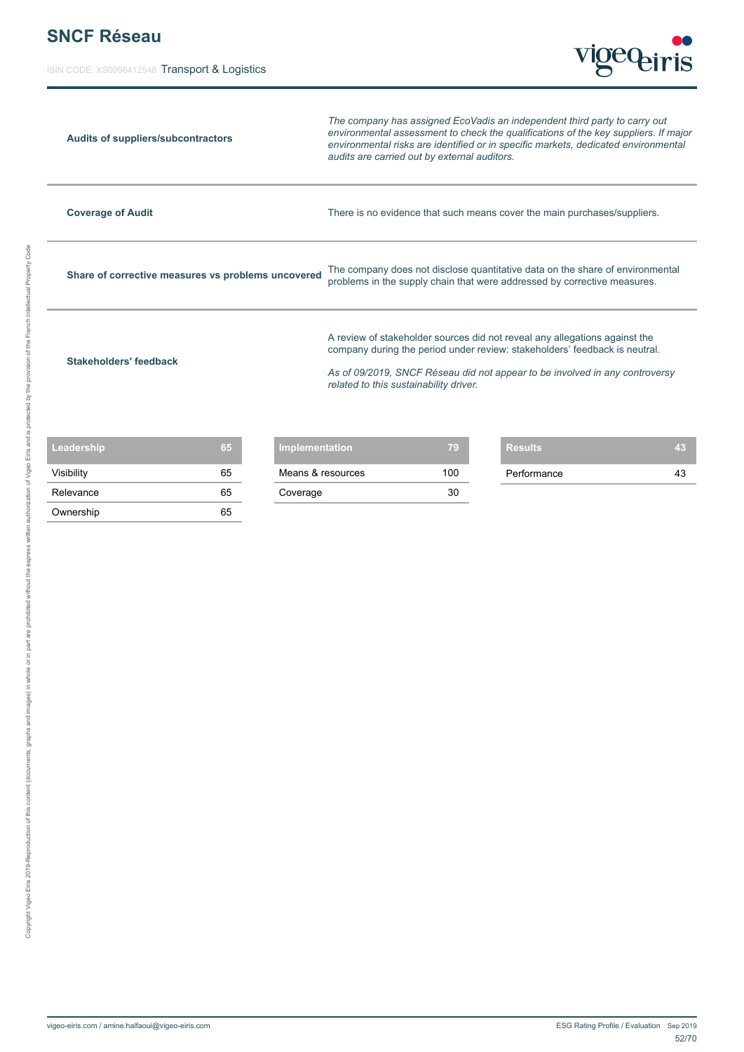| | |
|---|---|
| **Audits of suppliers/subcontractors** | *The company has assigned EcoVadis an independent third party to carry out environmental assessment to check the qualifications of the key suppliers. If major environmental risks are identified or in specific markets, dedicated environmental audits are carried out by external auditors.* |
| **Coverage of Audit** | There is no evidence that such means cover the main purchases/suppliers. |
| **Share of corrective measures vs problems uncovered** | The company does not disclose quantitative data on the share of environmental problems in the supply chain that were addressed by corrective measures. |
| **Stakeholders' feedback** | A review of stakeholder sources did not reveal any allegations against the company during the period under review: stakeholders' feedback is neutral. *As of 09/2019, SNCF Réseau did not appear to be involved in any controversy related to this sustainability driver.* |

| Leadership | 65 |
|---|---|
| Visibility | 65 |
| Relevance | 65 |
| Ownership | 65 |

| Implementation | 79 |
|---|---|
| Means & resources | 100 |
| Coverage | 30 |

| Results | 43 |
|---|---|
| Performance | 43 |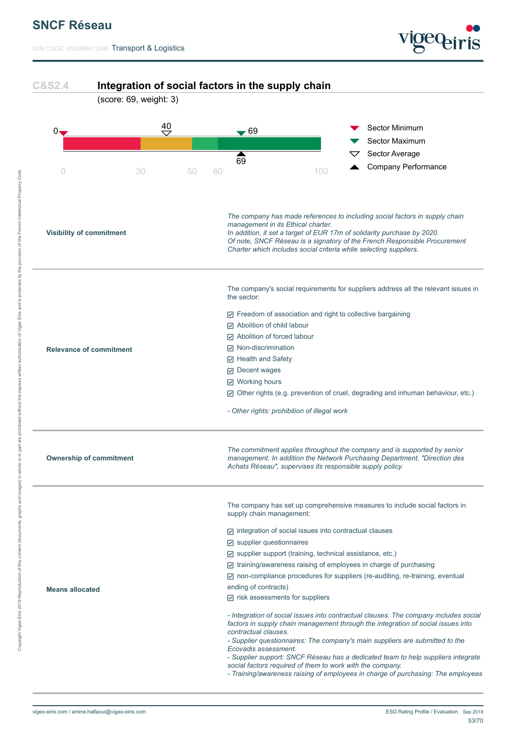## C&S2.4 Integration of social factors in the supply chain

(score: 69, weight: 3)

- Sector Minimum: 0
- Sector Maximum: 69
- Sector Average: 40
- Company Performance: 69

| | |
|---|---|
| **Visibility of commitment** | *The company has made references to including social factors in supply chain management in its Ethical charter.*<br>*In addition, it set a target of EUR 17m of solidarity purchase by 2020.*<br>*Of note, SNCF Réseau is a signatory of the French Responsible Procurement Charter which includes social criteria while selecting suppliers.* |
| **Relevance of commitment** | The company's social requirements for suppliers address all the relevant issues in the sector:<br>☑ Freedom of association and right to collective bargaining<br>☑ Abolition of child labour<br>☑ Abolition of forced labour<br>☑ Non-discrimination<br>☑ Health and Safety<br>☑ Decent wages<br>☑ Working hours<br>☑ Other rights (e.g. prevention of cruel, degrading and inhuman behaviour, etc.)<br>*- Other rights: prohibition of illegal work* |
| **Ownership of commitment** | *The commitment applies throughout the company and is supported by senior management. In addition the Network Purchasing Department, "Direction des Achats Réseau", supervises its responsible supply policy.* |
| **Means allocated** | The company has set up comprehensive measures to include social factors in supply chain management:<br>☑ integration of social issues into contractual clauses<br>☑ supplier questionnaires<br>☑ supplier support (training, technical assistance, etc.)<br>☑ training/awareness raising of employees in charge of purchasing<br>☑ non-compliance procedures for suppliers (re-auditing, re-training, eventual ending of contracts)<br>☑ risk assessments for suppliers<br>*- Integration of social issues into contractual clauses: The company includes social factors in supply chain management through the integration of social issues into contractual clauses.*<br>*- Supplier questionnaires: The company's main suppliers are submitted to the Ecovadis assessment.*<br>*- Supplier support: SNCF Réseau has a dedicated team to help suppliers integrate social factors required of them to work with the company.*<br>*- Training/awareness raising of employees in charge of purchasing: The employees* |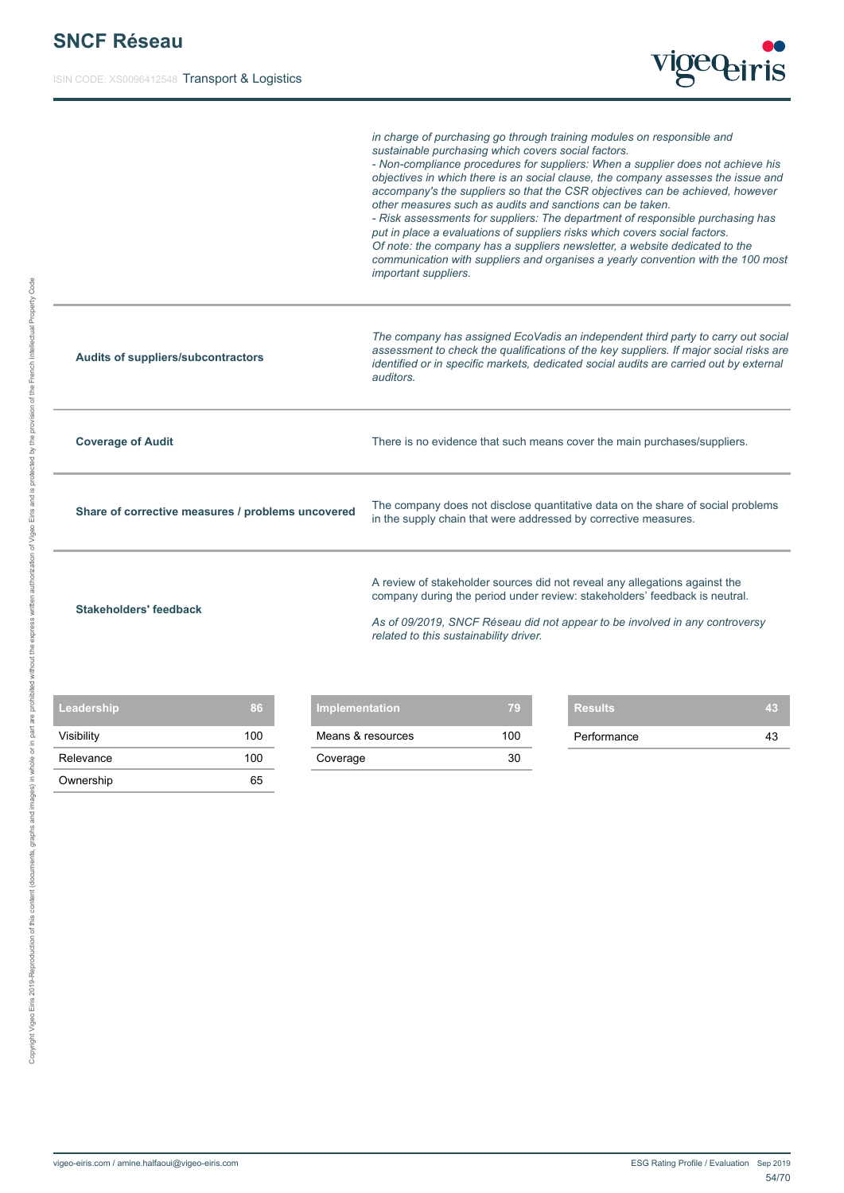*in charge of purchasing go through training modules on responsible and sustainable purchasing which covers social factors.*
*- Non-compliance procedures for suppliers: When a supplier does not achieve his objectives in which there is an social clause, the company assesses the issue and accompany's the suppliers so that the CSR objectives can be achieved, however other measures such as audits and sanctions can be taken.*
*- Risk assessments for suppliers: The department of responsible purchasing has put in place a evaluations of suppliers risks which covers social factors.*
*Of note: the company has a suppliers newsletter, a website dedicated to the communication with suppliers and organises a yearly convention with the 100 most important suppliers.*

| | |
|---|---|
| **Audits of suppliers/subcontractors** | *The company has assigned EcoVadis an independent third party to carry out social assessment to check the qualifications of the key suppliers. If major social risks are identified or in specific markets, dedicated social audits are carried out by external auditors.* |
| **Coverage of Audit** | There is no evidence that such means cover the main purchases/suppliers. |
| **Share of corrective measures / problems uncovered** | The company does not disclose quantitative data on the share of social problems in the supply chain that were addressed by corrective measures. |
| **Stakeholders' feedback** | A review of stakeholder sources did not reveal any allegations against the company during the period under review: stakeholders' feedback is neutral. *As of 09/2019, SNCF Réseau did not appear to be involved in any controversy related to this sustainability driver.* |

| Leadership | 86 |
|---|---|
| Visibility | 100 |
| Relevance | 100 |
| Ownership | 65 |

| Implementation | 79 |
|---|---|
| Means & resources | 100 |
| Coverage | 30 |

| Results | 43 |
|---|---|
| Performance | 43 |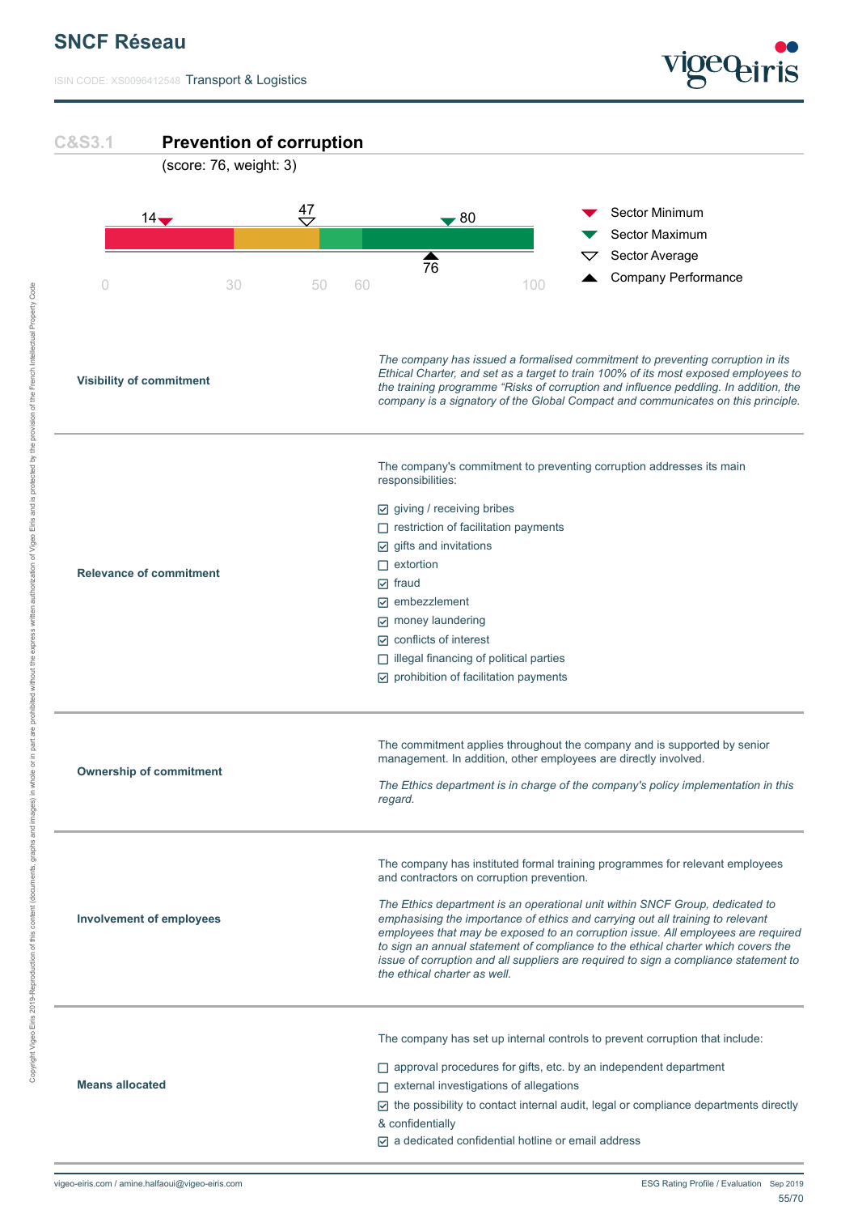# SNCF Réseau

ISIN CODE: XS0096412548 Transport & Logistics

## C&S3.1 Prevention of corruption

(score: 76, weight: 3)

Sector Minimum: 14 | Sector Average: 47 | Sector Maximum: 80 | Company Performance: 76

Scale: 0 – 30 – 50 – 60 – 100

| | |
|---|---|
| **Visibility of commitment** | *The company has issued a formalised commitment to preventing corruption in its Ethical Charter, and set as a target to train 100% of its most exposed employees to the training programme "Risks of corruption and influence peddling. In addition, the company is a signatory of the Global Compact and communicates on this principle.* |
| **Relevance of commitment** | The company's commitment to preventing corruption addresses its main responsibilities:<br><br>☑ giving / receiving bribes<br>☐ restriction of facilitation payments<br>☑ gifts and invitations<br>☐ extortion<br>☑ fraud<br>☑ embezzlement<br>☑ money laundering<br>☑ conflicts of interest<br>☐ illegal financing of political parties<br>☑ prohibition of facilitation payments |
| **Ownership of commitment** | The commitment applies throughout the company and is supported by senior management. In addition, other employees are directly involved.<br><br>*The Ethics department is in charge of the company's policy implementation in this regard.* |
| **Involvement of employees** | The company has instituted formal training programmes for relevant employees and contractors on corruption prevention.<br><br>*The Ethics department is an operational unit within SNCF Group, dedicated to emphasising the importance of ethics and carrying out all training to relevant employees that may be exposed to an corruption issue. All employees are required to sign an annual statement of compliance to the ethical charter which covers the issue of corruption and all suppliers are required to sign a compliance statement to the ethical charter as well.* |
| **Means allocated** | The company has set up internal controls to prevent corruption that include:<br><br>☐ approval procedures for gifts, etc. by an independent department<br>☐ external investigations of allegations<br>☑ the possibility to contact internal audit, legal or compliance departments directly & confidentially<br>☑ a dedicated confidential hotline or email address |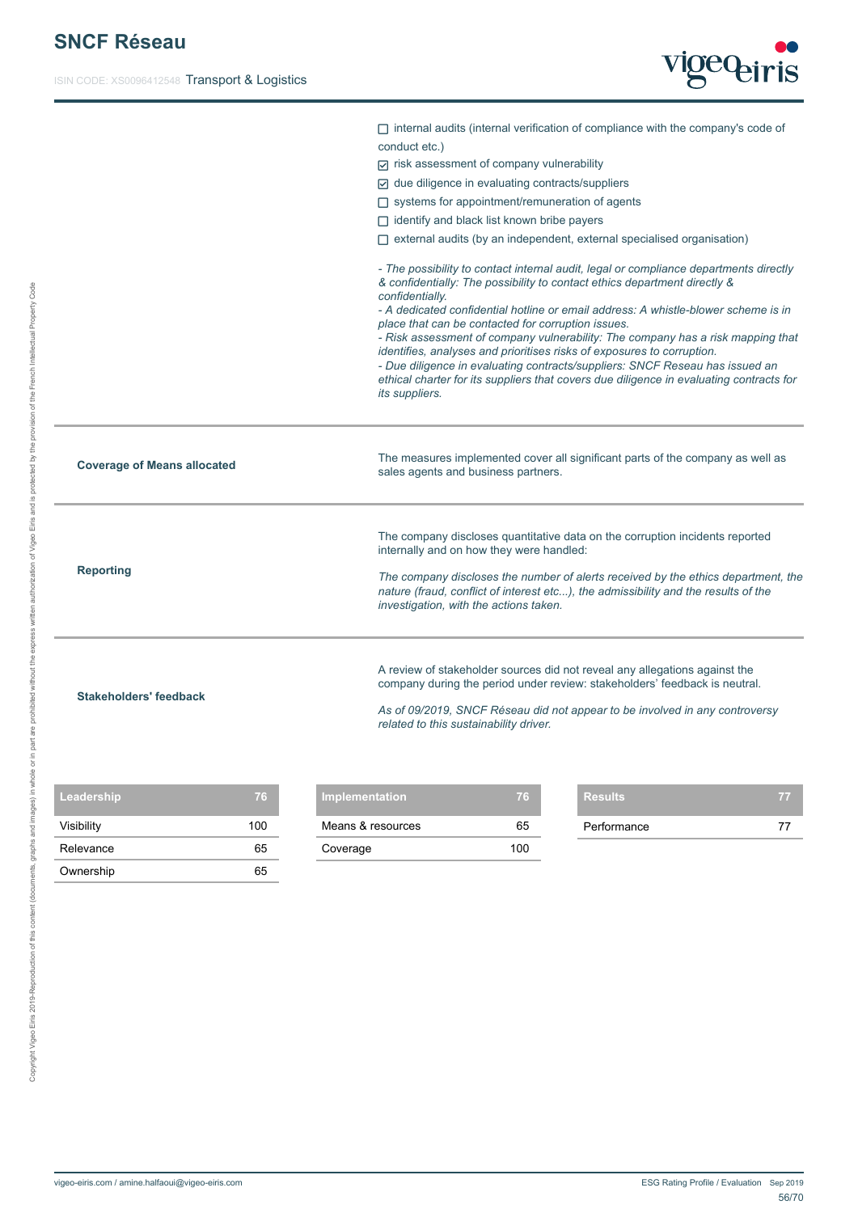- ☐ internal audits (internal verification of compliance with the company's code of conduct etc.)
- ☑ risk assessment of company vulnerability
- ☑ due diligence in evaluating contracts/suppliers
- ☐ systems for appointment/remuneration of agents
- ☐ identify and black list known bribe payers
- ☐ external audits (by an independent, external specialised organisation)

*- The possibility to contact internal audit, legal or compliance departments directly & confidentially: The possibility to contact ethics department directly & confidentially.*
*- A dedicated confidential hotline or email address: A whistle-blower scheme is in place that can be contacted for corruption issues.*
*- Risk assessment of company vulnerability: The company has a risk mapping that identifies, analyses and prioritises risks of exposures to corruption.*
*- Due diligence in evaluating contracts/suppliers: SNCF Reseau has issued an ethical charter for its suppliers that covers due diligence in evaluating contracts for its suppliers.*

**Coverage of Means allocated**

The measures implemented cover all significant parts of the company as well as sales agents and business partners.

**Reporting**

The company discloses quantitative data on the corruption incidents reported internally and on how they were handled:

*The company discloses the number of alerts received by the ethics department, the nature (fraud, conflict of interest etc...), the admissibility and the results of the investigation, with the actions taken.*

**Stakeholders' feedback**

A review of stakeholder sources did not reveal any allegations against the company during the period under review: stakeholders' feedback is neutral.

*As of 09/2019, SNCF Réseau did not appear to be involved in any controversy related to this sustainability driver.*

| Leadership | 76 |
|---|---|
| Visibility | 100 |
| Relevance | 65 |
| Ownership | 65 |

| Implementation | 76 |
|---|---|
| Means & resources | 65 |
| Coverage | 100 |

| Results | 77 |
|---|---|
| Performance | 77 |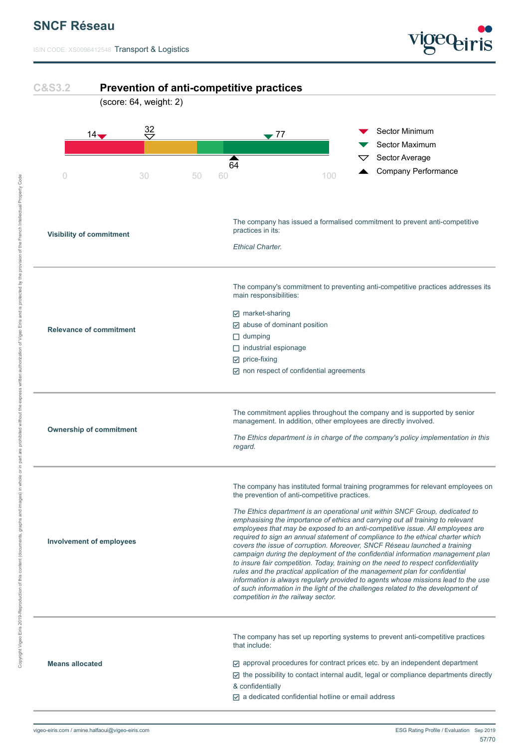## C&S3.2 Prevention of anti-competitive practices

(score: 64, weight: 2)

| Marker | Value |
|---|---|
| Sector Minimum | 14 |
| Sector Maximum | 77 |
| Sector Average | 32 |
| Company Performance | 64 |

Scale: 0 – 30 – 50 – 60 – 100

| | |
|---|---|
| **Visibility of commitment** | The company has issued a formalised commitment to prevent anti-competitive practices in its:<br><br>*Ethical Charter.* |
| **Relevance of commitment** | The company's commitment to preventing anti-competitive practices addresses its main responsibilities:<br><br>☑ market-sharing<br>☑ abuse of dominant position<br>☐ dumping<br>☐ industrial espionage<br>☑ price-fixing<br>☑ non respect of confidential agreements |
| **Ownership of commitment** | The commitment applies throughout the company and is supported by senior management. In addition, other employees are directly involved.<br><br>*The Ethics department is in charge of the company's policy implementation in this regard.* |
| **Involvement of employees** | The company has instituted formal training programmes for relevant employees on the prevention of anti-competitive practices.<br><br>*The Ethics department is an operational unit within SNCF Group, dedicated to emphasising the importance of ethics and carrying out all training to relevant employees that may be exposed to an anti-competitive issue. All employees are required to sign an annual statement of compliance to the ethical charter which covers the issue of corruption. Moreover, SNCF Réseau launched a training campaign during the deployment of the confidential information management plan to insure fair competition. Today, training on the need to respect confidentiality rules and the practical application of the management plan for confidential information is always regularly provided to agents whose missions lead to the use of such information in the light of the challenges related to the development of competition in the railway sector.* |
| **Means allocated** | The company has set up reporting systems to prevent anti-competitive practices that include:<br><br>☑ approval procedures for contract prices etc. by an independent department<br>☑ the possibility to contact internal audit, legal or compliance departments directly & confidentially<br>☑ a dedicated confidential hotline or email address |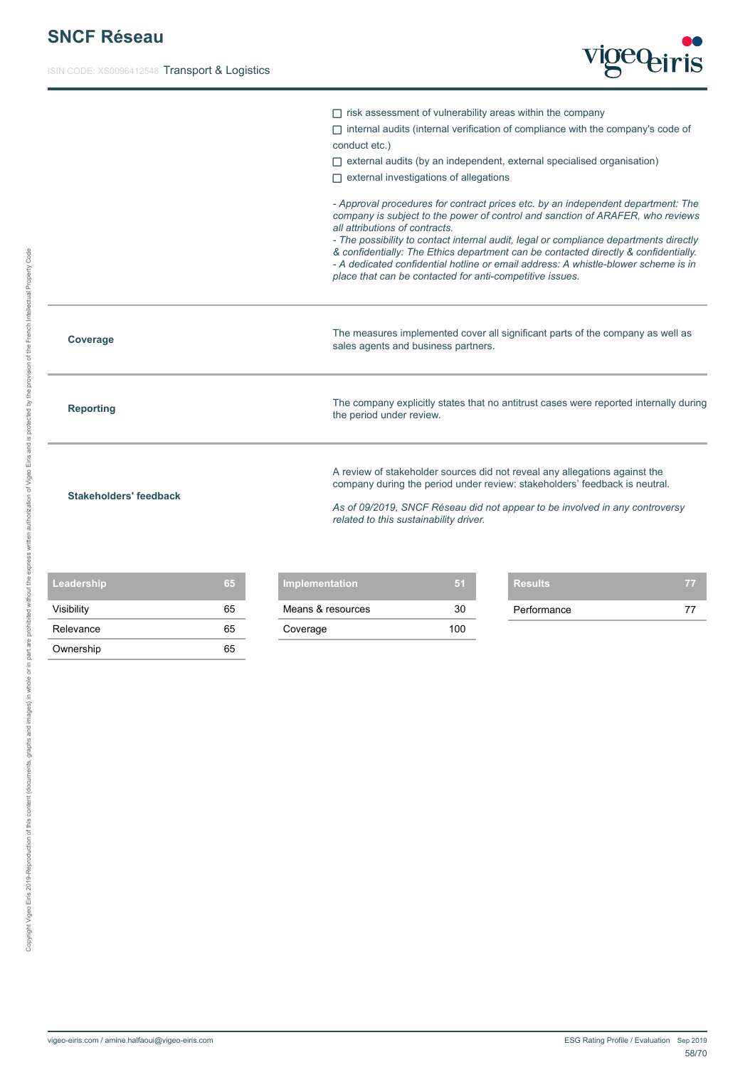- ☐ risk assessment of vulnerability areas within the company
- ☐ internal audits (internal verification of compliance with the company's code of conduct etc.)
- ☐ external audits (by an independent, external specialised organisation)
- ☐ external investigations of allegations

*- Approval procedures for contract prices etc. by an independent department: The company is subject to the power of control and sanction of ARAFER, who reviews all attributions of contracts.*
*- The possibility to contact internal audit, legal or compliance departments directly & confidentially: The Ethics department can be contacted directly & confidentially.*
*- A dedicated confidential hotline or email address: A whistle-blower scheme is in place that can be contacted for anti-competitive issues.*

**Coverage**

The measures implemented cover all significant parts of the company as well as sales agents and business partners.

**Reporting**

The company explicitly states that no antitrust cases were reported internally during the period under review.

**Stakeholders' feedback**

A review of stakeholder sources did not reveal any allegations against the company during the period under review: stakeholders' feedback is neutral.

*As of 09/2019, SNCF Réseau did not appear to be involved in any controversy related to this sustainability driver.*

| Leadership | 65 |
|---|---|
| Visibility | 65 |
| Relevance | 65 |
| Ownership | 65 |

| Implementation | 51 |
|---|---|
| Means & resources | 30 |
| Coverage | 100 |

| Results | 77 |
|---|---|
| Performance | 77 |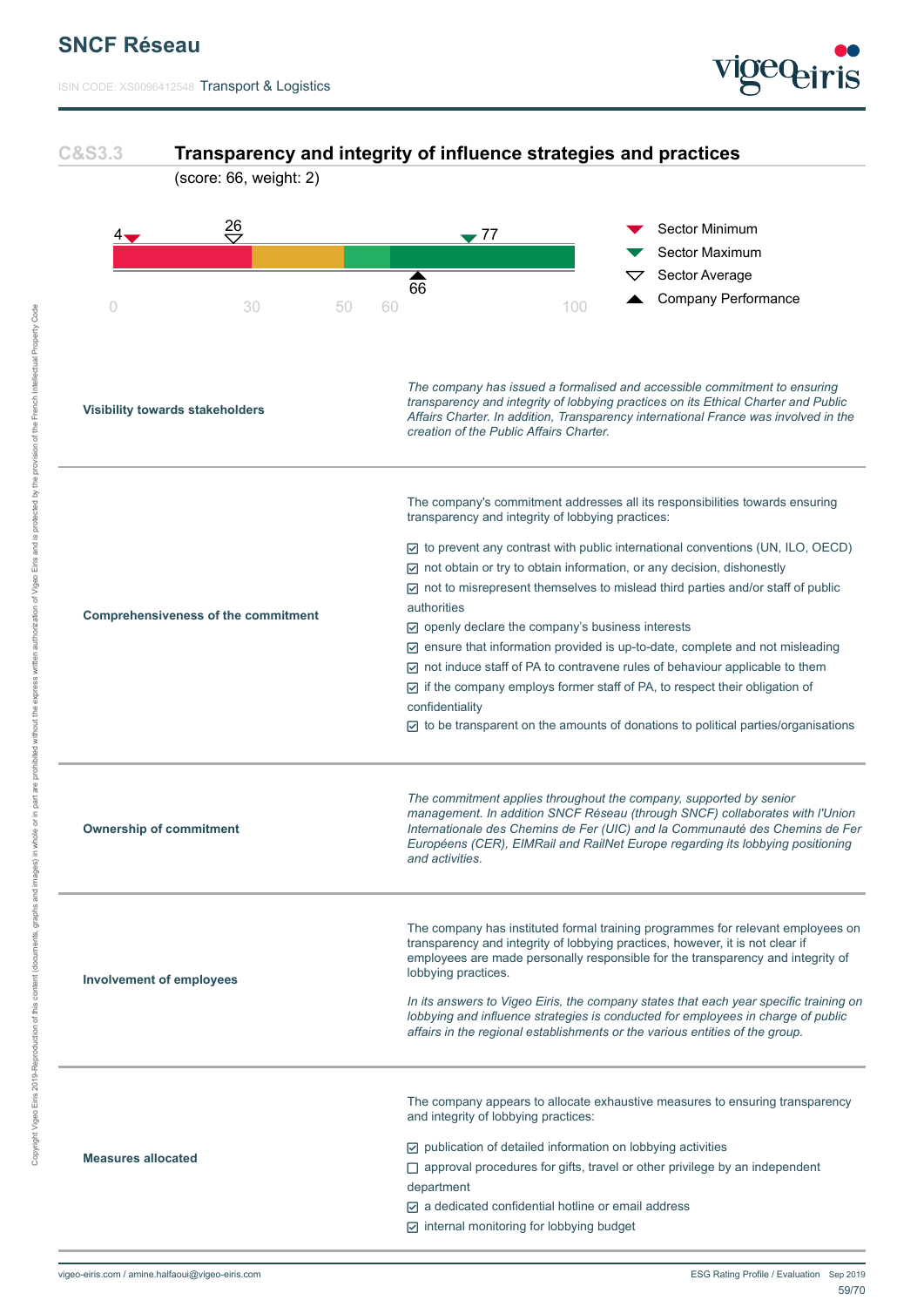# SNCF Réseau

ISIN CODE: XS0096412548 Transport & Logistics

## C&S3.3 Transparency and integrity of influence strategies and practices

(score: 66, weight: 2)

Sector Minimum: 4
Sector Average: 26
Sector Maximum: 77
Company Performance: 66

Scale: 0 – 30 – 50 – 60 – 100

| | |
|---|---|
| **Visibility towards stakeholders** | *The company has issued a formalised and accessible commitment to ensuring transparency and integrity of lobbying practices on its Ethical Charter and Public Affairs Charter. In addition, Transparency international France was involved in the creation of the Public Affairs Charter.* |
| **Comprehensiveness of the commitment** | The company's commitment addresses all its responsibilities towards ensuring transparency and integrity of lobbying practices:<br>☑ to prevent any contrast with public international conventions (UN, ILO, OECD)<br>☑ not obtain or try to obtain information, or any decision, dishonestly<br>☑ not to misrepresent themselves to mislead third parties and/or staff of public authorities<br>☑ openly declare the company's business interests<br>☑ ensure that information provided is up-to-date, complete and not misleading<br>☑ not induce staff of PA to contravene rules of behaviour applicable to them<br>☑ if the company employs former staff of PA, to respect their obligation of confidentiality<br>☑ to be transparent on the amounts of donations to political parties/organisations |
| **Ownership of commitment** | *The commitment applies throughout the company, supported by senior management. In addition SNCF Réseau (through SNCF) collaborates with l'Union Internationale des Chemins de Fer (UIC) and la Communauté des Chemins de Fer Européens (CER), EIMRail and RailNet Europe regarding its lobbying positioning and activities.* |
| **Involvement of employees** | The company has instituted formal training programmes for relevant employees on transparency and integrity of lobbying practices, however, it is not clear if employees are made personally responsible for the transparency and integrity of lobbying practices.<br><br>*In its answers to Vigeo Eiris, the company states that each year specific training on lobbying and influence strategies is conducted for employees in charge of public affairs in the regional establishments or the various entities of the group.* |
| **Measures allocated** | The company appears to allocate exhaustive measures to ensuring transparency and integrity of lobbying practices:<br>☑ publication of detailed information on lobbying activities<br>☐ approval procedures for gifts, travel or other privilege by an independent department<br>☑ a dedicated confidential hotline or email address<br>☑ internal monitoring for lobbying budget |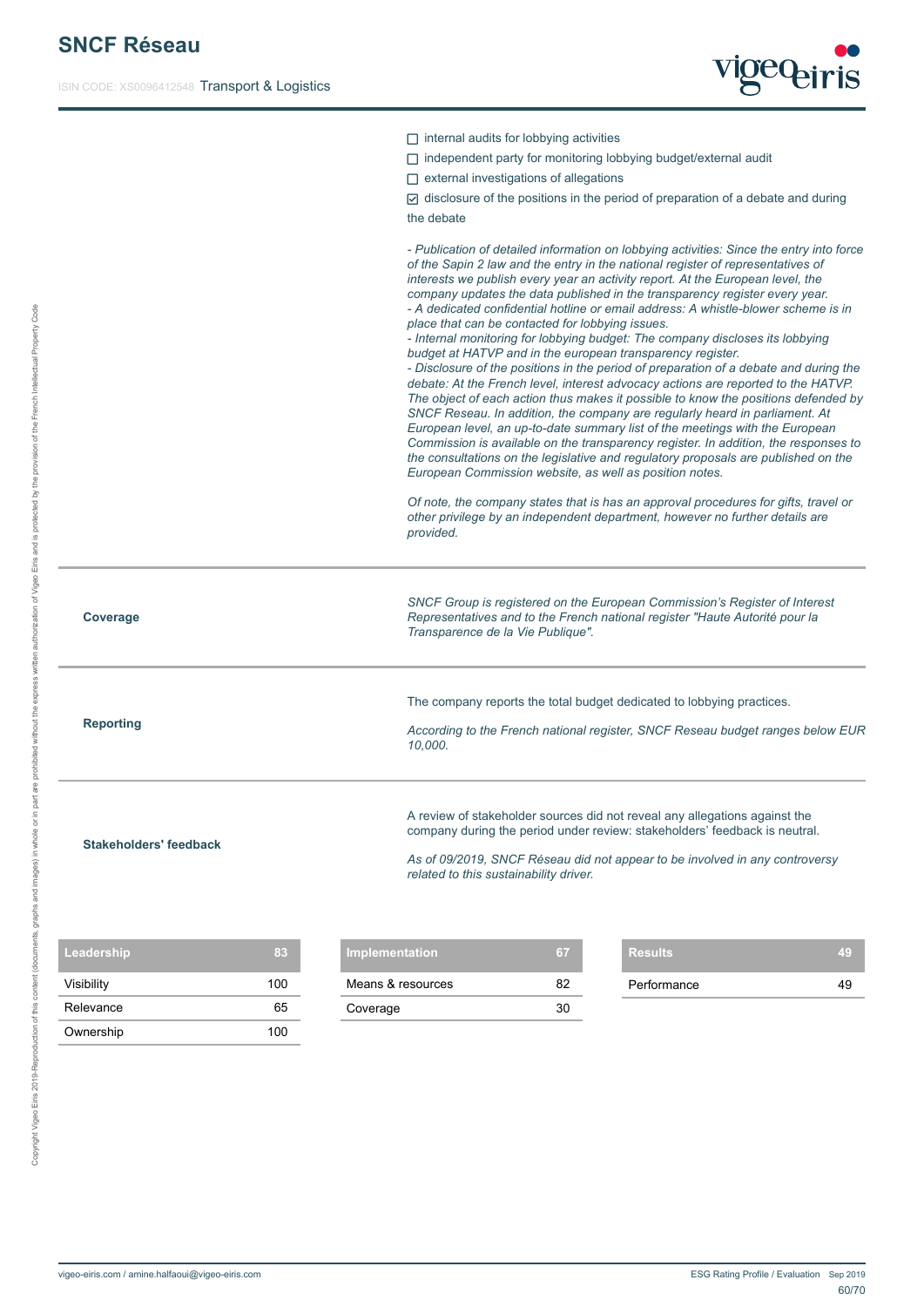- [ ] internal audits for lobbying activities
- [ ] independent party for monitoring lobbying budget/external audit
- [ ] external investigations of allegations
- [x] disclosure of the positions in the period of preparation of a debate and during the debate

*- Publication of detailed information on lobbying activities: Since the entry into force of the Sapin 2 law and the entry in the national register of representatives of interests we publish every year an activity report. At the European level, the company updates the data published in the transparency register every year.*
*- A dedicated confidential hotline or email address: A whistle-blower scheme is in place that can be contacted for lobbying issues.*
*- Internal monitoring for lobbying budget: The company discloses its lobbying budget at HATVP and in the european transparency register.*
*- Disclosure of the positions in the period of preparation of a debate and during the debate: At the French level, interest advocacy actions are reported to the HATVP. The object of each action thus makes it possible to know the positions defended by SNCF Reseau. In addition, the company are regularly heard in parliament. At European level, an up-to-date summary list of the meetings with the European Commission is available on the transparency register. In addition, the responses to the consultations on the legislative and regulatory proposals are published on the European Commission website, as well as position notes.*

*Of note, the company states that is has an approval procedures for gifts, travel or other privilege by an independent department, however no further details are provided.*

**Coverage**

*SNCF Group is registered on the European Commission's Register of Interest Representatives and to the French national register "Haute Autorité pour la Transparence de la Vie Publique".*

**Reporting**

The company reports the total budget dedicated to lobbying practices.

*According to the French national register, SNCF Reseau budget ranges below EUR 10,000.*

**Stakeholders' feedback**

A review of stakeholder sources did not reveal any allegations against the company during the period under review: stakeholders' feedback is neutral.

*As of 09/2019, SNCF Réseau did not appear to be involved in any controversy related to this sustainability driver.*

| Leadership | 83 |
|---|---|
| Visibility | 100 |
| Relevance | 65 |
| Ownership | 100 |

| Implementation | 67 |
|---|---|
| Means & resources | 82 |
| Coverage | 30 |

| Results | 49 |
|---|---|
| Performance | 49 |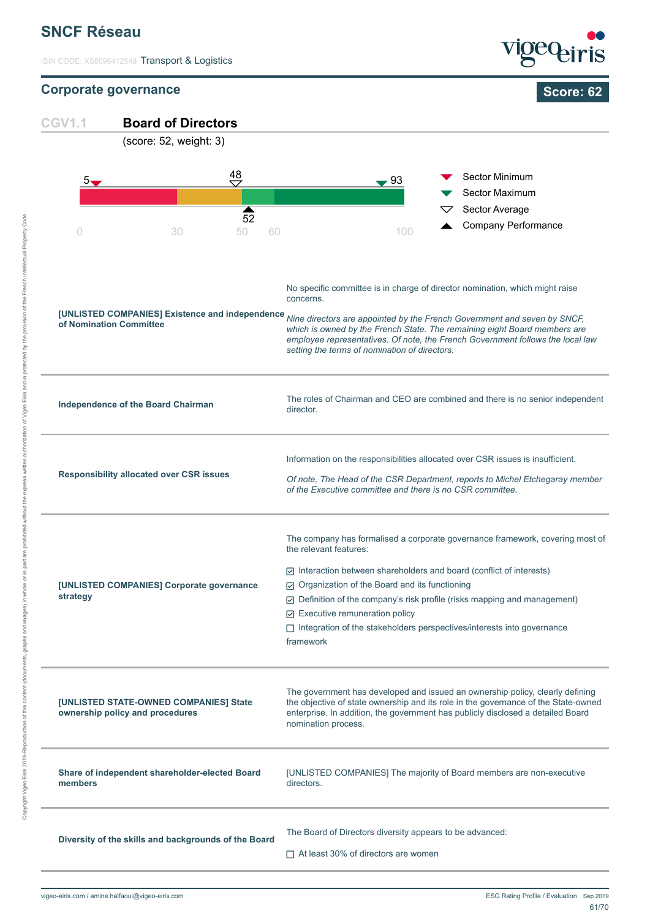# SNCF Réseau

ISIN CODE: XS0096412548 Transport & Logistics

## Corporate governance

**Score: 62**

### CGV1.1 Board of Directors

(score: 52, weight: 3)

Sector Minimum: 5 | Sector Average: 48 | Company Performance: 52 | Sector Maximum: 93

Scale: 0 — 30 — 50 — 60 — 100

| | |
|---|---|
| **[UNLISTED COMPANIES] Existence and independence of Nomination Committee** | No specific committee is in charge of director nomination, which might raise concerns.<br><br>*Nine directors are appointed by the French Government and seven by SNCF, which is owned by the French State. The remaining eight Board members are employee representatives. Of note, the French Government follows the local law setting the terms of nomination of directors.* |
| **Independence of the Board Chairman** | The roles of Chairman and CEO are combined and there is no senior independent director. |
| **Responsibility allocated over CSR issues** | Information on the responsibilities allocated over CSR issues is insufficient.<br><br>*Of note, The Head of the CSR Department, reports to Michel Etchegaray member of the Executive committee and there is no CSR committee.* |
| **[UNLISTED COMPANIES] Corporate governance strategy** | The company has formalised a corporate governance framework, covering most of the relevant features:<br><br>☑ Interaction between shareholders and board (conflict of interests)<br>☑ Organization of the Board and its functioning<br>☑ Definition of the company's risk profile (risks mapping and management)<br>☑ Executive remuneration policy<br>☐ Integration of the stakeholders perspectives/interests into governance framework |
| **[UNLISTED STATE-OWNED COMPANIES] State ownership policy and procedures** | The government has developed and issued an ownership policy, clearly defining the objective of state ownership and its role in the governance of the State-owned enterprise. In addition, the government has publicly disclosed a detailed Board nomination process. |
| **Share of independent shareholder-elected Board members** | [UNLISTED COMPANIES] The majority of Board members are non-executive directors. |
| **Diversity of the skills and backgrounds of the Board** | The Board of Directors diversity appears to be advanced:<br><br>☐ At least 30% of directors are women |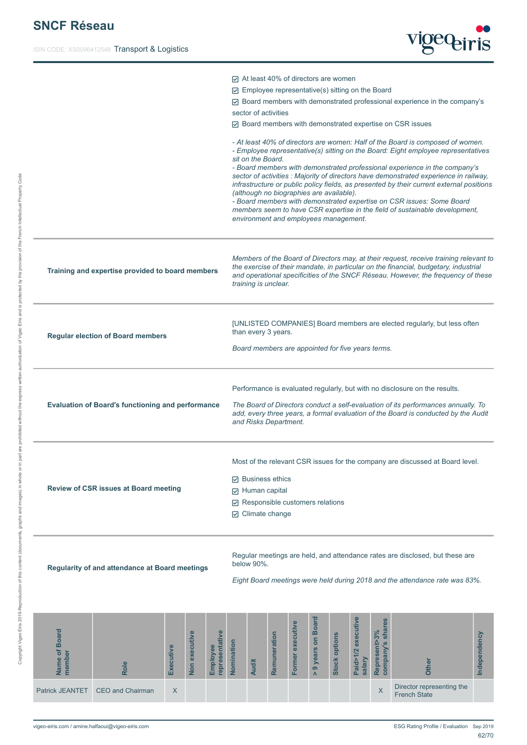- ☑ At least 40% of directors are women
- ☑ Employee representative(s) sitting on the Board
- ☑ Board members with demonstrated professional experience in the company's sector of activities
- ☑ Board members with demonstrated expertise on CSR issues

*- At least 40% of directors are women: Half of the Board is composed of women.*
*- Employee representative(s) sitting on the Board: Eight employee representatives sit on the Board.*
*- Board members with demonstrated professional experience in the company's sector of activities : Majority of directors have demonstrated experience in railway, infrastructure or public policy fields, as presented by their current external positions (although no biographies are available).*
*- Board members with demonstrated expertise on CSR issues: Some Board members seem to have CSR expertise in the field of sustainable development, environment and employees management.*

**Training and expertise provided to board members**

*Members of the Board of Directors may, at their request, receive training relevant to the exercise of their mandate, in particular on the financial, budgetary, industrial and operational specificities of the SNCF Réseau. However, the frequency of these training is unclear.*

**Regular election of Board members**

[UNLISTED COMPANIES] Board members are elected regularly, but less often than every 3 years.

*Board members are appointed for five years terms.*

**Evaluation of Board's functioning and performance**

Performance is evaluated regularly, but with no disclosure on the results.

*The Board of Directors conduct a self-evaluation of its performances annually. To add, every three years, a formal evaluation of the Board is conducted by the Audit and Risks Department.*

**Review of CSR issues at Board meeting**

Most of the relevant CSR issues for the company are discussed at Board level.

- ☑ Business ethics
- ☑ Human capital
- ☑ Responsible customers relations
- ☑ Climate change

**Regularity of and attendance at Board meetings**

Regular meetings are held, and attendance rates are disclosed, but these are below 90%.

*Eight Board meetings were held during 2018 and the attendance rate was 83%.*

| Name of Board member | Role | Executive | Non executive | Employee representative | Nomination | Audit | Remuneration | Former executive | > 9 years on Board | Stock options | Paid>1/2 executive salary | Represent>3% company's shares | Other | Independency |
|---|---|---|---|---|---|---|---|---|---|---|---|---|---|---|
| Patrick JEANTET | CEO and Chairman | X | | | | | | | | | | X | Director representing the French State | |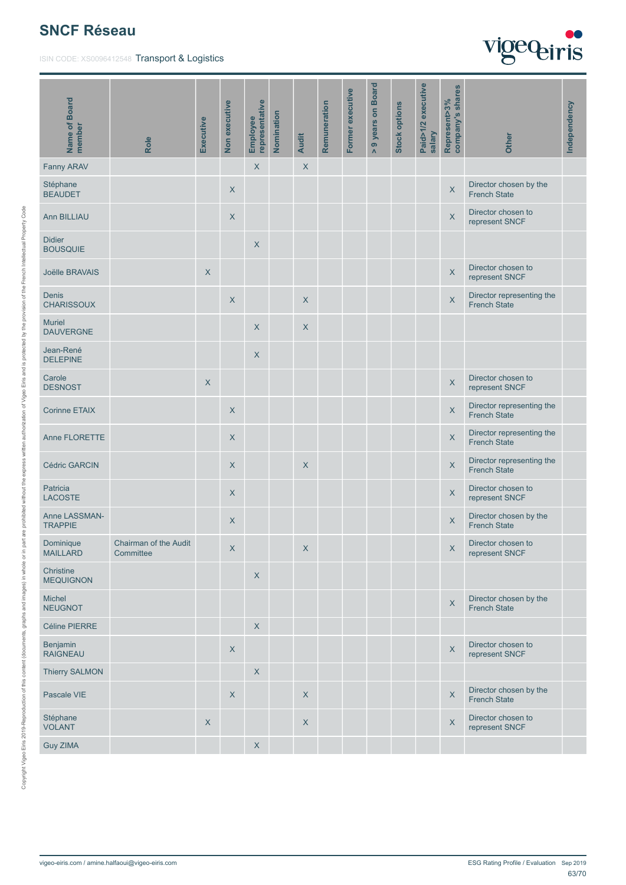## SNCF Réseau

ISIN CODE: XS0096412548 Transport & Logistics

| Name of Board member | Role | Executive | Non executive | Employee representative | Nomination | Audit | Remuneration | Former executive | > 9 years on Board | Stock options | Paid>1/2 executive salary | Represent>3% company's shares | Other | Independency |
|---|---|---|---|---|---|---|---|---|---|---|---|---|---|---|
| Fanny ARAV | | | | X | | X | | | | | | | | |
| Stéphane BEAUDET | | | X | | | | | | | | | X | Director chosen by the French State | |
| Ann BILLIAU | | | X | | | | | | | | | X | Director chosen to represent SNCF | |
| Didier BOUSQUIE | | | | X | | | | | | | | | | |
| Joëlle BRAVAIS | | X | | | | | | | | | | X | Director chosen to represent SNCF | |
| Denis CHARISSOUX | | | X | | | X | | | | | | X | Director representing the French State | |
| Muriel DAUVERGNE | | | | X | | X | | | | | | | | |
| Jean-René DELEPINE | | | | X | | | | | | | | | | |
| Carole DESNOST | | X | | | | | | | | | | X | Director chosen to represent SNCF | |
| Corinne ETAIX | | | X | | | | | | | | | X | Director representing the French State | |
| Anne FLORETTE | | | X | | | | | | | | | X | Director representing the French State | |
| Cédric GARCIN | | | X | | | X | | | | | | X | Director representing the French State | |
| Patricia LACOSTE | | | X | | | | | | | | | X | Director chosen to represent SNCF | |
| Anne LASSMAN-TRAPPIE | | | X | | | | | | | | | X | Director chosen by the French State | |
| Dominique MAILLARD | Chairman of the Audit Committee | | X | | | X | | | | | | X | Director chosen to represent SNCF | |
| Christine MEQUIGNON | | | | X | | | | | | | | | | |
| Michel NEUGNOT | | | | | | | | | | | | X | Director chosen by the French State | |
| Céline PIERRE | | | | X | | | | | | | | | | |
| Benjamin RAIGNEAU | | | X | | | | | | | | | X | Director chosen to represent SNCF | |
| Thierry SALMON | | | | X | | | | | | | | | | |
| Pascale VIE | | | X | | | X | | | | | | X | Director chosen by the French State | |
| Stéphane VOLANT | | X | | | | X | | | | | | X | Director chosen to represent SNCF | |
| Guy ZIMA | | | | X | | | | | | | | | | |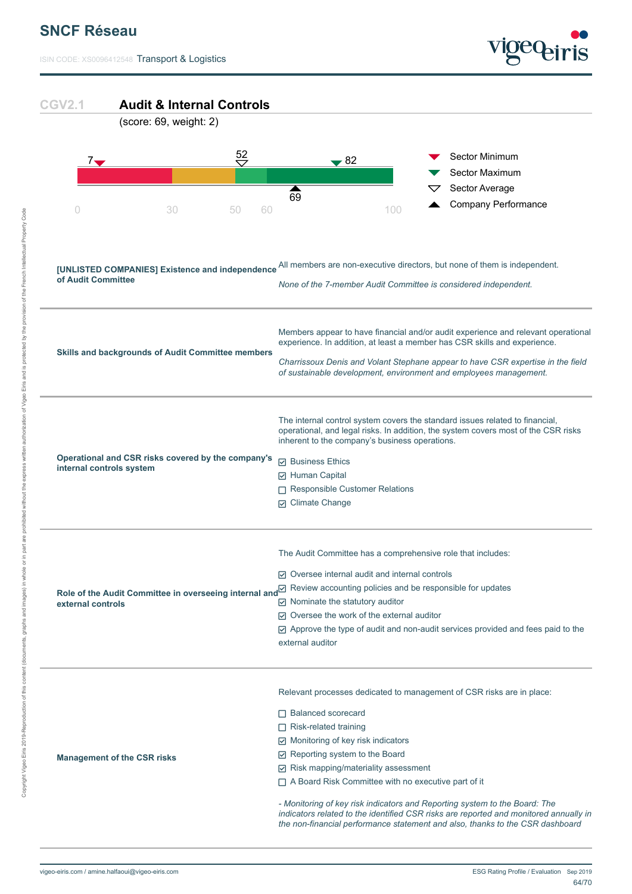# SNCF Réseau

ISIN CODE: XS0096412548 Transport & Logistics

## CGV2.1 Audit & Internal Controls

(score: 69, weight: 2)

- Sector Minimum: 7
- Sector Maximum: 82
- Sector Average: 52
- Company Performance: 69

| | |
|---|---|
| **[UNLISTED COMPANIES] Existence and independence of Audit Committee** | All members are non-executive directors, but none of them is independent.<br><br>*None of the 7-member Audit Committee is considered independent.* |
| **Skills and backgrounds of Audit Committee members** | Members appear to have financial and/or audit experience and relevant operational experience. In addition, at least a member has CSR skills and experience.<br><br>*Charrissoux Denis and Volant Stephane appear to have CSR expertise in the field of sustainable development, environment and employees management.* |
| **Operational and CSR risks covered by the company's internal controls system** | The internal control system covers the standard issues related to financial, operational, and legal risks. In addition, the system covers most of the CSR risks inherent to the company's business operations.<br><br>☑ Business Ethics<br>☑ Human Capital<br>☐ Responsible Customer Relations<br>☑ Climate Change |
| **Role of the Audit Committee in overseeing internal and external controls** | The Audit Committee has a comprehensive role that includes:<br><br>☑ Oversee internal audit and internal controls<br>☑ Review accounting policies and be responsible for updates<br>☑ Nominate the statutory auditor<br>☑ Oversee the work of the external auditor<br>☑ Approve the type of audit and non-audit services provided and fees paid to the external auditor |
| **Management of the CSR risks** | Relevant processes dedicated to management of CSR risks are in place:<br><br>☐ Balanced scorecard<br>☐ Risk-related training<br>☑ Monitoring of key risk indicators<br>☑ Reporting system to the Board<br>☑ Risk mapping/materiality assessment<br>☐ A Board Risk Committee with no executive part of it<br><br>*- Monitoring of key risk indicators and Reporting system to the Board: The indicators related to the identified CSR risks are reported and monitored annually in the non-financial performance statement and also, thanks to the CSR dashboard* |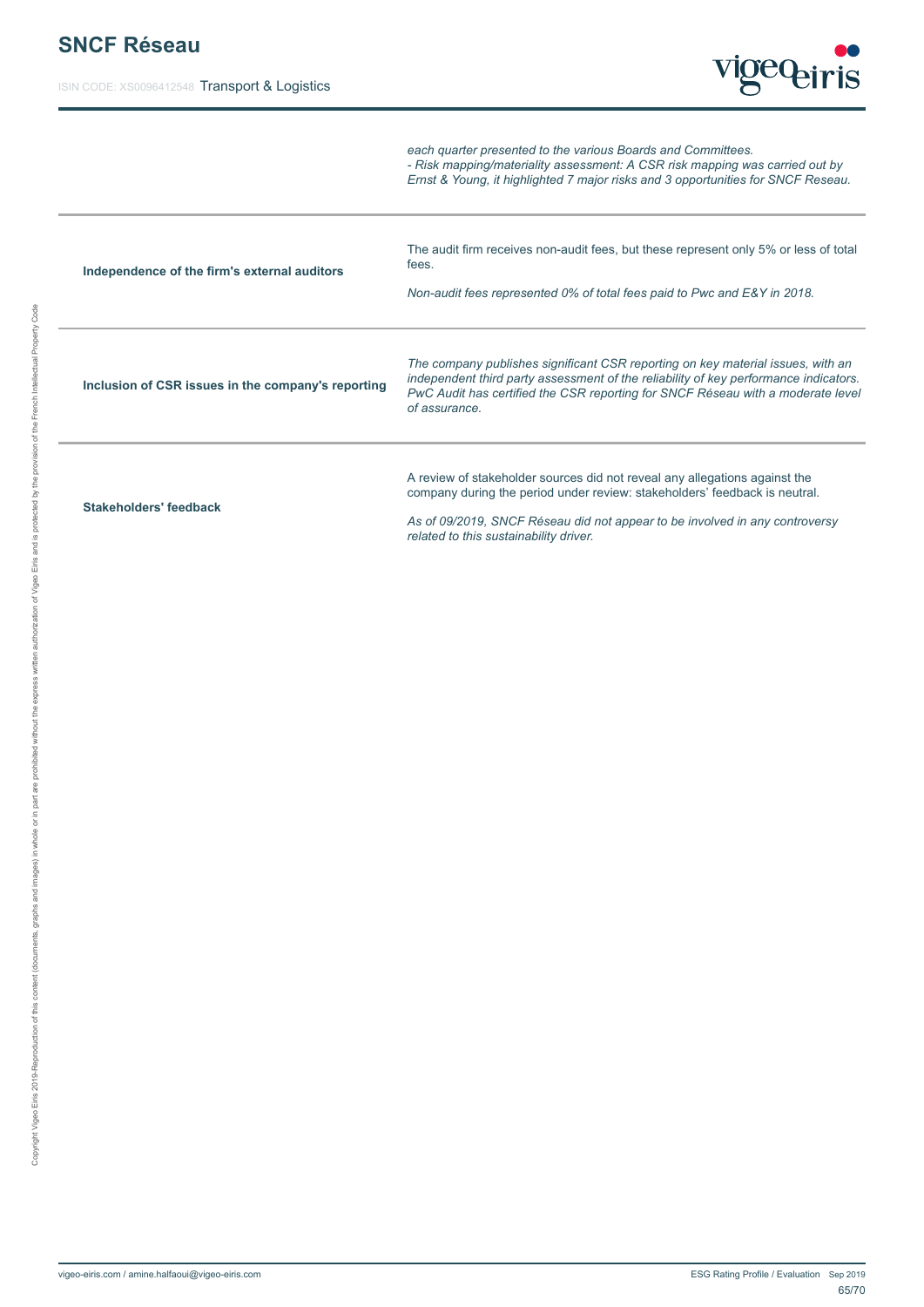*each quarter presented to the various Boards and Committees.*
*- Risk mapping/materiality assessment: A CSR risk mapping was carried out by Ernst & Young, it highlighted 7 major risks and 3 opportunities for SNCF Reseau.*

| | |
|---|---|
| **Independence of the firm's external auditors** | The audit firm receives non-audit fees, but these represent only 5% or less of total fees.<br><br>*Non-audit fees represented 0% of total fees paid to Pwc and E&Y in 2018.* |
| **Inclusion of CSR issues in the company's reporting** | *The company publishes significant CSR reporting on key material issues, with an independent third party assessment of the reliability of key performance indicators. PwC Audit has certified the CSR reporting for SNCF Réseau with a moderate level of assurance.* |
| **Stakeholders' feedback** | A review of stakeholder sources did not reveal any allegations against the company during the period under review: stakeholders' feedback is neutral.<br><br>*As of 09/2019, SNCF Réseau did not appear to be involved in any controversy related to this sustainability driver.* |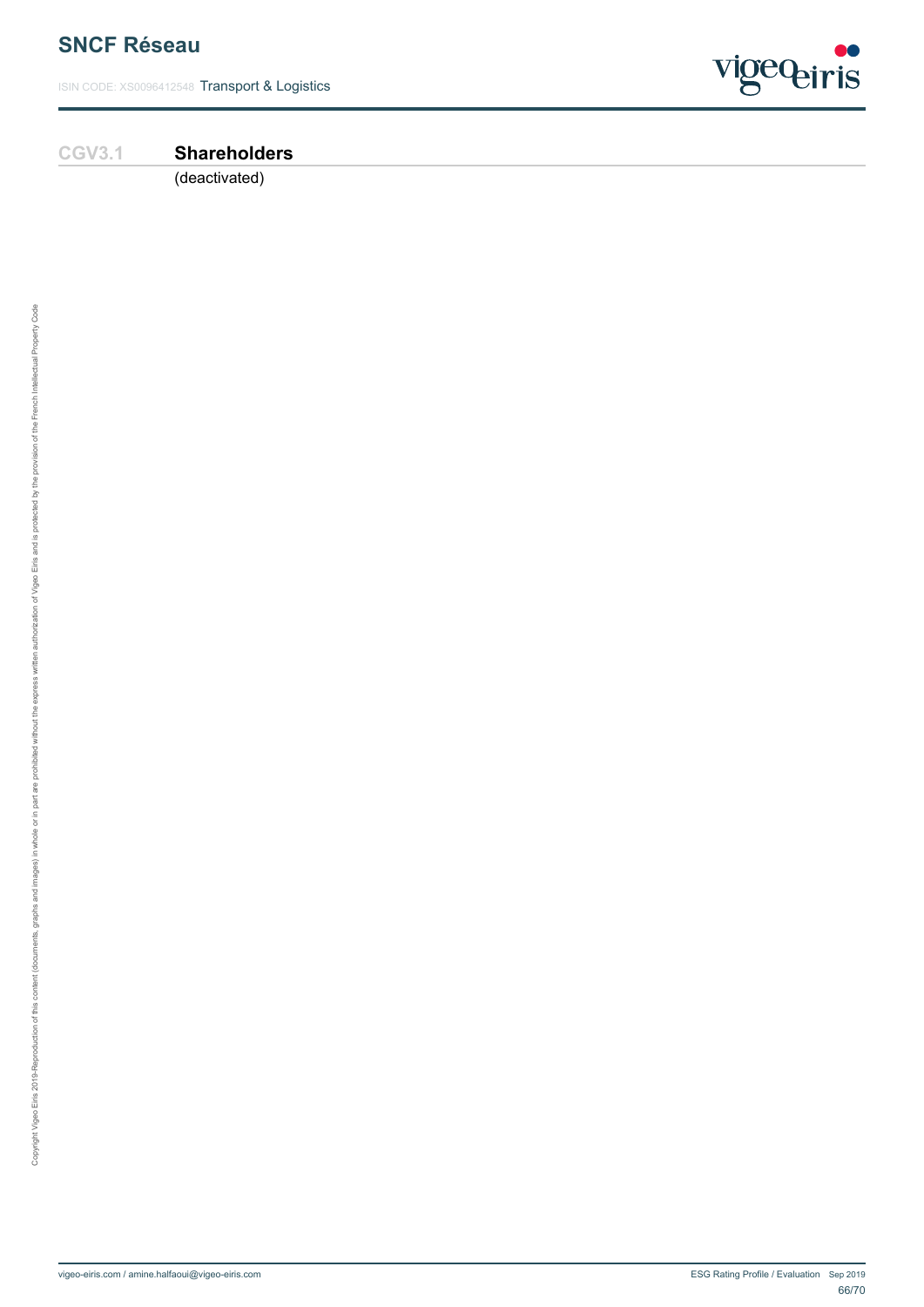CGV3.1 **Shareholders**

(deactivated)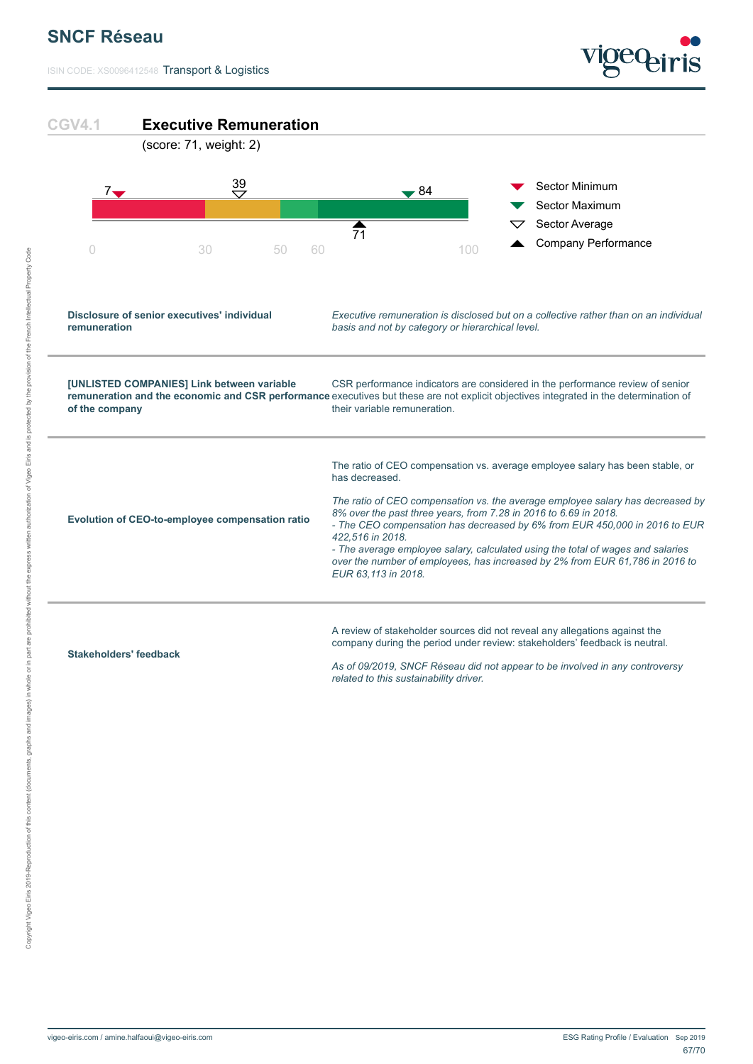# CGV4.1 Executive Remuneration

(score: 71, weight: 2)

| | |
|---|---|
| Sector Minimum | 7 |
| Sector Maximum | 84 |
| Sector Average | 39 |
| Company Performance | 71 |

| | |
|---|---|
| **Disclosure of senior executives' individual remuneration** | *Executive remuneration is disclosed but on a collective rather than on an individual basis and not by category or hierarchical level.* |
| **[UNLISTED COMPANIES] Link between variable remuneration and the economic and CSR performance of the company** | CSR performance indicators are considered in the performance review of senior executives but these are not explicit objectives integrated in the determination of their variable remuneration. |
| **Evolution of CEO-to-employee compensation ratio** | The ratio of CEO compensation vs. average employee salary has been stable, or has decreased.<br><br>*The ratio of CEO compensation vs. the average employee salary has decreased by 8% over the past three years, from 7.28 in 2016 to 6.69 in 2018.*<br>*- The CEO compensation has decreased by 6% from EUR 450,000 in 2016 to EUR 422,516 in 2018.*<br>*- The average employee salary, calculated using the total of wages and salaries over the number of employees, has increased by 2% from EUR 61,786 in 2016 to EUR 63,113 in 2018.* |
| **Stakeholders' feedback** | A review of stakeholder sources did not reveal any allegations against the company during the period under review: stakeholders' feedback is neutral.<br><br>*As of 09/2019, SNCF Réseau did not appear to be involved in any controversy related to this sustainability driver.* |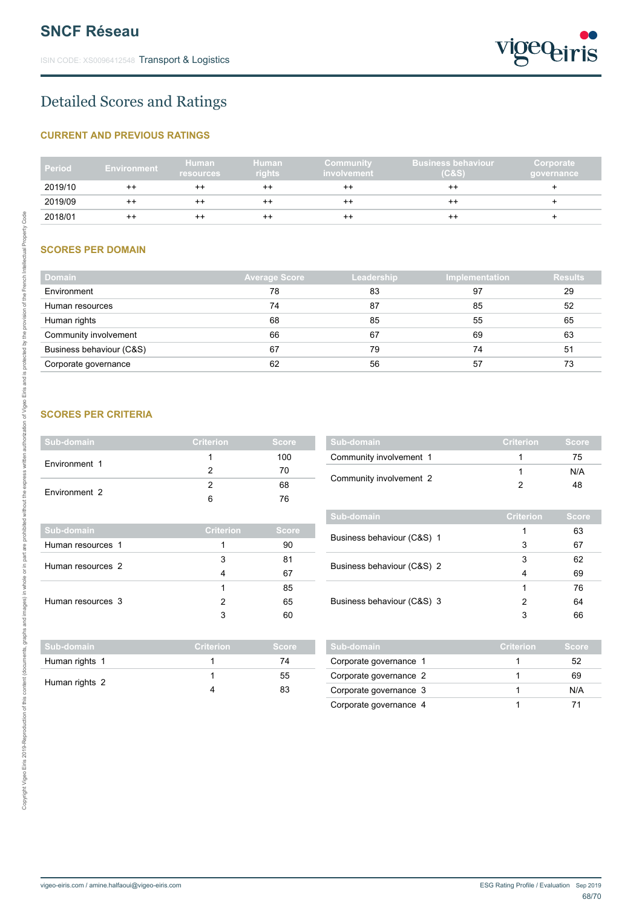# SNCF Réseau

ISIN CODE: XS0096412548 Transport & Logistics

## Detailed Scores and Ratings

### CURRENT AND PREVIOUS RATINGS

| Period | Environment | Human resources | Human rights | Community involvement | Business behaviour (C&S) | Corporate governance |
|---|---|---|---|---|---|---|
| 2019/10 | ++ | ++ | ++ | ++ | ++ | + |
| 2019/09 | ++ | ++ | ++ | ++ | ++ | + |
| 2018/01 | ++ | ++ | ++ | ++ | ++ | + |

### SCORES PER DOMAIN

| Domain | Average Score | Leadership | Implementation | Results |
|---|---|---|---|---|
| Environment | 78 | 83 | 97 | 29 |
| Human resources | 74 | 87 | 85 | 52 |
| Human rights | 68 | 85 | 55 | 65 |
| Community involvement | 66 | 67 | 69 | 63 |
| Business behaviour (C&S) | 67 | 79 | 74 | 51 |
| Corporate governance | 62 | 56 | 57 | 73 |

### SCORES PER CRITERIA

| Sub-domain | Criterion | Score |
|---|---|---|
| Environment 1 | 1 | 100 |
| | 2 | 70 |
| Environment 2 | 2 | 68 |
| | 6 | 76 |

| Sub-domain | Criterion | Score |
|---|---|---|
| Human resources 1 | 1 | 90 |
| Human resources 2 | 3 | 81 |
| | 4 | 67 |
| Human resources 3 | 1 | 85 |
| | 2 | 65 |
| | 3 | 60 |

| Sub-domain | Criterion | Score |
|---|---|---|
| Human rights 1 | 1 | 74 |
| Human rights 2 | 1 | 55 |
| | 4 | 83 |

| Sub-domain | Criterion | Score |
|---|---|---|
| Community involvement 1 | 1 | 75 |
| Community involvement 2 | 1 | N/A |
| | 2 | 48 |

| Sub-domain | Criterion | Score |
|---|---|---|
| Business behaviour (C&S) 1 | 1 | 63 |
| | 3 | 67 |
| Business behaviour (C&S) 2 | 3 | 62 |
| | 4 | 69 |
| Business behaviour (C&S) 3 | 1 | 76 |
| | 2 | 64 |
| | 3 | 66 |

| Sub-domain | Criterion | Score |
|---|---|---|
| Corporate governance 1 | 1 | 52 |
| Corporate governance 2 | 1 | 69 |
| Corporate governance 3 | 1 | N/A |
| Corporate governance 4 | 1 | 71 |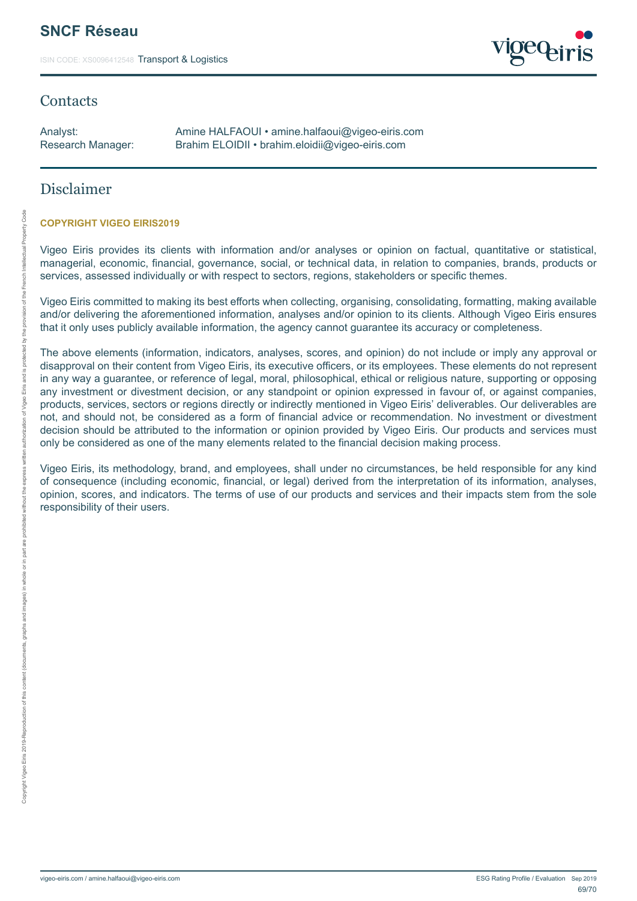## Contacts

Analyst: Amine HALFAOUI • amine.halfaoui@vigeo-eiris.com
Research Manager: Brahim ELOIDII • brahim.eloidii@vigeo-eiris.com

## Disclaimer

**COPYRIGHT VIGEO EIRIS2019**

Vigeo Eiris provides its clients with information and/or analyses or opinion on factual, quantitative or statistical, managerial, economic, financial, governance, social, or technical data, in relation to companies, brands, products or services, assessed individually or with respect to sectors, regions, stakeholders or specific themes.

Vigeo Eiris committed to making its best efforts when collecting, organising, consolidating, formatting, making available and/or delivering the aforementioned information, analyses and/or opinion to its clients. Although Vigeo Eiris ensures that it only uses publicly available information, the agency cannot guarantee its accuracy or completeness.

The above elements (information, indicators, analyses, scores, and opinion) do not include or imply any approval or disapproval on their content from Vigeo Eiris, its executive officers, or its employees. These elements do not represent in any way a guarantee, or reference of legal, moral, philosophical, ethical or religious nature, supporting or opposing any investment or divestment decision, or any standpoint or opinion expressed in favour of, or against companies, products, services, sectors or regions directly or indirectly mentioned in Vigeo Eiris' deliverables. Our deliverables are not, and should not, be considered as a form of financial advice or recommendation. No investment or divestment decision should be attributed to the information or opinion provided by Vigeo Eiris. Our products and services must only be considered as one of the many elements related to the financial decision making process.

Vigeo Eiris, its methodology, brand, and employees, shall under no circumstances, be held responsible for any kind of consequence (including economic, financial, or legal) derived from the interpretation of its information, analyses, opinion, scores, and indicators. The terms of use of our products and services and their impacts stem from the sole responsibility of their users.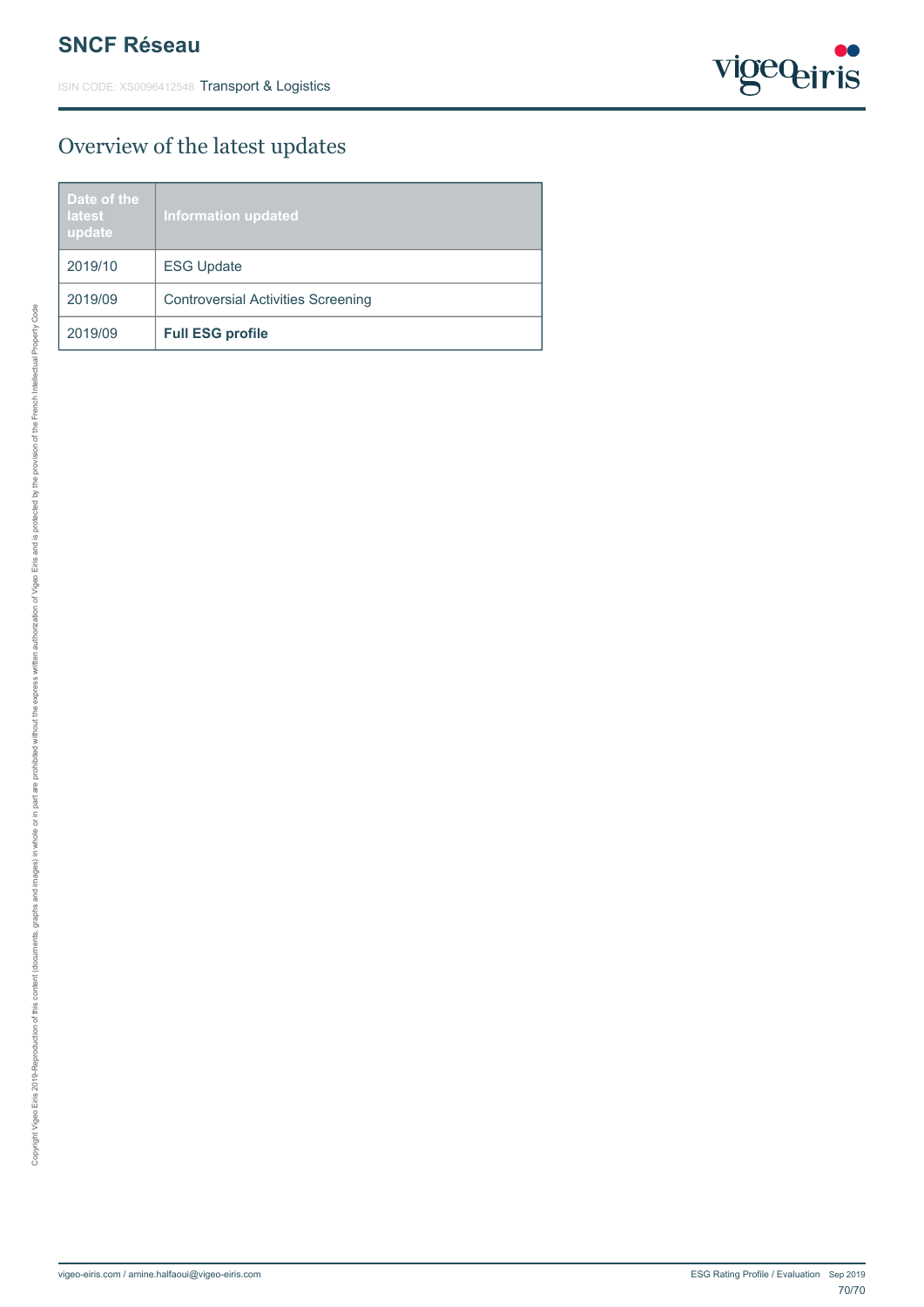# Overview of the latest updates

| Date of the latest update | Information updated |
| --- | --- |
| 2019/10 | ESG Update |
| 2019/09 | Controversial Activities Screening |
| 2019/09 | **Full ESG profile** |